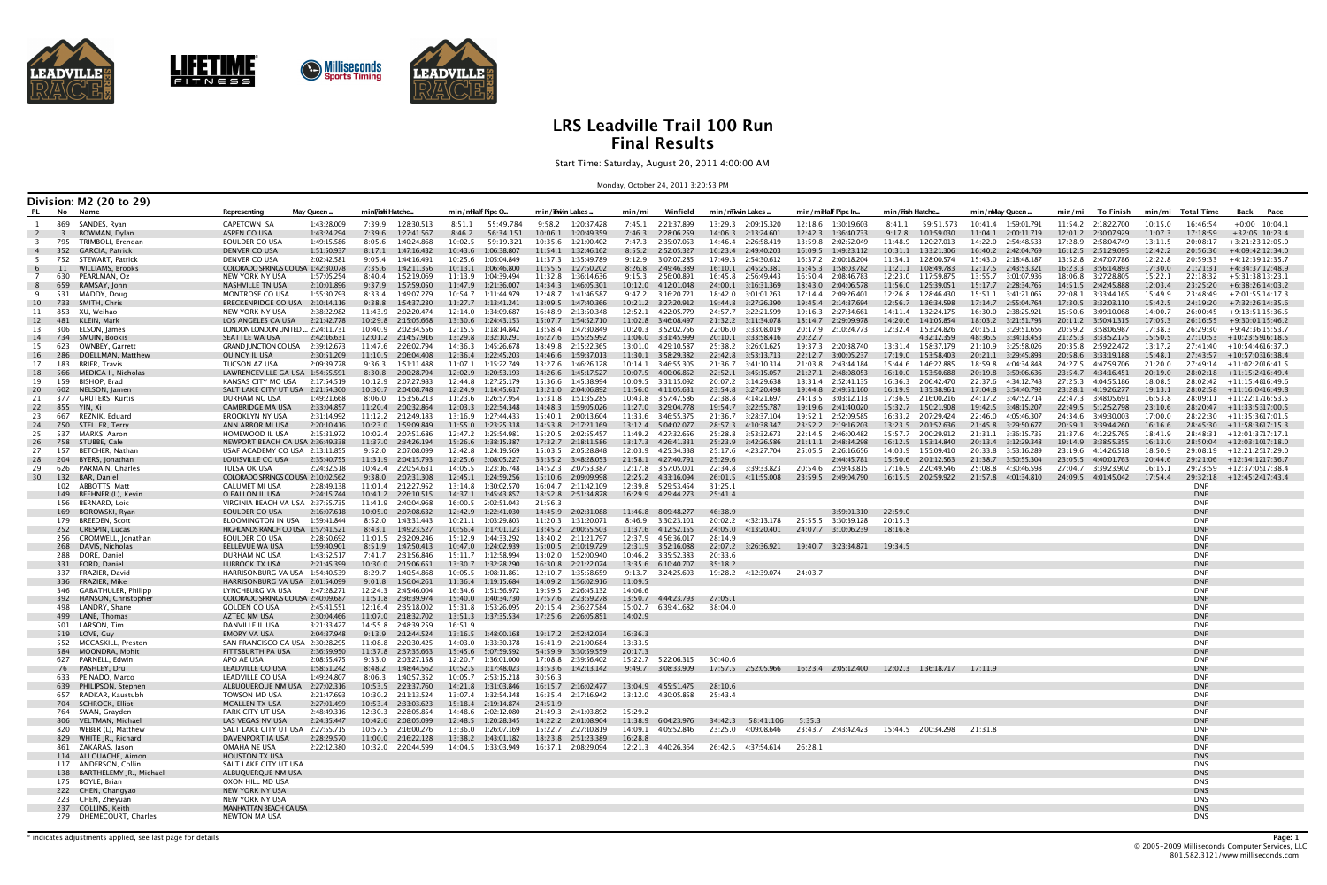# LRS Leadville Trail 100 Run

## Final Results

Start Time: Saturday, August 20, 2011 4:00:00 AM

Monday, October 24, 2011 3:20:53 PM

### Division: M2 (20 to 29)

| PL | No | Name | Representing | May Queen ... | min/mi | Fish Hatche... | min/mi | Half Pipe O... | min/mi | Twin Lakes ... | min/mi | Winfield | min/mi | Twin Lakes ... | min/mi | Half Pipe In... | min/mi | Fish Hatche... | min/mi | May Queen ... | min/mi | To Finish | min/mi | Total Time | Back | Pace |
|---|---|---|---|---|---|---|---|---|---|---|---|---|---|---|---|---|---|---|---|---|---|---|---|---|---|---|
| 1 | 869 | SANDES, Ryan | CAPETOWN SA | 1:43:28.009 | 7:39.9 | 1:28:30.513 | 8:51.1 | 55:49.784 | 9:58.2 | 1:20:37.428 | 7:45.1 | 2:21:37.899 | 13:29.3 | 2:09:15.320 | 12:18.6 | 1:30:19.603 | 8:41.1 | 59:51.573 | 10:41.4 | 1:59:01.791 | 11:54.2 | 2:18:22.700 | 10:15.0 | 16:46:54 | +0:00 | 10:04.1 |
| 2 | 3 | BOWMAN, Dylan | ASPEN CO USA | 1:43:24.299 | 7:39.6 | 1:27:41.567 | 8:46.2 | 56:34.151 | 10:06.1 | 1:20:49.359 | 7:46.3 | 2:28:06.259 | 14:06.3 | 2:13:24.601 | 12:42.3 | 1:36:40.733 | 9:17.8 | 1:01:59.030 | 11:04.1 | 2:00:11.719 | 12:01.2 | 2:30:07.929 | 11:07.3 | 17:18:59 | +32:05 | 10:23.4 |
| 3 | 795 | TRIMBOLI, Brendan | BOULDER CO USA | 1:49:15.586 | 8:05.6 | 1:40:24.868 | 10:02.5 | 59:19.321 | 10:35.6 | 1:21:00.402 | 7:47.3 | 2:35:07.053 | 14:46.4 | 2:26:58.419 | 13:59.8 | 2:02:52.049 | 11:48.9 | 1:20:27.013 | 14:22.0 | 2:54:48.533 | 17:28.9 | 2:58:04.749 | 13:11.5 | 20:08:17 | +3:21:23 | 12:05.0 |
| 4 | 352 | GARCIA, Patrick | DENVER CO USA | 1:51:50.937 | 8:17.1 | 1:47:16.432 | 10:43.6 | 1:06:38.807 | 11:54.1 | 1:32:46.162 | 8:55.2 | 2:52:05.327 | 16:23.4 | 2:49:40.203 | 16:09.5 | 1:49:23.112 | 10:31.1 | 1:33:21.306 | 16:40.2 | 2:42:04.769 | 16:12.5 | 2:51:29.095 | 12:42.2 | 20:56:36 | +4:09:42 | 12:34.0 |
| 5 | 752 | STEWART, Patrick | DENVER CO USA | 2:02:42.581 | 9:05.4 | 1:44:16.491 | 10:25.6 | 1:05:04.849 | 11:37.3 | 1:35:49.789 | 9:12.9 | 3:07:07.285 | 17:49.3 | 2:54:30.612 | 16:37.2 | 2:00:18.204 | 11:34.1 | 1:28:00.574 | 15:43.0 | 2:18:48.187 | 13:52.8 | 2:47:07.786 | 12:22.8 | 20:59:33 | +4:12:39 | 12:35.7 |
| 6 | 11 | WILLIAMS, Brooks | COLORADO SPRINGS CO USA | 1:42:30.078 | 7:35.6 | 1:42:11.356 | 10:13.1 | 1:06:46.800 | 11:55.5 | 1:27:50.202 | 8:26.8 | 2:49:46.389 | 16:10.1 | 2:45:25.381 | 15:45.3 | 1:58:03.782 | 11:21.1 | 1:08:49.783 | 12:17.5 | 2:43:53.321 | 16:23.3 | 3:56:14.893 | 17:30.0 | 21:21:31 | +4:34:37 | 12:48.9 |
| 7 | 630 | PEARLMAN, Oz | NEW YORK NY USA | 1:57:05.254 | 8:40.4 | 1:52:19.069 | 11:13.9 | 1:04:39.494 | 11:32.8 | 1:36:14.636 | 9:15.3 | 2:56:00.891 | 16:45.8 | 2:56:49.443 | 16:50.4 | 2:08:46.783 | 12:23.0 | 1:17:59.875 | 13:55.7 | 3:01:07.936 | 18:06.8 | 3:27:28.805 | 15:22.1 | 22:18:32 | +5:31:38 | 13:23.1 |
| 8 | 659 | RAMSAY, John | NASHVILLE TN USA | 2:10:01.896 | 9:37.9 | 1:57:59.050 | 11:47.9 | 1:21:36.007 | 14:34.3 | 1:46:05.301 | 10:12.0 | 4:12:01.048 | 24:00.1 | 3:16:31.369 | 18:43.0 | 2:04:06.578 | 11:56.0 | 1:25:39.051 | 15:17.7 | 2:28:34.765 | 14:51.5 | 2:42:45.888 | 12:03.4 | 23:25:20 | +6:38:26 | 14:03.2 |
| 9 | 531 | MADDY, Doug | MONTROSE CO USA | 1:55:30.793 | 8:33.4 | 1:49:07.279 | 10:54.7 | 1:11:44.979 | 12:48.7 | 1:41:46.587 | 9:47.2 | 3:16:20.721 | 18:42.0 | 3:01:01.263 | 17:14.4 | 2:09:26.401 | 12:26.8 | 1:28:46.430 | 15:51.1 | 3:41:21.065 | 22:08.1 | 3:33:44.165 | 15:49.9 | 23:48:49 | +7:01:55 | 14:17.3 |
| 10 | 733 | SMITH, Chris | BRECKENRIDGE CO USA | 2:10:14.116 | 9:38.8 | 1:54:37.230 | 11:27.7 | 1:13:41.241 | 13:09.5 | 1:47:40.366 | 10:21.2 | 3:27:20.912 | 19:44.8 | 3:27:26.390 | 19:45.4 | 2:14:37.694 | 12:56.7 | 1:36:34.598 | 17:14.7 | 2:55:04.764 | 17:30.5 | 3:32:03.110 | 15:42.5 | 24:19:20 | +7:32:26 | 14:35.6 |
| 11 | 853 | XU, Weihao | NEW YORK NY USA | 2:38:22.982 | 11:43.9 | 2:02:20.474 | 12:14.0 | 1:34:09.687 | 16:48.9 | 2:13:50.348 | 12:52.1 | 4:22:05.779 | 24:57.7 | 3:22:21.599 | 19:16.3 | 2:27:34.661 | 14:11.4 | 1:32:24.175 | 16:30.0 | 2:38:25.921 | 15:50.6 | 3:09:10.068 | 14:00.7 | 26:00:45 | +9:13:51 | 15:36.5 |
| 12 | 481 | KLEIN, Mark | LOS ANGELES CA USA | 2:21:42.778 | 10:29.8 | 2:15:05.668 | 13:30.6 | 1:24:43.153 | 15:07.7 | 1:54:52.710 | 11:02.8 | 3:46:08.497 | 21:32.2 | 3:11:34.078 | 18:14.7 | 2:29:09.978 | 14:20.6 | 1:41:05.854 | 18:03.2 | 3:21:51.793 | 20:11.2 | 3:50:41.315 | 17:05.3 | 26:16:55 | +9:30:01 | 15:46.2 |
| 13 | 306 | ELSON, James | LONDON LONDON UNITED ... | 2:24:11.731 | 10:40.9 | 2:02:34.556 | 12:15.5 | 1:18:14.842 | 13:58.4 | 1:47:30.849 | 10:20.3 | 3:52:02.756 | 22:06.0 | 3:33:08.019 | 20:17.9 | 2:10:24.773 | 12:32.4 | 1:53:24.826 | 20:15.1 | 3:29:51.656 | 20:59.2 | 3:58:06.987 | 17:38.3 | 26:29:30 | +9:42:36 | 15:53.7 |
| 14 | 734 | SMUIN, Bookis | SEATTLE WA USA | 2:42:16.631 | 12:01.2 | 2:14:57.916 | 13:29.8 | 1:32:10.291 | 16:27.6 | 1:55:25.992 | 11:06.0 | 3:31:45.999 | 20:10.1 | 3:33:58.416 | 20:22.7 | | | 4:32:12.359 | 48:36.5 | 3:34:13.453 | 21:25.3 | 3:33:52.175 | 15:50.5 | 27:10:53 | +10:23:59 | 16:18.5 |
| 15 | 623 | OWNBEY, Garrett | GRAND JUNCTION CO USA | 2:39:12.673 | 11:47.6 | 2:26:02.794 | 14:36.3 | 1:45:26.678 | 18:49.8 | 2:15:22.365 | 13:01.0 | 4:29:10.587 | 25:38.2 | 3:26:01.625 | 19:37.3 | 2:20:38.740 | 13:31.4 | 1:58:37.179 | 21:10.9 | 3:25:58.026 | 20:35.8 | 2:59:22.472 | 13:17.2 | 27:41:40 | +10:54:46 | 16:37.0 |
| 16 | 286 | DOELLMAN, Matthew | QUINCY IL USA | 2:30:51.209 | 11:10.5 | 2:06:04.408 | 12:36.4 | 1:22:45.203 | 14:46.6 | 1:59:37.013 | 11:30.1 | 3:58:29.382 | 22:42.8 | 3:53:13.713 | 22:12.7 | 3:00:05.237 | 17:19.0 | 1:53:58.403 | 20:21.1 | 3:29:45.893 | 20:58.6 | 3:33:19.188 | 15:48.1 | 27:43:57 | +10:57:03 | 16:38.4 |
| 17 | 183 | BRIER, Travis | TUCSON AZ USA | 2:09:39.778 | 9:36.3 | 1:51:11.488 | 11:07.1 | 1:15:22.749 | 13:27.6 | 1:46:26.128 | 10:14.1 | 3:46:55.305 | 21:36.7 | 3:41:10.314 | 21:03.8 | 2:43:44.184 | 15:44.6 | 1:46:22.885 | 18:59.8 | 4:04:34.848 | 24:27.5 | 4:47:59.706 | 21:20.0 | 27:49:14 | +11:02:20 | 16:41.5 |
| 18 | 566 | MEDICA II, Nicholas | LAWRENCEVILLE GA USA | 1:54:55.591 | 8:30.8 | 2:00:28.794 | 12:02.9 | 1:20:53.193 | 14:26.6 | 1:45:17.527 | 10:07.5 | 4:00:06.852 | 22:52.1 | 3:45:15.057 | 21:27.1 | 2:48:08.053 | 16:10.0 | 1:53:50.688 | 20:19.8 | 3:59:06.636 | 23:54.7 | 4:34:16.451 | 20:19.0 | 28:02:18 | +11:15:24 | 16:49.4 |
| 19 | 159 | BISHOP, Brad | KANSAS CITY MO USA | 2:17:54.519 | 10:12.9 | 2:07:27.983 | 12:44.8 | 1:27:25.179 | 15:36.6 | 1:45:38.994 | 10:09.5 | 3:31:15.092 | 20:07.2 | 3:14:29.638 | 18:31.4 | 2:52:41.135 | 16:36.3 | 2:06:42.470 | 22:37.6 | 4:34:12.748 | 27:25.3 | 4:04:55.186 | 18:08.5 | 28:02:42 | +11:15:48 | 16:49.6 |
| 20 | 602 | NELSON, James | SALT LAKE CITY UT USA | 2:21:54.300 | 10:30.7 | 2:04:08.748 | 12:24.9 | 1:14:45.617 | 13:21.0 | 2:04:06.892 | 11:56.0 | 4:11:05.631 | 23:54.8 | 3:27:20.498 | 19:44.8 | 2:49:51.160 | 16:19.9 | 1:35:38.961 | 17:04.8 | 3:54:40.792 | 23:28.1 | 4:19:26.277 | 19:13.1 | 28:02:58 | +11:16:04 | 16:49.8 |
| 21 | 377 | GRUTERS, Kurtis | DURHAM NC USA | 1:49:21.668 | 8:06.0 | 1:53:56.213 | 11:23.6 | 1:26:57.954 | 15:31.8 | 1:51:35.285 | 10:43.8 | 3:57:47.586 | 22:38.8 | 4:14:21.697 | 24:13.5 | 3:03:12.113 | 17:36.9 | 2:16:00.216 | 24:17.2 | 3:47:52.714 | 22:47.3 | 3:48:05.691 | 16:53.8 | 28:09:11 | +11:22:17 | 16:53.5 |
| 22 | 855 | YIN, Xi | CAMBRIDGE MA USA | 2:33:04.857 | 11:20.4 | 2:00:32.864 | 12:03.3 | 1:22:54.348 | 14:48.3 | 1:59:05.026 | 11:27.0 | 3:29:04.778 | 19:54.7 | 3:22:55.787 | 19:19.6 | 2:41:40.020 | 15:32.7 | 1:50:21.908 | 19:42.5 | 3:48:15.207 | 22:49.5 | 5:12:52.798 | 23:10.6 | 28:20:47 | +11:33:53 | 17:00.5 |
| 23 | 667 | REZNIK, Eduard | BROOKLYN NY USA | 2:31:14.992 | 11:12.2 | 2:12:49.183 | 13:16.9 | 1:27:44.433 | 15:40.1 | 2:00:13.604 | 11:33.6 | 3:46:55.375 | 21:36.7 | 3:28:37.104 | 19:52.1 | 2:52:09.585 | 16:33.2 | 2:07:29.424 | 22:46.0 | 4:05:46.307 | 24:34.6 | 3:49:30.003 | 17:00.0 | 28:22:30 | +11:35:36 | 17:01.5 |
| 24 | 750 | STELLER, Terry | ANN ARBOR MI USA | 2:20:10.416 | 10:23.0 | 1:59:09.849 | 11:55.0 | 1:23:25.318 | 14:53.8 | 2:17:21.169 | 13:12.4 | 5:04:02.077 | 28:57.3 | 4:10:38.347 | 23:52.2 | 2:19:16.203 | 13:23.5 | 2:01:52.636 | 21:45.8 | 3:29:50.677 | 20:59.1 | 3:39:44.260 | 16:16.6 | 28:45:30 | +11:58:36 | 17:15.3 |
| 25 | 537 | MARKS, Aaron | HOMEWOOD IL USA | 2:15:31.972 | 10:02.4 | 2:07:51.686 | 12:47.2 | 1:25:54.981 | 15:20.5 | 2:02:55.457 | 11:49.2 | 4:27:32.656 | 25:28.8 | 3:53:32.673 | 22:14.5 | 2:46:00.482 | 15:57.7 | 2:00:29.912 | 21:31.1 | 3:36:15.735 | 21:37.6 | 4:12:25.765 | 18:41.9 | 28:48:31 | +12:01:37 | 17:17.1 |
| 26 | 758 | STUBBE, Cale | NEWPORT BEACH CA USA | 2:36:49.338 | 11:37.0 | 2:34:26.194 | 15:26.6 | 1:38:15.387 | 17:32.7 | 2:18:11.586 | 13:17.3 | 4:26:41.331 | 25:23.9 | 3:42:26.586 | 21:11.1 | 2:48:34.298 | 16:12.5 | 1:53:14.840 | 20:13.4 | 3:12:29.348 | 19:14.9 | 3:38:55.355 | 16:13.0 | 28:50:04 | +12:03:10 | 17:18.0 |
| 27 | 157 | BETCHER, Nathan | USAF ACADEMY CO USA | 2:13:11.855 | 9:52.0 | 2:07:08.099 | 12:42.8 | 1:24:19.569 | 15:03.5 | 2:05:28.848 | 12:03.9 | 4:25:34.338 | 25:17.6 | 4:23:27.704 | 25:05.5 | 2:26:16.656 | 14:03.9 | 1:55:09.410 | 20:33.8 | 3:53:16.289 | 23:19.6 | 4:14:26.518 | 18:50.9 | 29:08:19 | +12:21:25 | 17:29.0 |
| 28 | 204 | BYERS, Jonathan | LOUISVILLE CO USA | 2:35:40.755 | 11:31.9 | 2:04:15.793 | 12:25.6 | 3:08:05.227 | 33:35.2 | 3:48:28.053 | 21:58.1 | 4:27:40.791 | 25:29.6 | | | 2:44:45.781 | 15:50.6 | 2:01:12.563 | 21:38.7 | 3:50:55.304 | 23:05.5 | 4:40:01.763 | 20:44.6 | 29:21:06 | +12:34:12 | 17:36.7 |
| 29 | 626 | PARMAIN, Charles | TULSA OK USA | 2:24:32.518 | 10:42.4 | 2:20:54.631 | 14:05.5 | 1:23:16.748 | 14:52.3 | 2:07:51.387 | 12:17.8 | 3:57:05.001 | 22:34.8 | 3:39:33.821 | 20:54.6 | 2:59:43.815 | 17:16.9 | 2:20:49.546 | 25:08.8 | 4:30:46.598 | 27:04.7 | 3:39:23.902 | 16:15.1 | 29:23:59 | +12:37:05 | 17:38.4 |
| 30 | 132 | BAR, Daniel | COLORADO SPRINGS CO USA | 2:10:02.562 | 9:38.0 | 2:07:31.308 | 12:45.1 | 1:24:59.256 | 15:10.6 | 2:09:09.998 | 12:25.2 | 4:33:16.694 | 26:01.5 | 4:11:55.008 | 23:59.5 | 2:49:04.790 | 16:15.5 | 2:02:59.922 | 21:57.8 | 4:01:34.810 | 24:09.5 | 4:01:45.042 | 17:54.4 | 29:32:18 | +12:45:24 | 17:43.4 |
| | 102 | ABBOTTS, Matt | CALUMET MI USA | 2:28:49.138 | 11:01.4 | 2:12:27.952 | 13:14.8 | 1:30:02.570 | 16:04.7 | 2:11:42.109 | 12:39.8 | 5:29:53.454 | 31:25.1 | | | | | | | | | | | DNF | | |
| | 149 | BEEHNER (L), Kevin | O FALLON IL USA | 2:24:15.744 | 10:41.2 | 2:26:10.515 | 14:37.1 | 1:45:43.857 | 18:52.8 | 2:51:34.878 | 16:29.9 | 4:29:44.273 | 25:41.4 | | | | | | | | | | | DNF | | |
| | 156 | BERNARD, Loic | VIRGINIA BEACH VA USA | 2:37:55.735 | 11:41.9 | 2:40:04.968 | 16:00.5 | 2:02:51.043 | 21:56.3 | | | | | | | | | | | | | | | DNF | | |
| | 169 | BOROWSKI, Ryan | BOULDER CO USA | 2:16:07.618 | 10:05.0 | 2:07:08.632 | 12:42.9 | 1:22:41.030 | 14:45.9 | 2:02:31.088 | 11:46.8 | 8:09:48.277 | 46:38.9 | | | | | 3:59:01.310 | 22:59.0 | | | | | DNF | | |
| | 179 | BREEDEN, Scott | BLOOMINGTON IN USA | 1:59:41.844 | 8:52.0 | 1:43:31.443 | 10:21.1 | 1:03:29.803 | 11:20.3 | 1:31:20.071 | 8:46.9 | 3:30:23.101 | 20:02.2 | 4:32:13.178 | 25:55.3 | 3:30:39.128 | 20:15.3 | | | | | | | DNF | | |
| | 252 | CRESPIN, Lucas | HIGHLANDS RANCH CO USA | 1:57:41.521 | 8:43.1 | 1:49:23.527 | 10:56.4 | 1:17:01.123 | 13:45.2 | 2:00:55.503 | 11:37.6 | 4:12:52.155 | 24:05.0 | 4:13:20.401 | 24:07.9 | 3:10:06.239 | 18:16.8 | | | | | | | DNF | | |
| | 256 | CROMWELL, Jonathan | BOULDER CO USA | 2:28:50.692 | 11:01.5 | 2:32:09.246 | 15:12.9 | 1:44:33.292 | 18:40.2 | 2:11:21.797 | 12:37.9 | 4:56:36.017 | 28:14.9 | | | | | | | | | | | DNF | | |
| | 268 | DAVIS, Nicholas | BELLEVUE WA USA | 1:59:40.901 | 8:51.9 | 1:47:50.413 | 10:47.0 | 1:24:02.939 | 15:00.5 | 2:10:19.729 | 12:31.9 | 3:52:16.088 | 22:07.2 | 3:26:36.921 | 19:40.1 | 3:23:34.871 | 19:34.5 | | | | | | | DNF | | |
| | 288 | DORE, Daniel | DURHAM NC USA | 1:43:52.517 | 7:41.7 | 2:31:56.846 | 15:11.7 | 1:12:58.994 | 13:02.0 | 1:50:00.940 | 10:46.2 | 3:35:52.788 | 20:33.6 | | | | | | | | | | | DNF | | |
| | 331 | FORD, Daniel | LUBBOCK TX USA | 2:21:45.399 | 10:30.0 | 2:15:06.651 | 13:30.7 | 1:32:28.290 | 16:30.8 | 2:21:22.074 | 13:35.6 | 6:10:40.707 | 35:18.2 | | | | | | | | | | | DNF | | |
| | 337 | FRAZIER, David | HARRISONBURG VA USA | 1:54:40.539 | 8:29.7 | 1:40:54.868 | 10:05.5 | 1:08:11.861 | 12:10.7 | 1:35:58.659 | 9:13.7 | 3:24:25.693 | 19:28.2 | 4:12:39.074 | 24:03.7 | | | | | | | | | DNF | | |
| | 336 | FRAZIER, Mike | HARRISONBURG VA USA | 2:01:54.099 | 9:01.8 | 1:56:04.261 | 11:36.4 | 1:39:15.684 | 14:09.2 | 1:56:02.916 | 11:09.5 | | | | | | | | | | | | | DNF | | |
| | 346 | GABATHULER, Philipp | LYNCHBURG VA USA | 2:47:28.271 | 12:24.3 | 2:45:46.004 | 16:34.6 | 1:51:56.972 | 19:59.5 | 2:26:45.132 | 14:06.6 | | | | | | | | | | | | | DNF | | |
| | 392 | HANSON, Christopher | COLORADO SPRINGS CO USA | 2:40:09.687 | 11:51.8 | 2:36:39.974 | 15:40.0 | 1:40:34.730 | 17:57.6 | 2:23:59.278 | 13:50.7 | 4:44:23.793 | 27:05.1 | | | | | | | | | | | DNF | | |
| | 498 | LANDRY, Shane | GOLDEN CO USA | 2:45:41.551 | 12:16.4 | 2:35:18.002 | 15:31.8 | 1:53:26.095 | 20:15.4 | 2:36:27.584 | 15:02.7 | 6:39:41.682 | 38:04.0 | | | | | | | | | | | DNF | | |
| | 499 | LANE, Thomas | AZTEC NM USA | 2:30:04.466 | 11:07.0 | 2:18:32.702 | 13:51.3 | 1:37:35.534 | 17:25.6 | 2:26:05.851 | 14:02.9 | | | | | | | | | | | | | DNF | | |
| | 501 | LARSON, Tim | DANVILLE IL USA | 3:21:33.427 | 14:55.8 | 2:48:39.259 | 16:51.9 | | | | | | | | | | | | | | | | | DNF | | |
| | 519 | LOVE, Guy | EMORY VA USA | 2:04:37.948 | 9:13.9 | 2:12:44.524 | 13:16.5 | 1:48:00.168 | 19:17.2 | 2:52:42.034 | 16:36.3 | | | | | | | | | | | | | DNF | | |
| | 552 | MCCASKILL, Preston | SAN FRANCISCO CA USA | 2:30:28.295 | 11:08.8 | 2:20:30.425 | 14:03.0 | 1:33:30.378 | 16:41.9 | 2:21:00.684 | 13:33.5 | | | | | | | | | | | | | DNF | | |
| | 584 | MOONDRA, Mohit | PITTSBURGH PA USA | 2:36:59.950 | 11:37.8 | 2:37:35.663 | 15:45.6 | 5:07:59.592 | 54:59.9 | 3:30:59.559 | 20:17.3 | | | | | | | | | | | | | DNF | | |
| | 627 | PARNELL, Edwin | APO AE USA | 2:08:55.475 | 9:33.0 | 2:03:27.158 | 12:20.7 | 1:36:01.000 | 17:08.8 | 2:39:56.402 | 15:22.7 | 5:22:06.315 | 30:40.6 | | | | | | | | | | | DNF | | |
| | 76 | PASHLEY, Dru | LEADVILLE CO USA | 1:58:51.242 | 8:48.2 | 1:48:44.562 | 10:52.5 | 1:17:48.023 | 13:53.6 | 1:42:13.142 | 9:49.7 | 3:08:33.909 | 17:57.5 | 2:52:05.966 | 16:23.4 | 2:05:12.400 | 12:02.3 | 1:36:18.717 | 17:11.9 | | | | | DNF | | |
| | 633 | PEINADO, Marco | LEADVILLE CO USA | 1:49:24.807 | 8:06.3 | 1:40:57.352 | 10:05.7 | 2:53:15.218 | 30:56.3 | | | | | | | | | | | | | | | DNF | | |
| | 639 | PHILIPSON, Stephen | ALBUQUERQUE NM USA | 2:27:02.316 | 10:53.5 | 2:23:37.760 | 14:21.8 | 1:31:03.846 | 16:15.7 | 2:16:02.477 | 13:04.9 | 4:55:51.475 | 28:10.6 | | | | | | | | | | | DNF | | |
| | 657 | RADKAR, Kaustubh | TOWSON MD USA | 2:21:47.693 | 10:30.2 | 2:11:13.524 | 13:07.4 | 1:32:54.348 | 16:35.4 | 2:17:16.942 | 13:12.0 | 4:30:05.858 | 25:43.4 | | | | | | | | | | | DNF | | |
| | 704 | SCHROCK, Elliot | MCALLEN TX USA | 2:27:01.499 | 10:53.4 | 2:33:03.623 | 15:18.4 | 2:19:14.874 | 24:51.9 | | | | | | | | | | | | | | | DNF | | |
| | 764 | SWAN, Grayden | PARK CITY UT USA | 2:48:49.316 | 12:30.3 | 2:28:05.854 | 14:48.6 | 2:02:12.080 | 21:49.3 | 2:41:03.892 | 15:29.2 | | | | | | | | | | | | | DNF | | |
| | 806 | VELTMAN, Michael | LAS VEGAS NV USA | 2:24:35.447 | 10:42.6 | 2:08:05.099 | 12:48.5 | 1:20:28.345 | 14:22.2 | 2:01:08.904 | 11:38.9 | 6:04:23.976 | 34:42.3 | 58:41.106 | 5:35.3 | | | | | | | | | DNF | | |
| | 820 | WEBER (L), Matthew | SALT LAKE CITY UT USA | 2:27:55.715 | 10:57.5 | 2:16:00.276 | 13:36.0 | 1:26:07.169 | 15:22.7 | 2:27:10.819 | 14:09.1 | 4:05:52.846 | 23:25.0 | 4:09:08.646 | 23:43.7 | 2:43:42.423 | 15:44.5 | 2:00:34.298 | 21:31.8 | | | | | DNF | | |
| | 829 | WHITE JR., Richard | DAVENPORT IA USA | 2:28:29.570 | 11:00.0 | 2:16:22.128 | 13:38.2 | 1:43:01.182 | 18:23.8 | 2:51:23.389 | 16:28.8 | | | | | | | | | | | | | DNF | | |
| | 861 | ZAKARAS, Jason | OMAHA NE USA | 2:22:12.380 | 10:32.0 | 2:20:44.599 | 14:04.5 | 1:33:03.949 | 16:37.1 | 2:08:29.094 | 12:21.3 | 4:40:26.364 | 26:42.5 | 4:37:54.614 | 26:28.1 | | | | | | | | | DNF | | |
| | 114 | ALLOUACHE, Aimon | HOUSTON TX USA | | | | | | | | | | | | | | | | | | | | | DNS | | |
| | 117 | ANDERSON, Collin | SALT LAKE CITY UT USA | | | | | | | | | | | | | | | | | | | | | DNS | | |
| | 138 | BARTHELEMY JR., Michael | ALBUQUERQUE NM USA | | | | | | | | | | | | | | | | | | | | | DNS | | |
| | 175 | BOYLE, Brian | OXON HILL MD USA | | | | | | | | | | | | | | | | | | | | | DNS | | |
| | 222 | CHEN, Changyao | NEW YORK NY USA | | | | | | | | | | | | | | | | | | | | | DNS | | |
| | 223 | CHEN, Zheyuan | NEW YORK NY USA | | | | | | | | | | | | | | | | | | | | | DNS | | |
| | 237 | COLLINS, Keith | MANHATTAN BEACH CA USA | | | | | | | | | | | | | | | | | | | | | DNS | | |
| | 279 | DHEMECOURT, Charles | NEWTON MA USA | | | | | | | | | | | | | | | | | | | | | DNS | | |

* indicates adjustments applied, see last page for details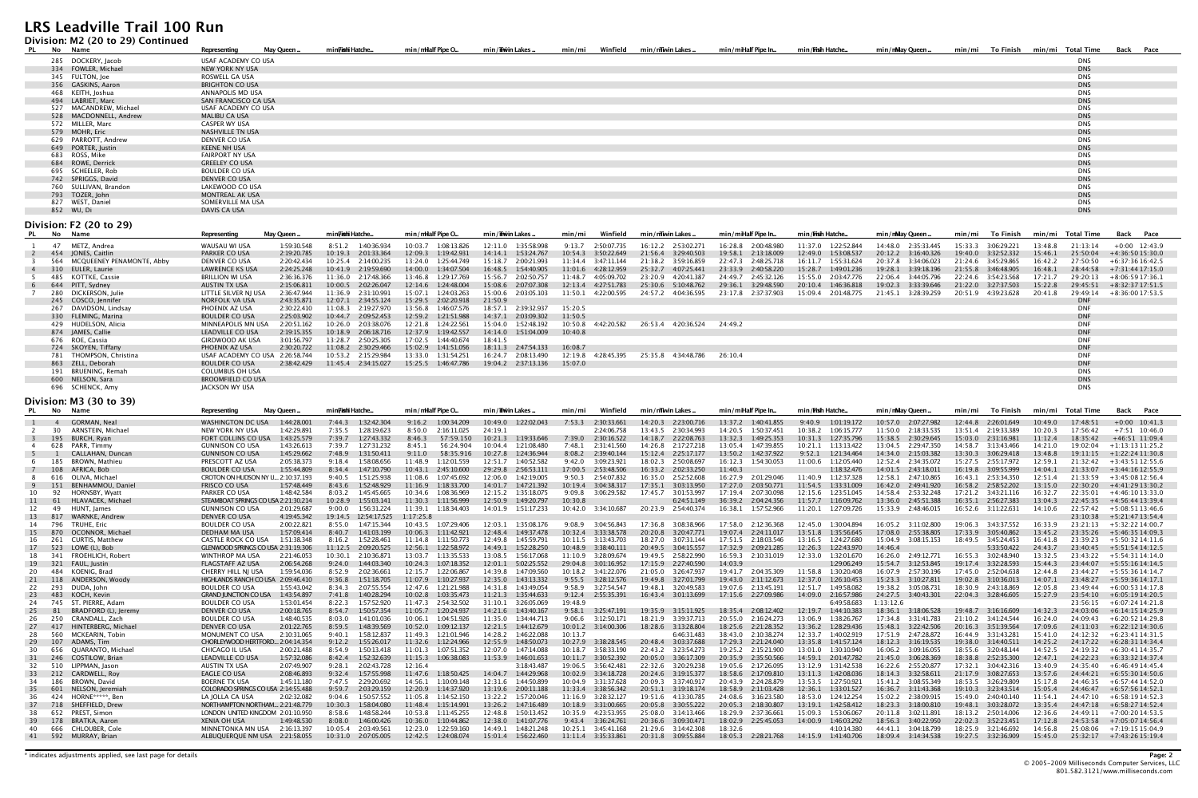# LRS Leadville Trail 100 Run

## Division: M2 (20 to 29) Continued

| PL | No | Name | Representing | May Queen .. | min/mi | Fish Hatche.. | min/mi | Half Pipe O.. | min/mi | Twin Lakes .. | min/mi | Winfield | min/mi | Twin Lakes .. | min/mi | Half Pipe In.. | min/mi | Fish Hatche.. | min/mi | May Queen .. | min/mi | To Finish | min/mi | Total Time | Back | Pace |
|---|---|---|---|---|---|---|---|---|---|---|---|---|---|---|---|---|---|---|---|---|---|---|---|---|---|---|
| | 285 | DOCKERY, Jacob | USAF ACADEMY CO USA | | | | | | | | | | | | | | | | | | | | | DNS | | |
| | 334 | FOWLER, Michael | NEW YORK NY USA | | | | | | | | | | | | | | | | | | | | | DNS | | |
| | 345 | FULTON, Joe | ROSWELL GA USA | | | | | | | | | | | | | | | | | | | | | DNS | | |
| | 356 | GASKINS, Aaron | BRIGHTON CO USA | | | | | | | | | | | | | | | | | | | | | DNS | | |
| | 468 | KEITH, Joshua | ANNAPOLIS MD USA | | | | | | | | | | | | | | | | | | | | | DNS | | |
| | 494 | LABRIET, Marc | SAN FRANCISCO CA USA | | | | | | | | | | | | | | | | | | | | | DNS | | |
| | 527 | MACANDREW, Michael | USAF ACADEMY CO USA | | | | | | | | | | | | | | | | | | | | | DNS | | |
| | 528 | MACDONNELL, Andrew | MALIBU CA USA | | | | | | | | | | | | | | | | | | | | | DNS | | |
| | 572 | MILLER, Marc | CASPER WY USA | | | | | | | | | | | | | | | | | | | | | DNS | | |
| | 579 | MOHR, Eric | NASHVILLE TN USA | | | | | | | | | | | | | | | | | | | | | DNS | | |
| | 629 | PARROTT, Andrew | DENVER CO USA | | | | | | | | | | | | | | | | | | | | | DNS | | |
| | 649 | PORTER, Justin | KEENE NH USA | | | | | | | | | | | | | | | | | | | | | DNS | | |
| | 683 | ROSS, Mike | FAIRPORT NY USA | | | | | | | | | | | | | | | | | | | | | DNS | | |
| | 684 | ROWE, Derrick | GREELEY CO USA | | | | | | | | | | | | | | | | | | | | | DNS | | |
| | 695 | SCHEELER, Rob | BOULDER CO USA | | | | | | | | | | | | | | | | | | | | | DNS | | |
| | 742 | SPRIGGS, David | DENVER CO USA | | | | | | | | | | | | | | | | | | | | | DNS | | |
| | 760 | SULLIVAN, Brandon | LAKEWOOD CO USA | | | | | | | | | | | | | | | | | | | | | DNS | | |
| | 793 | TOZER, John | MONTREAL AK USA | | | | | | | | | | | | | | | | | | | | | DNS | | |
| | 827 | WEST, Daniel | SOMERVILLE MA USA | | | | | | | | | | | | | | | | | | | | | DNS | | |
| | 852 | WU, Di | DAVIS CA USA | | | | | | | | | | | | | | | | | | | | | DNS | | |

## Division: F2 (20 to 29)

| PL | No | Name | Representing | May Queen .. | min/mi | Fish Hatche.. | min/mi | Half Pipe O.. | min/mi | Twin Lakes .. | min/mi | Winfield | min/mi | Twin Lakes .. | min/mi | Half Pipe In.. | min/mi | Fish Hatche.. | min/mi | May Queen .. | min/mi | To Finish | min/mi | Total Time | Back | Pace |
|---|---|---|---|---|---|---|---|---|---|---|---|---|---|---|---|---|---|---|---|---|---|---|---|---|---|---|
| 1 | 47 | METZ, Andrea | WAUSAU WI USA | 1:59:30.548 | 8:51.2 | 1:40:36.934 | 10:03.7 | 1:08:13.826 | 12:11.0 | 1:35:58.998 | 9:13.7 | 2:50:07.735 | 16:12.2 | 2:53:02.271 | 16:28.8 | 2:00:48.980 | 11:37.0 | 1:22:52.844 | 14:48.0 | 2:35:33.445 | 15:33.3 | 3:06:29.221 | 13:48.8 | 21:13:14 | +0:00 | 12:43.9 |
| 2 | 454 | JONES, Caitlin | PARKER CO USA | 2:19:20.785 | 10:19.3 | 2:01:33.364 | 12:09.3 | 1:19:42.931 | 14:14.1 | 1:53:24.767 | 10:54.3 | 3:50:22.649 | 21:56.4 | 3:29:40.503 | 19:58.1 | 2:13:18.009 | 12:49.0 | 1:53:08.537 | 20:12.2 | 3:16:40.326 | 19:40.0 | 3:32:52.332 | 15:46.1 | 25:50:04 | +4:36:50 | 15:30.0 |
| 3 | 564 | MCQUEENEY PENAMONTE, Abby | DENVER CO USA | 2:20:42.434 | 10:25.4 | 2:14:00.235 | 13:24.0 | 1:25:44.749 | 15:18.7 | 2:00:21.993 | 11:34.4 | 3:47:11.144 | 21:38.2 | 3:59:16.859 | 22:47.3 | 2:48:25.718 | 16:11.7 | 1:55:31.624 | 20:37.8 | 3:34:06.023 | 21:24.6 | 3:45:29.865 | 16:42.2 | 27:50:50 | +6:37:36 | 16:42.5 |
| 4 | 310 | EULER, Laurie | LAWRENCE KS USA | 2:24:25.248 | 10:41.9 | 2:19:59.690 | 14:00.0 | 1:34:07.504 | 16:48.5 | 1:54:40.905 | 11:01.6 | 4:28:12.959 | 25:32.7 | 4:07:25.441 | 23:33.9 | 2:40:58.220 | 15:28.7 | 1:49:01.236 | 19:28.1 | 3:39:18.196 | 21:55.8 | 3:46:48.905 | 16:48.1 | 28:44:58 | +7:31:44 | 17:15.0 |
| 5 | 485 | KOTTKE, Cassie | BRILLION WI USA | 2:36:36.376 | 11:36.0 | 2:17:48.366 | 13:46.8 | 1:29:17.769 | 15:56.7 | 2:02:50.757 | 11:48.7 | 4:05:09.702 | 23:20.9 | 4:20:41.387 | 24:49.7 | 2:45:32.126 | 15:55.0 | 2:03:47.776 | 22:06.4 | 3:44:05.796 | 22:24.6 | 3:54:23.568 | 17:21.7 | 29:20:13 | +8:06:59 | 17:36.1 |
| 6 | 644 | PITT, Sydney | AUSTIN TX USA | 2:15:06.811 | 10:00.5 | 2:02:26.047 | 12:14.6 | 1:24:48.004 | 15:08.6 | 2:07:07.308 | 12:13.4 | 4:27:51.783 | 25:30.6 | 5:10:48.762 | 29:36.1 | 3:29:48.590 | 20:10.4 | 1:46:36.818 | 19:02.3 | 3:33:39.646 | 21:22.0 | 3:27:37.503 | 15:22.8 | 29:45:51 | +8:32:37 | 17:51.5 |
| 7 | 280 | DICKERSON, Julie | LITTLE SILVER NJ USA | 2:36:47.944 | 11:36.9 | 2:31:10.991 | 15:07.1 | 1:24:03.263 | 15:00.6 | 2:03:05.103 | 11:50.1 | 4:22:00.595 | 24:57.2 | 4:04:36.595 | 23:17.8 | 2:37:37.903 | 15:09.4 | 2:01:48.775 | 21:45.1 | 3:28:39.259 | 20:51.9 | 4:39:23.628 | 20:41.8 | 29:49:14 | +8:36:00 | 17:53.5 |
| | 245 | COSCO, Jennifer | NORFOLK VA USA | 2:43:35.871 | 12:07.1 | 2:34:55.124 | 15:29.5 | 2:02:20.918 | 21:50.9 | | | | | | | | | | | | | | | DNF | | |
| | 267 | DAVIDSON, Lindsay | PHOENIX AZ USA | 2:30:22.410 | 11:08.3 | 2:19:27.970 | 13:56.8 | 1:46:07.576 | 18:57.1 | 2:39:32.937 | 15:20.5 | | | | | | | | | | | | | DNF | | |
| | 330 | FLEMING, Marina | BOULDER CO USA | 2:25:03.902 | 10:44.7 | 2:09:52.453 | 12:59.2 | 1:21:51.988 | 14:37.1 | 2:03:09.302 | 11:50.5 | | | | | | | | | | | | | DNF | | |
| | 429 | HUDELSON, Alicia | MINNEAPOLIS MN USA | 2:20:51.162 | 10:26.0 | 2:03:38.076 | 12:21.8 | 1:24:22.561 | 15:04.0 | 1:52:48.192 | 10:50.8 | 4:22:20.582 | 26:53.4 | 4:20:36.524 | 24:49.2 | | | | | | | | | DNF | | |
| | 874 | JAMES, Callie | LEADVILLE CO USA | 2:19:15.355 | 10:18.9 | 2:06:18.716 | 12:37.9 | 1:19:42.557 | 14:14.0 | 1:51:04.009 | 10:40.8 | | | | | | | | | | | | | DNF | | |
| | 676 | ROE, Cassia | GIRDWOOD AK USA | 3:01:56.797 | 13:28.7 | 2:50:25.305 | 17:02.5 | 1:44:40.674 | 18:41.5 | | | | | | | | | | | | | | | DNF | | |
| | 724 | SKOYEN, Tiffany | PHOENIX AZ USA | 2:30:20.722 | 11:08.2 | 2:30:29.466 | 15:02.9 | 1:41:51.056 | 18:11.3 | 2:47:54.133 | 16:08.7 | | | | | | | | | | | | | DNF | | |
| | 781 | THOMPSON, Christina | USAF ACADEMY CO USA | 2:26:58.744 | 10:53.2 | 2:15:29.984 | 13:33.0 | 1:31:54.251 | 16:24.7 | 2:08:13.490 | 12:19.8 | 4:28:45.395 | 25:35.8 | 4:34:48.786 | 26:10.4 | | | | | | | | | DNF | | |
| | 863 | ZELL, Deborah | BOULDER CO USA | 2:38:42.429 | 11:45.4 | 2:34:15.027 | 15:25.5 | 1:46:47.786 | 19:04.2 | 2:37:13.136 | 15:07.0 | | | | | | | | | | | | | DNF | | |
| | 191 | BRUENING, Remah | COLUMBUS OH USA | | | | | | | | | | | | | | | | | | | | | DNS | | |
| | 600 | NELSON, Sara | BROOMFIELD CO USA | | | | | | | | | | | | | | | | | | | | | DNS | | |
| | 696 | SCHENCK, Amy | JACKSON WY USA | | | | | | | | | | | | | | | | | | | | | DNS | | |

## Division: M3 (30 to 39)

| PL | No | Name | Representing | May Queen .. | min/mi | Fish Hatche.. | min/mi | Half Pipe O.. | min/mi | Twin Lakes .. | min/mi | Winfield | min/mi | Twin Lakes .. | min/mi | Half Pipe In.. | min/mi | Fish Hatche.. | min/mi | May Queen .. | min/mi | To Finish | min/mi | Total Time | Back | Pace |
|---|---|---|---|---|---|---|---|---|---|---|---|---|---|---|---|---|---|---|---|---|---|---|---|---|---|---|
| 1 | 4 | GORMAN, Neal | WASHINGTON DC USA | 1:44:28.001 | 7:44.3 | 1:32:42.304 | 9:16.2 | 1:00:34.209 | 10:49.0 | 1:22:02.043 | 7:53.3 | 2:30:33.661 | 14:20.3 | 2:23:00.716 | 13:37.2 | 1:40:41.855 | 9:40.9 | 1:01:19.172 | 10:57.0 | 2:07:27.982 | 12:44.8 | 2:26:01.649 | 10:49.0 | 17:48:51 | +0:00 | 10:41.3 |
| 2 | 30 | ARNSTEIN, Michael | NEW YORK NY USA | 1:42:29.891 | 7:35.5 | 1:28:19.623 | 8:50.0 | 2:16:11.025 | 24:19.1 | | | 2:24:06.758 | 13:43.5 | 2:30:34.993 | 14:20.5 | 1:50:37.451 | 10:38.2 | 1:06:15.777 | 11:50.0 | 2:18:33.535 | 13:51.4 | 2:19:33.389 | 10:20.3 | 17:56:42 | +7:51 | 10:46.0 |
| 3 | 195 | BURCH, Ryan | FORT COLLINS CO USA | 1:43:25.579 | 7:39.7 | 1:27:43.332 | 8:46.3 | 57:59.150 | 10:21.3 | 1:19:33.646 | 7:39.0 | 2:30:16.522 | 14:18.7 | 2:22:08.763 | 13:32.3 | 1:49:25.353 | 10:31.3 | 1:27:35.796 | 15:38.5 | 2:30:29.645 | 15:03.0 | 2:31:16.981 | 11:12.4 | 18:35:42 | +46:51 | 11:09.4 |
| 4 | 628 | PARR, Timmy | GUNNISON CO USA | 1:43:26.613 | 7:39.7 | 1:27:31.232 | 8:45.1 | 56:24.904 | 10:04.4 | 1:21:08.480 | 7:48.1 | 2:31:41.560 | 14:26.8 | 2:17:27.218 | 13:05.4 | 1:47:39.855 | 10:21.1 | 1:13:13.422 | 13:04.5 | 2:29:47.350 | 14:58.7 | 3:13:43.466 | 14:21.0 | 19:02:04 | +1:13:13 | 11:25.2 |
| 5 | 1 | CALLAHAN, Duncan | GUNNISON CO USA | 1:45:29.662 | 7:48.9 | 1:31:50.411 | 9:11.0 | 58:35.916 | 10:27.8 | 1:24:36.944 | 8:08.2 | 2:39:40.144 | 15:12.4 | 2:25:17.177 | 13:50.2 | 1:42:37.922 | 9:52.1 | 1:21:34.464 | 14:34.0 | 2:15:03.382 | 13:30.3 | 3:06:29.418 | 13:48.8 | 19:11:15 | +1:22:24 | 11:30.8 |
| 6 | 185 | BROWN, Mathieu | PRESCOTT AZ USA | 2:05:38.373 | 9:18.4 | 1:58:08.656 | 11:48.9 | 1:12:01.559 | 12:51.7 | 1:40:52.582 | 9:42.0 | 3:09:23.921 | 18:02.3 | 2:50:08.697 | 16:12.3 | 1:54:30.053 | 11:00.6 | 1:12:05.440 | 12:52.4 | 2:34:35.072 | 15:27.5 | 2:55:17.972 | 12:59.1 | 21:32:46 | +3:43:51 | 12:55.6 |
| 7 | 108 | AFRICA, Bob | BOULDER CO USA | 1:55:44.809 | 8:34.4 | 1:47:10.790 | 10:43.1 | 2:45:10.600 | 29:29.8 | 2:56:53.111 | 17:00.5 | 2:53:48.506 | 16:33.2 | 2:02:33.250 | 11:40.3 | | | 1:18:32.476 | 14:01.5 | 2:43:18.011 | 16:19.8 | 3:09:55.999 | 14:04.1 | 21:33:07 | +3:44:16 | 12:55.9 |
| 8 | 616 | OLIVA, Michael | CROTON ON HUDSON NY U... | 2:10:37.193 | 9:40.5 | 1:51:25.938 | 11:08.6 | 1:07:45.692 | 12:06.0 | 1:41:19.005 | 9:50.3 | 2:54:07.832 | 16:35.0 | 2:52:52.608 | 16:27.9 | 2:01:29.046 | 11:40.9 | 1:12:37.328 | 12:58.1 | 2:47:10.865 | 16:43.1 | 2:53:34.350 | 12:51.4 | 21:33:59 | +3:45:08 | 12:56.4 |
| 9 | 151 | BENHAMMOU, Daniel | FRISCO CO USA | 1:57:48.449 | 8:43.6 | 1:52:48.929 | 11:16.9 | 1:18:33.700 | 14:01.7 | 1:47:21.392 | 10:19.4 | 3:04:38.317 | 17:35.1 | 3:03:13.950 | 17:27.0 | 2:03:50.771 | 11:54.5 | 1:33:31.009 | 16:42.0 | 2:49:41.920 | 16:58.2 | 2:58:52.202 | 13:15.0 | 22:30:20 | +4:41:29 | 13:30.2 |
| 10 | 92 | HORNSBY, Wyatt | PARKER CO USA | 1:48:42.584 | 8:03.2 | 1:45:45.665 | 10:34.6 | 1:08:36.969 | 12:15.2 | 1:35:18.075 | 9:09.8 | 3:06:29.582 | 17:45.7 | 3:01:53.997 | 17:19.4 | 2:07:30.098 | 12:15.6 | 1:23:51.045 | 14:58.4 | 2:53:32.248 | 17:21.2 | 3:43:21.116 | 16:32.7 | 22:35:01 | +4:46:10 | 13:33.0 |
| 11 | 61 | HLAVACEK, Michael | STEAMBOAT SPRINGS CO USA | 2:21:30.214 | 10:28.9 | 1:55:03.141 | 11:30.3 | 1:11:56.999 | 12:50.9 | 1:49:20.797 | 10:30.8 | | | 6:24:51.149 | 36:39.2 | 2:04:24.356 | 11:57.7 | 1:16:09.762 | 13:36.0 | 2:45:51.388 | 16:35.1 | 2:56:27.383 | 13:04.3 | 22:45:33 | +4:56:44 | 13:39.4 |
| 12 | 49 | HUNT, James | GUNNISON CO USA | 2:01:29.687 | 9:00.0 | 1:56:31.224 | 11:39.1 | 1:18:34.403 | 14:01.9 | 1:51:17.233 | 10:42.0 | 3:34:10.687 | 20:23.9 | 2:54:40.374 | 16:38.1 | 1:57:52.966 | 11:20.1 | 1:27:09.726 | 15:33.9 | 2:48:46.015 | 16:52.6 | 3:11:22.631 | 14:10.6 | 22:57:42 | +5:08:51 | 13:46.6 |
| 13 | 817 | WARNKE, Andrew | DENVER CO USA | 4:19:45.342 | 19:14.5 | 12:54:17.525 | 1:17:25.8 | | | | | | | | | | | | | | | | | 23:10:38 | +5:21:47 | 13:54.4 |
| 14 | 796 | TRUHE, Eric | BOULDER CO USA | 2:00:22.821 | 8:55.0 | 1:47:15.344 | 10:43.5 | 1:07:29.406 | 12:03.1 | 1:35:08.176 | 9:08.9 | 3:04:56.843 | 17:36.8 | 3:08:38.966 | 17:58.0 | 2:12:36.368 | 12:45.0 | 1:30:04.894 | 16:05.2 | 3:11:02.800 | 19:06.3 | 3:43:37.552 | 16:33.9 | 23:21:13 | +5:32:22 | 14:00.7 |
| 15 | 870 | OCONNOR, Michael | DEDHAM MA USA | 1:57:09.414 | 8:40.7 | 1:41:03.199 | 10:06.3 | 1:11:42.921 | 12:48.4 | 1:49:37.478 | 10:32.4 | 3:33:38.578 | 20:20.8 | 3:20:47.771 | 19:07.4 | 2:24:11.017 | 13:51.8 | 1:35:56.645 | 17:08.0 | 2:55:38.805 | 17:33.9 | 3:05:40.862 | 13:45.2 | 23:35:26 | +5:46:35 | 14:09.3 |
| 16 | 261 | CURTIS, Matthew | CASTLE ROCK CO USA | 1:51:38.348 | 8:16.2 | 1:52:28.461 | 11:14.8 | 1:11:50.773 | 12:49.8 | 1:45:59.791 | 10:11.5 | 3:13:43.703 | 18:27.0 | 3:07:31.144 | 17:51.5 | 2:18:03.546 | 13:16.5 | 1:24:27.680 | 15:04.9 | 3:08:15.153 | 18:49.5 | 3:45:24.453 | 16:41.8 | 23:39:23 | +5:50:32 | 14:11.6 |
| 17 | 523 | LOWE (L), Bob | GLENWOOD SPRINGS CO USA | 2:31:19.306 | 11:12.5 | 2:09:20.525 | 12:56.1 | 1:22:58.972 | 14:49.1 | 1:52:28.250 | 10:48.9 | 3:38:40.111 | 20:49.5 | 3:04:15.557 | 17:32.9 | 2:09:21.285 | 12:26.3 | 1:22:43.970 | 14:46.4 | | | 5:33:50.422 | 24:43.7 | 23:40:45 | +5:51:54 | 14:12.5 |
| 18 | 341 | FROEHLICH, Robert | WINTHROP MA USA | 2:21:46.053 | 10:30.1 | 2:10:36.871 | 13:03.7 | 1:13:35.533 | 13:08.5 | 1:56:17.068 | 11:10.9 | 3:28:09.674 | 19:49.5 | 2:58:22.990 | 16:59.3 | 2:10:31.019 | 12:33.0 | 1:32:01.670 | 16:26.0 | 2:49:12.771 | 16:55.3 | 3:02:48.940 | 13:32.5 | 23:43:22 | +5:54:31 | 14:14.0 |
| 19 | 321 | FAUL, Justin | FLAGSTAFF AZ USA | 2:06:54.268 | 9:24.0 | 1:44:03.340 | 10:24.3 | 1:07:18.352 | 12:01.5 | | | 5:02:25.552 | 29:04.8 | 3:01:16.952 | 17:15.9 | 2:27:40.590 | 14:03.9 | 1:29:06.249 | 15:54.7 | 3:12:53.845 | 19:17.4 | 3:32:28.593 | 15:44.3 | 23:44:07 | +5:55:16 | 14:14.5 |
| 20 | 484 | KOENIG, Brad | CHERRY HILL NJ USA | 1:59:54.036 | 8:52.9 | 2:02:36.661 | 12:15.7 | 1:22:06.867 | 14:39.8 | 1:47:09.560 | 10:18.2 | 3:41:22.076 | 21:05.0 | 3:26:47.937 | 19:41.7 | 2:04:35.309 | 11:58.8 | 1:30:20.408 | 16:07.9 | 2:57:30.196 | 17:45.0 | 2:52:04.638 | 12:44.8 | 23:44:27 | +5:55:36 | 14:14.7 |
| 21 | 118 | ANDERSON, Woody | HIGHLANDS RANCH CO USA | 2:09:46.410 | 9:36.8 | 1:51:18.705 | 11:07.9 | 1:10:27.937 | 12:35.0 | 1:43:13.332 | 9:55.5 | 3:28:12.576 | 19:49.8 | 3:27:01.799 | 19:43.0 | 2:11:12.673 | 12:37.0 | 1:26:10.453 | 15:23.3 | 3:10:27.811 | 19:02.8 | 3:10:36.013 | 14:07.1 | 23:48:27 | +5:59:36 | 14:17.1 |
| 22 | 293 | DUDA, John | BOULDER CO USA | 1:55:43.042 | 8:34.3 | 2:07:55.554 | 12:47.6 | 1:21:21.698 | 14:31.8 | 1:43:49.054 | 9:58.9 | 3:27:54.947 | 19:48.1 | 3:20:49.583 | 19:07.6 | 2:13:45.191 | 12:51.7 | 1:49:58.082 | 19:38.2 | 3:05:08.731 | 18:30.9 | 2:43:18.869 | 12:05.8 | 23:49:44 | +6:00:53 | 14:17.8 |
| 23 | 483 | KOCH, Kevin | GRAND JUNCTION CO USA | 1:43:54.897 | 7:41.8 | 1:40:28.294 | 10:02.8 | 1:03:35.473 | 11:21.3 | 1:35:44.633 | 9:12.4 | 2:55:35.391 | 16:43.4 | 3:01:13.699 | 17:15.6 | 2:27:09.986 | 14:09.0 | 2:16:57.986 | 24:27.5 | 3:40:43.301 | 22:04.3 | 3:28:46.605 | 15:27.9 | 23:54:10 | +6:05:19 | 14:20.5 |
| 24 | 745 | ST. PIERRE, Adam | BOULDER CO USA | 1:53:01.454 | 8:22.3 | 1:57:52.920 | 11:47.3 | 2:54:32.502 | 31:10.1 | 3:26:05.069 | 19:48.9 | | | | | | | 6:49:58.683 | 1:13:12.6 | | | | | 23:56:15 | +6:07:24 | 14:21.8 |
| 25 | 81 | BRADFORD (L), Jeremy | DENVER CO USA | 2:00:18.765 | 8:54.7 | 1:50:57.354 | 11:05.7 | 1:20:24.937 | 14:21.6 | 1:43:40.167 | 9:58.1 | 3:25:47.491 | 19:35.9 | 3:15:11.925 | 18:35.4 | 2:08:12.402 | 12:19.7 | 1:44:10.383 | 18:36.1 | 3:18:06.528 | 19:48.7 | 3:16:16.609 | 14:32.3 | 24:03:06 | +6:14:15 | 14:25.9 |
| 26 | 250 | CRANDALL, Zach | BOULDER CO USA | 1:48:40.535 | 8:03.0 | 1:41:01.036 | 10:06.1 | 1:04:51.926 | 11:35.0 | 1:34:44.713 | 9:06.6 | 3:12:50.171 | 18:21.9 | 3:39:37.713 | 20:55.0 | 2:16:24.273 | 13:06.9 | 1:38:26.767 | 17:34.8 | 3:31:41.783 | 21:10.2 | 3:41:24.544 | 16:24.0 | 24:09:43 | +6:20:52 | 14:29.8 |
| 27 | 417 | HINTERBERG, Michael | DENVER CO USA | 2:01:22.765 | 8:59.5 | 1:48:39.569 | 10:52.0 | 1:09:12.137 | 12:21.5 | 1:44:12.679 | 10:01.2 | 3:14:00.306 | 18:28.6 | 3:13:28.804 | 18:25.6 | 2:21:28.352 | 13:36.2 | 1:28:29.436 | 15:48.1 | 3:22:42.506 | 20:16.3 | 3:51:39.564 | 17:09.6 | 24:11:03 | +6:22:12 | 14:30.6 |
| 28 | 560 | MCKEARIN, Tobin | MONUMENT CO USA | 2:10:31.065 | 9:40.1 | 1:58:12.837 | 11:49.3 | 1:21:01.946 | 14:28.2 | 1:46:22.088 | 10:13.7 | | | 6:46:31.483 | 38:43.0 | 2:10:38.274 | 12:33.7 | 1:40:02.919 | 17:51.9 | 2:47:28.872 | 16:44.9 | 3:31:43.281 | 15:41.0 | 24:12:32 | +6:23:41 | 14:31.5 |
| 29 | 107 | ADAMS, Tim | CHORLEYWOOD HERTFORD... | 2:04:14.354 | 9:12.2 | 1:55:26.017 | 11:32.6 | 1:12:24.966 | 12:55.9 | 1:48:50.073 | 10:27.9 | 3:38:28.545 | 20:48.4 | 3:03:37.688 | 17:29.3 | 2:21:24.040 | 13:35.8 | 1:41:57.124 | 18:12.3 | 3:16:19.535 | 19:38.0 | 3:14:40.511 | 14:25.2 | 24:17:22 | +6:28:31 | 14:34.4 |
| 30 | 656 | QUARANTO, Michael | CHICAGO IL USA | 2:00:21.488 | 8:54.9 | 1:50:13.418 | 11:01.3 | 1:07:51.352 | 12:07.0 | 1:47:14.088 | 10:18.7 | 3:58:33.190 | 22:43.2 | 3:23:54.273 | 19:25.2 | 2:15:21.900 | 13:01.0 | 1:30:10.940 | 16:06.2 | 3:09:16.055 | 18:55.6 | 3:20:48.144 | 14:52.5 | 24:19:32 | +6:30:41 | 14:35.7 |
| 31 | 246 | COSTILOW, Brian | LEADVILLE CO USA | 1:57:32.086 | 8:42.4 | 1:52:32.639 | 11:15.3 | 1:06:38.083 | 11:53.9 | 1:46:01.653 | 10:11.7 | 3:30:52.392 | 20:05.0 | 3:36:17.309 | 20:35.9 | 2:35:50.566 | 14:59.1 | 2:01:47.782 | 21:45.0 | 3:06:28.369 | 18:38.8 | 2:52:35.300 | 12:47.1 | 24:22:23 | +6:33:32 | 14:37.4 |
| 32 | 510 | LIPPMAN, Jason | AUSTIN TX USA | 2:07:49.907 | 9:28.1 | 2:02:43.728 | 12:16.4 | | | 3:18:43.487 | 19:06.5 | 3:56:42.481 | 22:32.6 | 3:20:29.238 | 19:05.6 | 2:17:26.095 | 13:12.9 | 1:31:42.538 | 16:22.6 | 2:55:20.877 | 17:32.1 | 3:04:42.316 | 13:40.9 | 24:35:40 | +6:46:49 | 14:45.4 |
| 33 | 212 | CARDWELL, Roy | EAGLE CO USA | 2:08:46.893 | 9:32.4 | 1:57:55.998 | 11:47.6 | 1:18:50.425 | 14:04.7 | 1:44:29.968 | 10:02.9 | 3:34:18.728 | 20:24.6 | 3:19:15.377 | 18:58.6 | 2:17:09.810 | 13:11.3 | 1:42:08.036 | 18:14.3 | 3:32:58.611 | 21:17.9 | 3:08:27.653 | 13:57.6 | 24:44:21 | +6:55:30 | 14:50.6 |
| 34 | 186 | BROWN, David | BOERNE TX USA | 1:45:11.180 | 7:47.5 | 2:29:20.692 | 14:56.1 | 1:10:09.148 | 12:31.6 | 1:44:50.899 | 10:04.9 | 3:31:37.628 | 20:09.3 | 3:37:40.917 | 20:43.9 | 2:24:28.879 | 13:53.5 | 1:27:50.921 | 15:41.2 | 3:08:55.349 | 18:53.5 | 3:26:29.809 | 15:17.8 | 24:46:35 | +6:57:44 | 14:52.0 |
| 35 | 601 | NELSON, Jeremiah | COLORADO SPRINGS CO USA | 2:14:55.488 | 9:59.7 | 2:03:29.159 | 12:20.9 | 1:14:37.920 | 13:19.6 | 2:00:11.188 | 11:33.4 | 3:38:56.342 | 20:51.1 | 3:19:18.174 | 18:58.9 | 2:11:03.428 | 12:36.1 | 1:33:01.527 | 16:36.7 | 3:11:43.368 | 19:10.3 | 3:23:43.514 | 15:05.4 | 24:46:47 | +6:57:56 | 14:52.1 |
| 36 | 424 | HORNE*****, Ben | LA JOLLA CA USA | 2:02:32.082 | 9:04.6 | 1:50:57.552 | 11:05.8 | 1:14:52.150 | 13:22.2 | 1:57:20.046 | 11:16.9 | 3:28:32.127 | 19:51.6 | 4:13:30.785 | 24:08.6 | 3:16:23.580 | 18:53.0 | 1:52:12.634 | 20:02.2 | 3:18:09.893 | 19:49.0 | 2:40:40.140 | 11:54.1 | 24:47:10 | +6:58:19 | 14:52.3 |
| 37 | 718 | SHEFFIELD, Drew | NORTHAMPTON NORTHAM... | 2:21:48.779 | 10:30.3 | 1:58:04.080 | 11:48.4 | 1:15:14.991 | 13:26.2 | 1:47:16.489 | 10:18.9 | 3:31:00.665 | 20:05.8 | 3:30:55.222 | 20:05.3 | 2:18:30.807 | 13:19.1 | 1:42:58.412 | 18:23.3 | 3:18:00.810 | 19:48.1 | 3:03:28.072 | 13:35.4 | 24:47:18 | +6:58:27 | 14:52.4 |
| 38 | 652 | PREST, Simon | LONDON UNITED KINGDOM | 2:01:10.950 | 8:58.6 | 1:48:58.244 | 10:53.8 | 1:11:45.252 | 12:48.8 | 1:53:01.452 | 10:52.3 | 4:23:53.955 | 25:07.0 | 3:14:13.666 | 18:29.9 | 2:37:36.661 | 15:09.3 | 1:53:06.067 | 20:11.8 | 3:02:11.881 | 18:13.2 | 2:50:14.006 | 12:36.6 | 24:49:11 | +7:00:20 | 14:53.5 |
| 39 | 178 | BRATKA, Aaron | XENIA OH USA | 1:49:48.530 | 8:08.0 | 1:46:00.426 | 10:36.0 | 1:10:44.862 | 12:38.0 | 1:41:07.976 | 9:43.4 | 3:36:24.761 | 20:36.6 | 3:09:30.471 | 18:02.9 | 2:25:45.053 | 14:00.9 | 1:46:03.292 | 18:56.3 | 3:40:22.950 | 22:02.3 | 3:52:23.451 | 17:12.8 | 24:53:58 | +7:05:07 | 14:56.4 |
| 40 | 666 | CHLOUBER, Cole | MINNETONKA MN USA | 2:16:13.397 | 10:05.4 | 2:03:49.561 | 12:23.0 | 1:22:59.160 | 14:49.1 | 1:48:21.248 | 10:25.1 | 3:45:41.168 | 21:29.6 | 3:14:42.308 | 18:32.6 | | | 4:10:14.380 | 44:41.1 | 3:04:18.799 | 18:25.9 | 3:21:46.692 | 14:56.0 | 25:08:06 | +7:19:15 | 15:04.9 |
| 41 | 592 | MURRAY, Brian | ALBUQUERQUE NM USA | 2:21:58.055 | 10:31.0 | 2:07:05.005 | 12:42.5 | 1:24:08.074 | 15:01.4 | 1:56:22.460 | 11:11.4 | 3:35:33.861 | 20:31.8 | 3:09:55.884 | 18:05.3 | 2:28:21.768 | 14:15.9 | 1:41:40.706 | 18:09.4 | 3:14:34.538 | 19:27.5 | 3:32:36.909 | 15:45.0 | 25:32:17 | +7:43:26 | 15:19.4 |

* indicates adjustments applied, see last page for details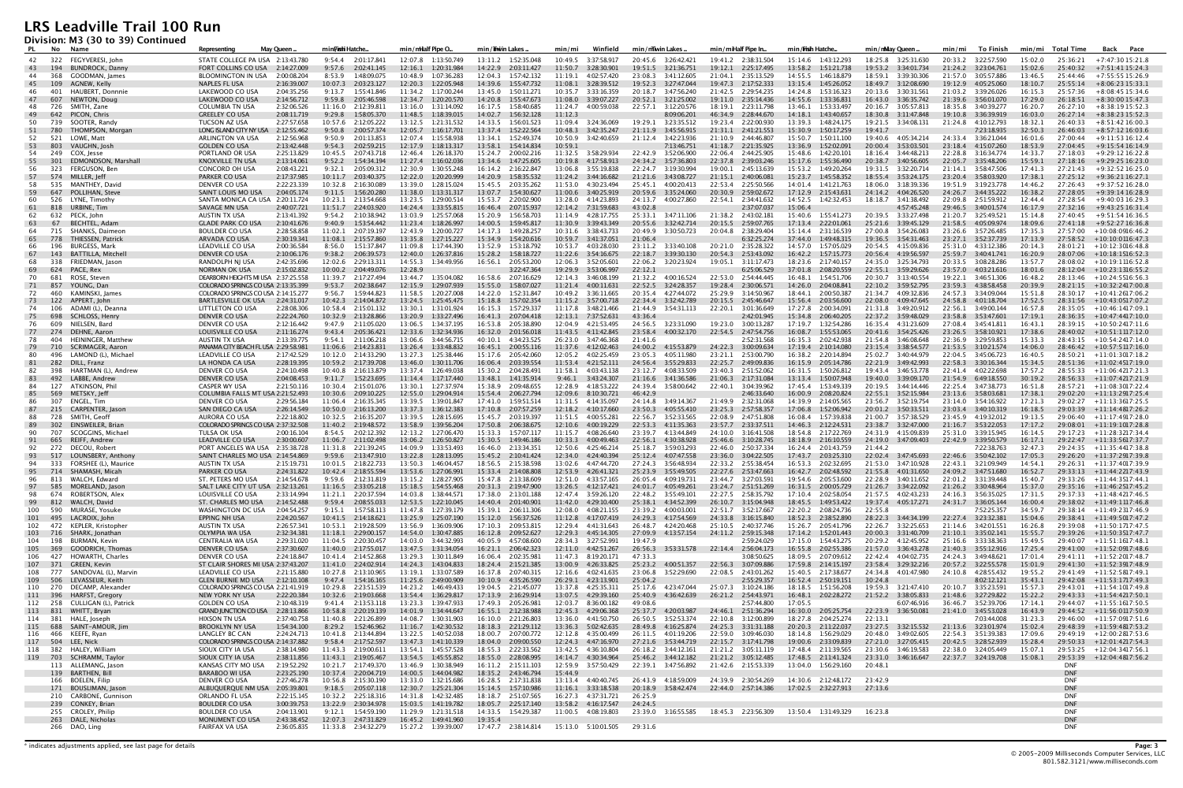# LRS Leadville Trail 100 Run

## Division: M3 (30 to 39) Continued

| PL | No | Name | Representing | May Queen | min/mi | Fish Hatch | min/mi | Half Pipe O | min/mi | Twin Lakes | min/mi | Winfield | min/mi | Twin Lakes | min/mi | Half Pipe In | min/mi | Fish Hatch | min/mi | May Queen | min/mi | To Finish | min/mi | Total Time | Back | Pace |
|---|---|---|---|---|---|---|---|---|---|---|---|---|---|---|---|---|---|---|---|---|---|---|---|---|---|---|
| 42 | 322 | FEGYVERESI, John | STATE COLLEGE PA USA | 2:13:43.780 | 9:54.4 | 2:01:17.841 | 12:07.8 | 1:13:50.749 | 13:11.2 | 1:52:35.048 | 10:49.5 | 3:37:58.917 | 20:45.6 | 3:26:42.421 | 19:41.2 | 2:38:31.504 | 15:14.6 | 1:43:12.293 | 18:25.8 | 3:25:31.630 | 20:33.2 | 3:22:57.590 | 15:02.0 | 25:36:21 | +7:47:30 | 15:21.8 |
| 43 | 194 | BUNDROCK, Danny | FORT COLLINS CO USA | 2:14:27.009 | 9:57.6 | 2:02:41.145 | 12:16.1 | 1:20:31.984 | 14:22.9 | 2:03:11.427 | 11:50.7 | 3:28:30.901 | 19:51.5 | 3:21:36.751 | 19:12.1 | 2:25:17.495 | 13:58.2 | 1:51:21.738 | 19:53.2 | 3:34:01.734 | 21:24.2 | 3:23:04.761 | 15:02.6 | 25:40:32 | +7:51:41 | 15:24.3 |
| 44 | 368 | GOODMAN, James | BLOOMINGTON IN USA | 2:00:08.204 | 8:53.9 | 1:48:09.075 | 10:48.9 | 1:07:36.283 | 12:04.3 | 1:57:42.132 | 11:19.1 | 4:02:57.420 | 23:08.3 | 3:41:12.605 | 21:04.1 | 2:35:13.529 | 14:55.5 | 1:46:18.879 | 18:59.1 | 3:39:30.306 | 21:57.0 | 3:05:57.886 | 13:46.5 | 25:44:46 | +7:55:55 | 15:26.9 |
| 45 | 109 | AGNEW, Kelly | NAPLES FL USA | 2:16:39.007 | 10:07.3 | 2:03:23.127 | 12:20.3 | 1:22:05.948 | 14:39.6 | 1:55:47.732 | 11:08.1 | 3:28:39.512 | 19:52.3 | 3:27:47.044 | 19:47.3 | 2:17:52.333 | 13:15.4 | 1:45:26.052 | 18:49.7 | 3:12:08.690 | 19:12.9 | 4:05:25.060 | 18:10.7 | 25:55:14 | +8:06:23 | 15:33.1 |
| 46 | 401 | HAUBERT, Donnnie | LAKEWOOD CO USA | 2:04:35.256 | 9:13.7 | 1:55:41.846 | 11:34.2 | 1:17:00.244 | 13:45.0 | 1:50:11.271 | 10:35.7 | 3:33:16.359 | 20:18.7 | 3:47:56.240 | 21:42.5 | 2:29:54.235 | 14:24.8 | 1:53:16.323 | 20:13.6 | 3:30:31.561 | 21:03.2 | 3:39:26.026 | 16:15.3 | 25:57:36 | +8:08:45 | 15:34.6 |
| 47 | 607 | NEWTON, Doug | LAKEWOOD CO USA | 2:14:56.712 | 9:59.8 | 2:05:46.598 | 12:34.7 | 1:20:20.570 | 14:20.8 | 1:55:47.673 | 11:08.0 | 3:39:07.227 | 20:52.1 | 3:21:25.002 | 19:11.0 | 2:35:14.436 | 14:55.6 | 1:33:36.831 | 16:43.0 | 3:36:35.742 | 21:39.6 | 3:56:01.070 | 17:29.0 | 26:18:51 | +8:30:00 | 15:47.3 |
| 48 | 726 | SMITH, Zane | COLUMBIA TN USA | 2:32:06.526 | 11:16.0 | 2:12:39.811 | 13:16.0 | 1:31:14.062 | 16:17.5 | 1:58:40.685 | 11:24.7 | 4:00:59.038 | 22:57.1 | 3:12:20.576 | 18:19.1 | 2:23:11.798 | 13:46.1 | 1:53:33.497 | 20:16.7 | 3:05:57.813 | 18:35.8 | 3:40:39.277 | 16:20.7 | 26:27:10 | +8:38:19 | 15:52.3 |
| 49 | 642 | PICON, Chris | GREELEY CO USA | 2:08:11.719 | 9:29.8 | 1:58:05.370 | 11:48.5 | 1:18:39.015 | 14:02.7 | 1:56:32.128 | 11:12.3 | | | 8:09:06.201 | 46:34.9 | 2:28:44.670 | 14:18.1 | 1:43:40.657 | 18:30.8 | 3:11:47.848 | 19:10.8 | 3:36:39.919 | 16:03.0 | 26:27:14 | +8:38:23 | 15:52.3 |
| 50 | 739 | SOOTER, Randy | TUCSON AZ USA | 2:27:57.658 | 10:57.6 | 2:12:05.222 | 13:12.5 | 1:21:31.532 | 14:33.5 | 1:56:01.523 | 11:09.4 | 3:24:36.069 | 19:29.1 | 3:23:35.512 | 19:23.4 | 2:22:00.930 | 13:39.3 | 1:48:24.175 | 19:21.5 | 3:34:08.131 | 21:24.8 | 4:10:12.793 | 18:32.1 | 26:40:33 | +8:51:42 | 16:00.3 |
| 51 | 780 | THOMPSON, Morgan | LONG ISLAND CITY NY USA | 2:12:55.462 | 9:50.8 | 2:00:57.374 | 12:05.7 | 1:16:17.701 | 13:37.4 | 1:52:22.564 | 10:48.3 | 3:42:55.247 | 21:11.9 | 3:45:56.915 | 21:31.1 | 2:41:21.553 | 15:30.9 | 1:50:17.259 | 19:41.7 | | | 7:23:18.935 | 32:50.3 | 26:46:03 | +8:57:12 | 16:03.6 |
| 52 | 521 | LOWE, Matt | ARLINGTON VA USA | 2:12:56.968 | 9:50.9 | 2:01:13.853 | 12:07.4 | 1:15:58.938 | 13:34.1 | 1:52:49.374 | 10:50.9 | 3:42:40.659 | 21:12.4 | 3:42:23.936 | 21:10.9 | 2:44:46.807 | 15:50.7 | 1:50:11.100 | 19:40.6 | 4:05:34.214 | 24:33.4 | 3:36:21.044 | 16:01.6 | 27:00:44 | +9:11:53 | 16:12.4 |
| 53 | 803 | VAUCHN, Josh | GOLDEN CO USA | 2:13:42.448 | 9:54.3 | 2:02:59.215 | 12:17.9 | 1:18:13.317 | 13:58.1 | 1:54:14.834 | 10:59.1 | | | 7:13:46.751 | 41:18.7 | 2:21:35.925 | 13:36.9 | 1:52:02.091 | 20:00.4 | 3:53:03.501 | 23:18.4 | 4:15:07.260 | 18:53.9 | 27:04:45 | +9:15:54 | 16:14.9 |
| 54 | 249 | COX, Jesse | PORTLAND OR USA | 2:25:13.829 | 10:45.5 | 2:07:43.718 | 12:46.4 | 1:26:18.370 | 15:24.7 | 2:00:02.216 | 11:32.5 | 3:58:29.934 | 22:42.9 | 3:52:06.900 | 22:06.4 | 2:44:25.905 | 15:48.6 | 1:42:20.101 | 18:16.4 | 3:44:48.213 | 22:28.8 | 3:16:34.774 | 14:33.7 | 27:18:03 | +9:29:12 | 16:22.8 |
| 55 | 301 | EDMONDSON, Marshall | KNOXVILLE TN USA | 2:13:14.061 | 9:52.2 | 1:54:34.194 | 11:27.4 | 1:16:02.036 | 13:34.6 | 1:47:25.605 | 10:19.8 | 4:17:58.913 | 24:34.2 | 3:57:36.803 | 22:37.8 | 2:39:03.246 | 15:17.6 | 1:55:36.490 | 20:38.7 | 3:40:56.605 | 22:05.7 | 3:35:48.206 | 15:59.1 | 27:18:16 | +9:29:25 | 16:23.0 |
| 56 | 323 | FERGUSON, Ben | CONCORD OH USA | 2:08:43.221 | 9:32.1 | 2:05:09.312 | 12:30.9 | 1:30:55.248 | 16:14.2 | 2:16:22.847 | 13:06.8 | 3:55:19.838 | 22:24.7 | 3:19:30.994 | 19:00.1 | 2:45:13.639 | 15:53.2 | 1:49:20.264 | 19:31.5 | 3:32:20.714 | 21:14.1 | 3:58:47.506 | 17:41.3 | 27:21:43 | +9:32:52 | 16:25.0 |
| 57 | 574 | MILLER, Jeff | PARKER CO USA | 2:17:37.985 | 10:11.7 | 2:03:40.375 | 12:22.0 | 1:20:20.999 | 14:20.9 | 1:58:35.532 | 11:24.2 | 3:44:16.682 | 21:21.6 | 3:43:08.727 | 21:15.1 | 2:40:06.081 | 15:23.7 | 1:45:58.352 | 18:55.4 | 3:53:24.175 | 23:20.4 | 3:58:03.920 | 17:38.1 | 27:25:12 | +9:36:21 | 16:27.1 |
| 58 | 535 | MANTHEY, David | DENVER CO USA | 2:22:23.339 | 10:32.8 | 2:16:30.089 | 13:39.0 | 1:28:15.024 | 15:45.5 | 2:03:35.262 | 11:53.0 | 4:30:23.494 | 25:45.1 | 4:00:20.413 | 22:53.3 | 2:25:50.566 | 14:01.4 | 1:47:12.763 | 19:08.6 | 3:18:39.336 | 19:51.9 | 3:19:23.778 | 14:46.2 | 27:26:43 | +9:37:52 | 16:28.0 |
| 59 | 647 | POLLIHAN, Steve | SAINT LOUIS MO USA | 2:04:05.174 | 9:11.5 | 1:56:20.280 | 11:38.0 | 1:13:31.317 | 13:07.7 | 1:54:30.627 | 11:00.6 | 3:40:25.919 | 20:59.6 | 3:35:24.060 | 20:30.9 | 2:59:02.672 | 17:12.9 | 2:15:43.631 | 24:14.2 | 4:04:26.520 | 24:26.7 | 3:44:35.222 | 16:38.2 | 27:28:05 | +9:39:14 | 16:28.9 |
| 60 | 526 | LYNE, Timothy | SANTA MONICA CA USA | 2:20:11.724 | 10:23.1 | 2:13:54.668 | 13:23.5 | 1:29:00.514 | 15:53.7 | 2:02:02.900 | 11:43.9 | 4:14:23.893 | 24:13.7 | 4:00:27.860 | 22:54.1 | 2:34:41.632 | 14:52.5 | 1:42:32.453 | 18:18.7 | 3:41:38.492 | 22:09.8 | 2:51:59.912 | 12:44.4 | 27:28:54 | +9:40:03 | 16:29.3 |
| 61 | 818 | URBINE, Tim | SAVAGE MN USA | 2:40:07.721 | 11:51.7 | 2:24:03.920 | 14:24.4 | 1:34:25.615 | 16:51.2 | 2:07:15.937 | 12:14.2 | 7:31:59.683 | 43:02.8 | | | 2:37:07.037 | 15:06.4 | | | 4:57:45.248 | 29:46.5 | 3:40:01.574 | 16:17.9 | 27:32:16 | +9:43:25 | 16:31.3 |
| 62 | 632 | PECK, John | AUSTIN TX USA | 2:13:41.392 | 9:54.2 | 2:10:38.942 | 13:03.9 | 1:25:57.068 | 15:20.9 | 1:56:58.703 | 11:14.9 | 4:28:17.755 | 25:33.1 | 3:47:11.106 | 21:38.2 | 2:43:02.181 | 15:40.6 | 1:55:41.273 | 20:39.5 | 3:33:27.498 | 21:20.7 | 3:25:49.521 | 15:14.8 | 27:40:45 | +9:51:54 | 16:36.5 |
| 63 | 67 | BECHTEL, Adam | GLADE PARK CO USA | 2:10:41.676 | 9:40.9 | 1:53:54.442 | 11:23.4 | 1:18:26.997 | 14:00.5 | 1:59:45.817 | 11:30.9 | 3:39:43.349 | 20:55.6 | 3:32:42.714 | 20:15.5 | 2:59:07.765 | 17:13.4 | 2:22:01.061 | 25:21.6 | 3:39:45.329 | 21:58.5 | 4:05:09.974 | 18:09.6 | 27:41:18 | +9:52:27 | 16:36.8 |
| 64 | 715 | SHANKS, Daimeon | BOULDER CO USA | 2:28:58.858 | 11:02.1 | 2:07:19.197 | 12:43.9 | 1:20:00.727 | 14:17.3 | 1:49:28.257 | 10:31.6 | 3:38:43.733 | 20:49.9 | 3:30:50.723 | 20:04.8 | 2:38:29.404 | 15:14.4 | 2:31:16.539 | 27:00.8 | 3:54:26.083 | 23:26.6 | 3:57:26.485 | 17:35.3 | 27:57:00 | +10:08:09 | 16:46.2 |
| 65 | 778 | THIESSEN, Patrick | ARVADA CO USA | 2:30:19.341 | 11:08.1 | 2:15:57.860 | 13:35.8 | 1:27:15.227 | 15:34.9 | 1:54:20.616 | 10:59.7 | 3:41:37.051 | 21:06.4 | | | 6:32:25.274 | 37:44.0 | 1:49:48.315 | 19:36.5 | 3:54:31.463 | 23:27.1 | 3:52:37.739 | 17:13.9 | 27:58:52 | +10:10:01 | 16:47.3 |
| 66 | 196 | BURGESS, Mark | LEADVILLE CO USA | 2:00:36.584 | 8:56.0 | 1:51:37.847 | 11:09.8 | 1:17:44.390 | 13:52.9 | 1:53:18.792 | 10:53.7 | 4:03:28.030 | 23:11.2 | 3:33:40.108 | 20:21.0 | 2:35:28.322 | 14:57.0 | 1:57:05.029 | 20:54.5 | 4:15:09.836 | 25:31.0 | 4:33:12.386 | 20:14.2 | 28:01:21 | +10:12:30 | 16:48.8 |
| 67 | 143 | BATTILLA, Mitchell | DENVER CO USA | 2:10:06.176 | 9:38.2 | 2:06:39.573 | 12:40.0 | 1:26:37.816 | 15:28.2 | 1:58:18.727 | 11:22.6 | 3:54:16.675 | 22:18.7 | 3:39:30.130 | 20:54.3 | 2:53:43.092 | 16:42.2 | 1:57:15.773 | 20:56.4 | 4:19:56.597 | 25:59.7 | 3:40:41.741 | 16:20.9 | 28:07:06 | +10:18:15 | 16:52.3 |
| 68 | 338 | FRIEDMAN, Jason | RANDOLPH NJ USA | 2:42:35.696 | 12:02.6 | 2:29:13.311 | 14:55.3 | 1:34:49.956 | 16:56.1 | 2:05:53.200 | 12:06.2 | 3:52:05.601 | 22:06.2 | 3:20:23.924 | 19:05.1 | 3:11:17.473 | 18:23.6 | 2:17:40.157 | 24:35.0 | 3:25:34.793 | 20:33.5 | 3:08:28.286 | 13:57.7 | 28:08:02 | +10:19:11 | 16:52.8 |
| 69 | 624 | PACE, Rex | NORMAN OK USA | 2:15:02.832 | 10:00.2 | 2:04:49.076 | 12:28.9 | | | 3:22:47.364 | 19:29.9 | 3:53:06.997 | 22:12.1 | | | 6:25:06.529 | 37:01.8 | 2:08:20.559 | 22:55.1 | 3:59:29.626 | 23:57.0 | 4:03:21.616 | 18:01.6 | 28:12:04 | +10:23:13 | 16:55.2 |
| 70 | 681 | ROSE, Steven | DEARBORN HEIGHTS MI USA | 2:37:25.558 | 11:39.7 | 2:17:47.294 | 13:46.7 | 1:35:04.892 | 16:58.6 | 2:07:16.629 | 12:14.3 | 3:46:08.199 | 21:32.4 | 4:00:16.524 | 22:53.0 | 2:54:44.445 | 16:48.1 | 1:54:51.706 | 20:30.7 | 3:13:40.554 | 19:22.1 | 3:46:51.306 | 16:48.2 | 28:13:46 | +10:24:55 | 16:56.3 |
| 71 | 857 | YOUNG, Dan | COLORADO SPRINGS CO USA | 2:13:35.399 | 9:53.7 | 2:02:38.647 | 12:15.9 | 1:29:07.939 | 15:55.0 | 1:58:07.027 | 11:21.4 | 4:00:11.631 | 22:52.5 | 3:24:28.357 | 19:28.4 | 2:30:06.571 | 14:26.0 | 2:04:08.841 | 22:10.2 | 3:59:52.795 | 23:59.3 | 4:38:58.458 | 20:39.9 | 28:21:15 | +10:32:24 | 17:00.8 |
| 72 | 460 | KAMINSKI, James | COLORADO SPRINGS CO USA | 2:14:15.277 | 9:56.7 | 1:59:44.823 | 11:58.5 | 1:20:27.008 | 14:22.0 | 1:52:31.847 | 10:49.2 | 3:36:11.665 | 20:35.4 | 4:27:44.072 | 25:29.9 | 3:14:50.967 | 18:44.1 | 2:00:50.387 | 21:34.7 | 4:09:32.836 | 24:57.3 | 3:34:09.044 | 15:51.8 | 28:30:17 | +10:41:26 | 17:06.2 |
| 73 | 122 | APPERT, John | BARTLESVILLE OK USA | 2:24:31.017 | 10:42.3 | 2:14:04.872 | 13:24.5 | 1:25:45.475 | 15:18.8 | 1:57:02.354 | 11:15.2 | 3:57:00.718 | 22:34.4 | 3:32:42.789 | 20:15.5 | 2:45:46.647 | 15:56.4 | 2:03:56.600 | 22:08.0 | 4:09:47.645 | 24:58.8 | 4:01:18.704 | 17:52.5 | 28:31:56 | +10:43:05 | 17:07.2 |
| 74 | 106 | ADAMI (L), Deanna | LITTLETON CO USA | 2:28:08.306 | 10:58.4 | 2:10:01.132 | 13:00.1 | 1:31:01.924 | 16:15.3 | 2:05:29.337 | 12:04.7 | 3:48:21.466 | 21:44.9 | 3:54:31.113 | 22:20.3 | 3:01:36.649 | 17:27.8 | 2:04:34.091 | 22:14.8 | 3:49:20.912 | 22:56.1 | 3:49:00.144 | 16:57.8 | 28:35:05 | +10:46:14 | 17:09.1 |
| 75 | 698 | SCHLOSS, Henry | DENVER CO USA | 2:22:24.760 | 10:32.9 | 2:13:28.866 | 13:20.9 | 1:33:27.496 | 16:41.3 | 2:07:04.418 | 12:13.1 | 7:37:52.631 | 43:36.4 | | | 2:42:01.945 | 15:34.8 | 2:06:40.205 | 22:37.2 | 3:59:48.029 | 23:58.8 | 3:53:47.601 | 17:19.1 | 28:36:35 | +10:47:44 | 17:10.0 |
| 76 | 609 | NIELSEN, Bard | DENVER CO USA | 2:12:16.442 | 9:47.9 | 2:11:05.020 | 13:06.5 | 1:34:37.195 | 16:53.7 | 2:05:38.890 | 12:04.9 | 4:21:53.495 | 24:56.5 | 3:23:31.090 | 19:23.0 | 3:00:13.287 | 17:19.7 | 1:32:54.286 | 16:35.4 | 4:31:23.609 | 27:08.4 | 3:45:41.811 | 16:43.1 | 28:39:15 | +10:50:24 | 17:11.6 |
| 77 | 274 | DEHNE, Aaron | LOUISVILLE CO USA | 2:11:16.274 | 9:43.4 | 2:05:36.421 | 12:33.6 | 1:32:34.936 | 16:32.0 | 2:01:56.018 | 11:43.5 | 4:11:42.845 | 23:58.4 | 4:00:32.170 | 22:54.5 | 2:47:56.756 | 16:08.7 | 1:55:53.065 | 20:41.6 | 3:54:25.426 | 23:26.5 | 3:58:10.921 | 17:38.6 | 28:40:02 | +10:51:11 | 17:12.0 |
| 78 | 404 | HEININGER, Matthew | AUSTIN TX USA | 2:13:39.775 | 9:54.1 | 2:11:06.218 | 13:06.6 | 1:34:56.715 | 16:57.3 | 2:06:06.368 | 12:07.6 | 4:34:25.953 | 26:08.9 | 3:41:09.811 | 21:04.7 | 2:44:11.458 | 15:47.3 | 1:47:35.718 | 19:13.2 | 3:45:41.834 | 22:34.2 | 4:01:50.590 | 17:55.6 | 28:40:44 | +10:51:53 | 17:12.4 |
| 79 | 710 | SCRIMAGER, Aaron | PANAMA CITY BEACH FL USA | 2:29:58.981 | 11:06.6 | 2:14:23.831 | 13:26.4 | 1:33:48.832 | 16:45.1 | 2:00:55.116 | 11:37.6 | 4:12:02.463 | 24:00.2 | 4:15:53.879 | 24:22.3 | 3:00:09.634 | 17:19.4 | 2:10:14.080 | 23:15.4 | 3:38:54.577 | 21:53.5 | 3:10:21.574 | 14:06.0 | 28:46:42 | +10:57:51 | 17:16.0 |
| 80 | 496 | LAMOND (L), Michael | LEADVILLE CO USA | 2:17:42.529 | 10:12.0 | 2:14:33.290 | 13:27.3 | 1:25:38.446 | 15:17.6 | 2:05:42.060 | 12:05.2 | 4:02:25.459 | 23:05.3 | 4:05:11.980 | 23:21.1 | 2:53:00.790 | 16:38.2 | 2:20:14.894 | 25:02.7 | 3:40:44.979 | 22:04.5 | 3:45:06.723 | 16:40.5 | 28:50:21 | +11:01:30 | 17:18.2 |
| 81 | 282 | DELL, Franz | LA HONDA CA USA | 2:28:19.395 | 10:59.2 | 2:17:39.708 | 13:46.0 | 1:30:11.706 | 16:06.4 | 2:03:59.554 | 11:55.4 | 4:21:52.111 | 24:56.4 | 3:55:29.833 | 22:25.7 | 2:49:09.836 | 16:15.9 | 2:05:14.786 | 22:22.9 | 3:49:42.993 | 22:58.3 | 3:30:16.344 | 15:34.5 | 28:51:36 | +11:02:45 | 17:19.0 |
| 82 | 398 | HARTMAN (L), Andrew | DENVER CO USA | 2:24:10.498 | 10:40.8 | 2:16:13.879 | 13:37.4 | 1:26:49.038 | 15:30.2 | 2:04:28.491 | 11:58.1 | 4:03:43.138 | 23:12.7 | 4:08:33.509 | 23:40.3 | 2:51:52.062 | 16:31.5 | 1:50:26.812 | 19:43.3 | 3:46:53.778 | 22:41.4 | 4:02:22.698 | 17:57.2 | 28:55:33 | +11:06:42 | 17:21.3 |
| 83 | 492 | LABBE, Andrew | DENVER CO USA | 2:04:08.453 | 9:11.7 | 1:52:23.695 | 11:14.4 | 1:17:17.440 | 13:48.1 | 1:41:35.914 | 9:46.1 | 3:43:24.307 | 21:16.6 | 3:41:36.586 | 21:06.3 | 2:17:31.084 | 13:13.4 | 1:50:07.948 | 19:40.0 | 3:39:09.170 | 21:54.9 | 6:49:18.550 | 30:19.2 | 28:56:33 | +11:07:42 | 17:21.9 |
| 84 | 127 | ATKINSON, Phil | CASPER WY USA | 2:21:50.116 | 10:30.4 | 2:15:01.076 | 13:30.1 | 1:27:37.974 | 15:38.9 | 2:09:48.655 | 12:28.9 | 4:18:53.222 | 24:39.4 | 3:58:00.642 | 22:40.1 | 3:04:39.962 | 17:45.4 | 1:53:49.339 | 20:19.5 | 3:44:14.446 | 22:25.4 | 3:47:38.771 | 16:51.8 | 28:57:21 | +11:08:30 | 17:22.4 |
| 85 | 569 | METSKY, Jeff | COLUMBIA FALLS MT USA | 2:21:52.493 | 10:30.6 | 2:09:10.225 | 12:55.0 | 1:29:04.914 | 15:54.4 | 2:06:27.796 | 12:09.6 | 8:10:30.721 | 46:42.9 | | | 2:46:33.640 | 16:00.9 | 2:08:20.824 | 22:55.1 | 3:52:15.984 | 23:13.6 | 3:58:03.681 | 17:38.1 | 29:02:20 | +11:13:29 | 17:25.4 |
| 86 | 307 | ENGEL, Tim | DENVER CO USA | 2:29:56.184 | 11:06.4 | 2:16:35.345 | 13:39.5 | 1:39:01.847 | 17:41.0 | 1:59:51.514 | 11:31.5 | 4:14:35.097 | 24:14.8 | 3:49:14.367 | 21:49.9 | 2:32:31.068 | 14:39.9 | 2:14:05.565 | 23:56.7 | 3:52:19.754 | 23:14.0 | 3:54:22.918 | 17:21.3 | 29:02:27 | +11:13:36 | 17:25.5 |
| 87 | 215 | CARPENTER, Jason | SAN DIEGO CA USA | 2:26:14.549 | 10:50.0 | 2:16:13.200 | 13:37.3 | 1:36:12.383 | 17:10.8 | 2:07:57.259 | 12:18.2 | 4:10:17.660 | 23:50.3 | 4:05:55.410 | 23:25.3 | 2:57:58.357 | 17:06.9 | 1:52:06.942 | 20:01.2 | 3:50:33.511 | 23:03.4 | 3:40:10.319 | 16:18.5 | 29:03:39 | +11:14:48 | 17:26.2 |
| 88 | 728 | SMITH, Geoff | AURORA CO USA | 2:22:18.802 | 10:32.5 | 2:15:35.207 | 13:33.5 | 1:28:15.695 | 15:45.7 | 2:10:19.397 | 12:31.5 | 4:00:55.281 | 22:56.7 | 3:52:13.565 | 22:06.8 | 2:47:51.808 | 16:08.4 | 1:57:39.838 | 21:00.7 | 3:57:38.529 | 23:45.9 | 4:19:32.012 | 19:13.5 | 29:06:40 | +11:17:49 | 17:28.0 |
| 89 | 302 | EINSWEILER, Brian | COLORADO SPRINGS CO USA | 2:37:32.508 | 11:40.2 | 2:19:48.572 | 13:58.9 | 1:39:56.204 | 17:50.8 | 2:06:38.675 | 12:10.6 | 4:00:19.229 | 22:53.3 | 4:11:35.363 | 23:57.7 | 2:33:37.511 | 14:46.3 | 2:12:24.531 | 23:38.7 | 3:32:47.000 | 21:16.7 | 3:53:22.053 | 17:17.2 | 29:08:01 | +11:19:10 | 17:28.8 |
| 90 | 707 | SCOGGINS, Michael | TULSA OK USA | 2:00:16.104 | 8:54.5 | 2:02:12.392 | 12:13.2 | 1:27:06.470 | 15:33.3 | 1:57:07.117 | 11:15.7 | 4:08:26.640 | 23:39.7 | 4:13:44.849 | 24:10.0 | 3:16:41.508 | 18:54.8 | 2:17:22.769 | 24:31.9 | 4:15:09.839 | 25:31.0 | 3:39:15.945 | 16:14.5 | 29:17:23 | +11:28:32 | 17:34.4 |
| 91 | 665 | REIFF, Andrew | LEADVILLE CO USA | 2:30:00.607 | 11:06.7 | 2:11:02.498 | 13:06.2 | 1:26:50.827 | 15:30.1 | 1:49:46.186 | 10:33.3 | 4:00:49.463 | 22:56.1 | 4:30:38.928 | 25:46.6 | 3:10:28.745 | 18:18.9 | 2:16:10.559 | 24:19.0 | 3:47:09.403 | 22:42.9 | 3:39:50.579 | 16:17.1 | 29:22:47 | +11:33:56 | 17:37.7 |
| 92 | 272 | DECOU, Robert | PORT ANGELES WA USA | 2:35:38.728 | 11:31.8 | 2:21:39.245 | 14:09.9 | 1:33:53.493 | 16:46.0 | 2:11:34.351 | 12:39.0 | 4:25:46.214 | 25:18.7 | 3:59:03.293 | 22:46.0 | 2:50:37.334 | 16:24.9 | 2:01:43.759 | 21:44.2 | | | 7:22:38.763 | 32:47.3 | 29:24:35 | +11:35:44 | 17:38.8 |
| 93 | 517 | LOUNSBERY, Anthony | SAINT CHARLES MO USA | 2:14:54.869 | 9:59.6 | 2:13:47.910 | 13:22.8 | 1:28:13.095 | 15:45.2 | 2:10:41.424 | 12:34.0 | 4:24:40.394 | 25:12.4 | 4:07:47.558 | 23:36.0 | 3:04:22.505 | 17:43.7 | 2:03:25.310 | 22:02.4 | 3:47:45.693 | 22:46.6 | 3:50:42.102 | 17:05.3 | 29:26:20 | +11:37:29 | 17:39.9 |
| 94 | 333 | FORSHEE (L), Maurice | AUSTIN TX USA | 2:15:19.731 | 10:01.5 | 2:18:22.733 | 13:50.3 | 1:46:04.457 | 18:56.5 | 2:12:59.598 | 13:02.6 | 4:47:44.720 | 27:24.3 | 3:56:48.934 | 22:33.2 | 2:55:38.454 | 16:53.3 | 2:02:32.695 | 21:53.0 | 3:47:10.928 | 22:43.1 | 3:21:09.949 | 14:54.1 | 29:26:31 | +11:37:40 | 17:40.0 |
| 95 | 714 | SHAMASH, Micah | PARKER CO USA | 2:24:31.822 | 10:42.4 | 2:18:55.594 | 13:53.6 | 1:27:06.991 | 15:33.4 | 2:14:08.808 | 12:53.9 | 4:26:41.321 | 25:23.9 | 3:59:49.505 | 22:50.4 | 2:53:47.663 | 16:42.7 | 2:02:48.592 | 21:55.8 | 4:01:35.650 | 24:09.2 | 3:47:51.680 | 16:52.7 | 29:38:13 | +11:49:22 | 17:47.0 |
| 96 | 813 | WALCH, Edward | ST. PETERS MO USA | 2:14:54.678 | 9:59.6 | 2:12:31.819 | 13:15.2 | 1:28:27.905 | 15:47.8 | 2:13:38.609 | 12:51.0 | 4:33:57.165 | 26:05.4 | 4:09:19.731 | 23:44.7 | 3:27:03.591 | 19:54.6 | 2:05:53.600 | 22:28.9 | 3:40:11.652 | 22:01.2 | 3:31:39.448 | 15:40.7 | 29:33:26 | +11:44:35 | 17:44.1 |
| 97 | 585 | MORELAND, Jason | SALT LAKE CITY UT USA | 2:32:13.261 | 11:16.5 | 2:33:05.218 | 15:18.5 | 1:54:55.468 | 20:31.3 | 2:19:47.900 | 13:26.5 | 4:12:47.401 | 24:04.5 | 4:05:29.461 | 23:22.8 | 2:51:51.269 | 16:31.5 | 2:00:55.729 | 21:35.6 | 3:34:22.099 | 21:26.2 | 3:30:48.964 | 15:37.0 | 29:35:16 | +11:46:25 | 17:45.2 |
| 98 | 674 | ROBERTSON, Alex | LOUISVILLE CO USA | 2:33:14.994 | 11:21.1 | 2:20:37.594 | 14:03.8 | 1:38:44.571 | 17:38.0 | 2:10:01.188 | 12:30.0 | 3:59:26.120 | 22:48.2 | 4:01:38.580 | 23:00.8 | 2:58:05.454 | 17:07.5 | 2:02:43.233 | 21:55.6 | 3:56:35.025 | 23:39.5 | 3:36:15.000 | 16:01.1 | 29:37:33 | +11:48:42 | 17:46.5 |
| 99 | 812 | WALCH, David | ST. CHARLES MO USA | 2:14:52.488 | 9:59.4 | 2:08:55.003 | 12:53.5 | 1:22:10.938 | 14:40.4 | 2:01:40.901 | 11:42.0 | 4:29:10.400 | 25:38.1 | 4:34:52.390 | 26:10.7 | 3:16:04.948 | 18:51.3 | 1:49:54.213 | 19:37.5 | 4:07:35.063 | 24:45.5 | 3:36:05.144 | 16:00.4 | 29:39:02 | +11:50:11 | 17:47.4 |
| 100 | 590 | MURASE, Yosuke | WASHINGTON DC USA | 2:04:54.257 | 9:15.1 | 1:57:58.113 | 11:47.8 | 1:27:39.179 | 15:39.1 | 2:06:11.306 | 12:08.0 | 4:08:21.595 | 23:39.2 | 4:00:25.892 | 22:53.9 | 3:48:48.123 | 22:00.2 | 2:08:24.736 | 22:55.8 | | | 7:57:03.885 | 35:20.3 | 29:39:47 | +11:50:56 | 17:47.9 |
| 101 | 495 | LACROIX, John | EPPING NH USA | 2:24:20.567 | 10:41.5 | 2:14:18.821 | 13:25.9 | 1:25:07.190 | 15:12.0 | 1:56:52.181 | 11:14.4 | 4:17:07.419 | 24:29.3 | 4:08:47.640 | 23:41.7 | 3:16:15.840 | 18:52.3 | 2:38:52.880 | 28:22.3 | 3:44:34.690 | 22:27.4 | 3:32:32.381 | 15:44.6 | 29:38:47 | +11:49:56 | 17:47.3 |
| 102 | 472 | KEPLER, Kristopher | AUSTIN TX USA | 2:26:57.341 | 10:53.1 | 2:19:28.509 | 13:56.9 | 1:36:09.906 | 17:10.3 | 2:09:35.815 | 12:27.7 | 4:41:31.643 | 26:48.7 | 4:24:20.068 | 25:10.5 | 2:54:41.796 | 16:47.9 | 2:05:41.217 | 22:26.7 | 3:32:25.653 | 21:14.6 | 3:08:16.102 | 13:56.8 | 29:39:08 | +11:50:17 | 17:47.5 |
| 103 | 716 | SHARK, Jonathan | OLYMPIA WA USA | 2:32:34.381 | 11:18.1 | 2:29:00.157 | 14:54.0 | 1:34:47.885 | 16:55.5 | 2:09:52.627 | 12:29.3 | 4:45:14.305 | 27:09.4 | 4:13:57.154 | 24:11.2 | 2:59:15.348 | 17:14.2 | 1:52:01.443 | 20:00.3 | 3:31:00.793 | 21:06.1 | 3:35:02.141 | 15:55.3 | 29:39:26 | +11:50:35 | 17:47.7 |
| 104 | 198 | BURMAN, Kevin | CENTRALIA WA USA | 2:29:31.020 | 11:04.5 | 2:20:30.457 | 14:03.0 | 1:34:32.993 | 16:53.0 | 1:57:32.127 | 11:18.0 | 4:57:08.632 | 28:18.7 | 3:50:39.905 | 21:58.1 | 2:44:29.663 | 15:49.0 | 2:21:32.967 | 25:16.6 | 3:33:38.363 | 21:22.6 | 3:50:30.901 | 17:04.5 | 29:40:07 | +11:51:16 | 17:48.1 |
| 105 | 369 | GOODRICH, Thomas | DENVER CO USA | 2:37:38.607 | 11:40.0 | 2:17:55.017 | 13:47.5 | 1:31:34.054 | 16:21.1 | 2:06:42.321 | 12:11.0 | 4:42:51.187 | 26:56.3 | 3:53:31.578 | 22:14.4 | 2:56:04.173 | 16:55.8 | 2:06:25.220 | 22:34.5 | 3:42:51.115 | 22:17.1 | 3:25:14.700 | 15:12.2 | 29:40:48 | +11:51:57 | 17:48.5 |
| 106 | 427 | HOWARTH, Charles | DENVER CO USA | 2:24:18.847 | 10:41.4 | 2:14:24.858 | 13:26.5 | 1:29:29.302 | 15:58.8 | 1:54:30.467 | 11:00.6 | 4:19:28.420 | 24:42.7 | 4:04:42.113 | 23:18.3 | 3:32:13.540 | 20:24.1 | 2:05:33.672 | 22:25.3 | 4:01:37.889 | 24:09.8 | 3:34:32.022 | 15:53.5 | 29:41:11 | +11:52:20 | 17:48.7 |
| 107 | 371 | GREEN, Kevin | ST CLAIR SHORES MI USA | 2:37:43.207 | 11:41.0 | 2:24:02.914 | 14:24.3 | 1:43:04.833 | 18:24.4 | 2:15:21.385 | 13:00.9 | 4:26:33.825 | 25:23.2 | 4:00:51.357 | 22:56.3 | 3:07:09.886 | 17:59.8 | 2:14:15.197 | 23:58.4 | 3:29:32.216 | 20:57.2 | 3:22:55.578 | 15:01.9 | 29:41:30 | +11:52:39 | 17:48.9 |
| 108 | 777 | SANDOVAL (L), Marvin | LEADVILLE CO USA | 2:21:15.880 | 10:27.8 | 2:13:10.965 | 13:19.1 | 1:33:07.589 | 16:37.8 | 2:02:43.363 | 11:48.0 | 4:02:41.635 | 23:06.8 | 3:52:29.690 | 22:08.5 | 2:43:01.262 | 15:40.5 | 2:17:38.677 | 24:34.8 | 4:01:47.980 | 24:10.8 | 4:33:36.000 | 20:16.0 | 29:41:43 | +11:52:52 | 17:49.0 |
| 109 | 506 | LEVASSEUR, Keith | GLEN BURNIE MD USA | 2:12:10.108 | 9:47.4 | 1:54:16.165 | 11:25.6 | 2:49:00.909 | 30:10.9 | | | 4:35:26.550 | 26:13.8 | 3:43:43.472 | 21:18.4 | 2:55:27.190 | 16:52.2 | 2:29:19.335 | 26:39.9 | | | 8:02:12.121 | 35:43.1 | 29:41:52 | +11:53:01 | 17:49.1 |
| 110 | 270 | DECAMP, Alexander | COLORADO SPRINGS CO USA | 2:21:41.919 | 10:29.8 | 2:23:51.596 | 14:23.2 | 1:46:49.433 | 19:04.4 | 2:14:53.781 | 12:58.2 | 4:25:35.118 | 25:17.2 | 4:23:47.604 | 25:07.3 | 3:10:24.186 | 18:18.5 | 1:51:56.208 | 19:59.3 | 3:21:47.410 | 20:10.7 | 3:33:21.700 | 15:48.3 | 29:43:23 | +11:54:32 | 17:50.0 |
| 111 | 396 | HARFST, Gregory | NEW YORK NY USA | 2:22:20.384 | 10:32.6 | 2:19:03.688 | 13:54.4 | 1:36:29.817 | 17:13.9 | 2:16:59.103 | 13:10.3 | 4:25:02.517 | 25:15.7 | 4:22:49.903 | 25:01.9 | 3:36:42.426 | 20:50.2 | 2:08:05.300 | 22:52.2 | 3:21:27.490 | 20:08.7 | 3:14:58.372 | 14:26.5 | 29:43:59 | +11:55:08 | 17:50.4 |
| 112 | 258 | CULLIGAN (L), Patrick | GOLDEN CO USA | 2:20:48.319 | 10:25.8 | 2:13:23.178 | 13:20.3 | 1:33:26.223 | 16:41.1 | 2:05:29.108 | 12:04.3 | 4:18:10.230 | 24:35.3 | 4:02:07.551 | 23:03.6 | 3:10:20.617 | 18:18.5 | 2:03:16.940 | 22:00.9 | 4:08:02.713 | 24:48.3 | 3:29:12.121 | 15:29.8 | 29:44:17 | +11:55:26 | 17:50.6 |
| 113 | 831 | WHITT, Bryan | GRAND JUNCTION CO USA | 2:28:13.866 | 10:58.8 | 2:20:19.139 | 14:01.9 | 1:36:55.160 | 17:18.4 | 2:23:38.988 | 13:48.7 | 4:29:06.368 | 25:37.7 | 4:20:03.989 | 24:45.9 | 2:46:36.024 | 16:01.2 | 2:09:33.120 | 23:08.1 | 3:36:53.611 | 21:41.4 | 3:53:32.028 | 17:17.9 | 29:44:52 | +11:56:01 | 17:50.9 |
| 114 | 381 | HALE, Joseph | HIXSON TN USA | 2:37:40.758 | 11:40.8 | 2:21:26.899 | 14:08.7 | 1:30:41.903 | 16:11.8 | 2:04:22.616 | 11:57.6 | 4:41:50.331 | 26:50.5 | 4:11:02.507 | 23:54.5 | 3:10:18.440 | 18:18.3 | 2:11:27.862 | 23:28.5 | 3:45:25.113 | 22:32.5 | 3:30:46.571 | 15:36.8 | 29:45:03 | +11:56:12 | 17:51.0 |
| 115 | 688 | SAINT-AMOUR, Jim | BROOKLYN NY USA | 1:54:34.100 | 8:29.2 | 1:52:46.962 | 11:16.7 | 1:42:30.532 | 18:18.3 | 2:12:29.112 | 12:44.3 | 5:02:42.635 | 28:49.8 | 4:16:25.874 | 24:25.3 | 3:31:31.888 | 20:20.4 | 2:20:23.601 | 25:04.2 | 3:33:03.112 | 21:18.3 | 3:22:20.184 | 14:59.3 | 29:48:48 | +11:59:57 | 17:53.3 |
| 116 | 466 | KEEFE, Ryan | LANGLEY BC CAN | 2:24:24.713 | 10:41.8 | 2:13:44.804 | 13:22.5 | 1:40:52.038 | 18:00.7 | 2:07:00.772 | 12:12.8 | 4:35:00.499 | 26:11.5 | 4:21:50.812 | 24:56.3 | 2:59:06.630 | 17:13.3 | 2:09:48.110 | 23:10.7 | 4:25:41.903 | 26:34.2 | 3:51:48.719 | 17:10.3 | 29:49:19 | +12:00:28 | 17:53.6 |
| 117 | 504 | LEE, Nick | COLORADO SPRINGS CO USA | 2:14:37.882 | 9:58.4 | 2:17:52.597 | 13:47.3 | 1:41:10.339 | 18:04.0 | 2:24:43.921 | 13:55.0 | 4:47:16.970 | 27:21.6 | 3:54:44.172 | 22:21.5 | 2:51:25.114 | 16:28.6 | 2:10:49.308 | 23:21.7 | 4:00:15.776 | 24:01.6 | 3:38:47.900 | 16:12.4 | 30:01:44 | +12:12:53 | 18:01.0 |
| 118 | 382 | HALEY, William | SIOUX CITY IA USA | 2:38:14.980 | 11:43.3 | 2:19:00.611 | 13:54.1 | 1:45:57.528 | 18:55.3 | 2:22:53.562 | 13:44.5 | 4:37:18.407 | 26:24.6 | 4:04:44.318 | 23:18.5 | 3:30:02.226 | 20:11.8 | 2:07:29.913 | 22:46.1 | 3:50:35.409 | 23:03.5 | 2:49:07.120 | 12:31.6 | 30:05:25 | +12:16:34 | 18:03.3 |
| 119 | 703 | SCHRAMM, Taylor | SIOUX CITY IA USA | 2:38:11.856 | 11:43.1 | 2:19:05.467 | 13:54.5 | 1:45:55.075 | 18:55.0 | 2:28:08.995 | 14:14.7 | 4:30:34.944 | 25:46.3 | 4:15:48.623 | 24:21.8 | 3:26:36.145 | 19:52.3 | 2:01:12.830 | 21:38.7 | 3:36:08.211 | 21:36.8 | 3:51:57.115 | 17:10.9 | 30:53:39 | +13:04:48 | 18:32.2 |
| | 113 | ALLEMANG, Jason | KANSAS CITY MO USA | 2:19:52.292 | 10:21.7 | 2:16:39.203 | 13:40.0 | 1:29:51.522 | 16:02.8 | 2:03:34.355 | 11:52.9 | 4:13:44.812 | 24:10.0 | 4:23:23.115 | 25:05.7 | 3:00:06.340 | 17:19.0 | 1:55:29.103 | 20:37.3 | | | | | DNF | | |
| | 139 | BARTHEN, Bill | BARABOO WI USA | 2:23:25.190 | 10:37.4 | 2:20:04.719 | 14:00.5 | 1:44:04.982 | 18:35.2 | 2:43:46.794 | 15:44.9 | | | | | | | | | | | | | DNF | | |
| | 166 | BOELEN, Filip | DENVER CO USA | 2:27:46.278 | 10:56.8 | 2:15:30.190 | 13:33.0 | 1:26:56.288 | 15:31.3 | 1:51:18.644 | 10:42.2 | 4:30:40.745 | 25:46.7 | 4:18:59.009 | 24:40.0 | 2:39:29.447 | 15:20.1 | 1:50:20.360 | 19:42.2 | 3:53:26.108 | 23:20.6 | | | DNF | | |
| | 171 | BOUSLIMAN, Jason | ALBUQUERQUE NM USA | 2:05:39.801 | 9:18.5 | 2:05:07.110 | 12:30.7 | 1:25:21.304 | 15:14.5 | 1:57:10.896 | 11:16.1 | 3:39:18.538 | 20:53.2 | 3:58:42.474 | 22:44.0 | 2:50:31.424 | 16:23.8 | 1:52:17.608 | 20:03.1 | | | | | DNF | | |
| | 210 | CARBONE, Gunnison | ORLANDO FL USA | 2:22:15.145 | 10:32.2 | 2:25:18.316 | 14:31.8 | 1:42:32.485 | 18:18.7 | 2:51:07.565 | 16:27.3 | 4:37:31.720 | 26:25.9 | | | | | | | | | | | DNF | | |
| | 239 | CONKEY, Brian | BOULDER CO USA | 3:00:39.753 | 13:22.9 | 2:30:54.978 | 15:05.5 | 1:48:05.172 | 19:18.1 | 2:25:17.140 | 13:58.2 | 4:16:17.547 | 24:24.5 | | | | | | | | | | | DNF | | |
| | 255 | CROLEY, Philip | BOULDER CO USA | 2:04:13.901 | 9:12.1 | 2:03:58.190 | 12:23.8 | 1:27:35.602 | 15:38.5 | 2:00:21.334 | 11:34.4 | 4:11:51.003 | 23:59.1 | 3:07:05.870 | 17:49.1 | | | | | | | | | DNF | | |
| | 263 | DALE, Nicholas | MONUMENT CO USA | 2:43:38.452 | 12:07.3 | 2:47:31.829 | 16:45.2 | 1:49:41.960 | 19:35.4 | | | | | | | | | | | | | | | DNF | | |
| | 266 | DAO, Ling | FAIRFAX VA USA | 2:36:05.835 | 11:33.8 | 2:34:32.279 | 15:27.2 | 1:39:39.007 | 17:47.7 | 2:48:14.707 | 16:10.6 | 5:13:10.000 | 29:49.5 | 5:10:01.505 | 29:31.6 | | | | | | | | | DNF | | |

* indicates adjustments applied, see last page for details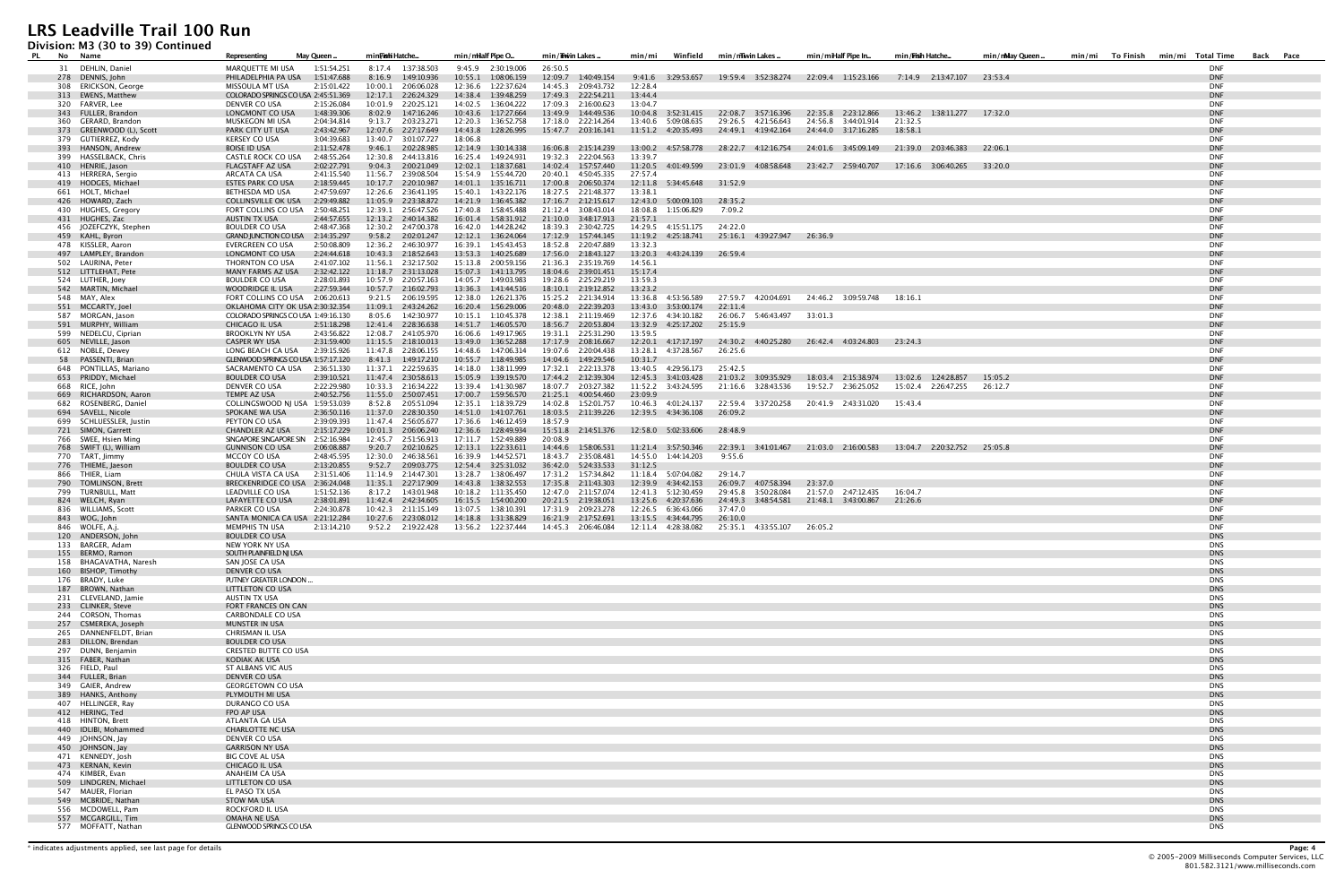# LRS Leadville Trail 100 Run

## Division: M3 (30 to 39) Continued

| PL | No | Name | Representing | May Queen ... | min/mi | Fish Hatche... | min/mi | Half Pipe O... | min/mi | Twin Lakes ... | min/mi | Winfield | min/mi | Twin Lakes ... | min/mi | Half Pipe In... | min/mi | Fish Hatche... | min/mi | May Queen ... | min/mi | To Finish | min/mi | Total Time | Back | Pace |
|---|---|---|---|---|---|---|---|---|---|---|---|---|---|---|---|---|---|---|---|---|---|---|---|---|---|---|
| | 31 | DEHLIN, Daniel | MARQUETTE MI USA | 1:51:54.251 | 8:17.4 | 1:37:38.503 | 9:45.9 | 2:30:19.006 | 26:50.5 | | | | | | | | | | | | | | | DNF | | |
| | 278 | DENNIS, John | PHILADELPHIA PA USA | 1:51:47.688 | 8:16.9 | 1:49:10.936 | 10:55.1 | 1:08:06.159 | 12:09.7 | 1:40:49.154 | 9:41.6 | 3:29:53.657 | 19:59.4 | 3:52:38.274 | 22:09.4 | 1:15:23.166 | 7:14.9 | 2:13:47.107 | 23:53.4 | | | | | DNF | | |
| | 308 | ERICKSON, George | MISSOULA MT USA | 2:15:01.422 | 10:00.1 | 2:06:06.028 | 12:36.6 | 1:22:37.624 | 14:45.3 | 2:09:43.732 | 12:28.4 | | | | | | | | | | | | | DNF | | |
| | 313 | EWENS, Matthew | COLORADO SPRINGS CO USA | 2:45:51.369 | 12:17.1 | 2:26:24.329 | 14:38.4 | 1:39:48.259 | 17:49.3 | 2:22:54.211 | 13:44.4 | | | | | | | | | | | | | DNF | | |
| | 320 | FARVER, Lee | DENVER CO USA | 2:15:26.084 | 10:01.9 | 2:20:25.121 | 14:02.5 | 1:36:04.222 | 17:09.3 | 2:16:00.623 | 13:04.7 | | | | | | | | | | | | | DNF | | |
| | 343 | FULLER, Brandon | LONGMONT CO USA | 1:48:39.306 | 8:02.9 | 1:47:16.246 | 10:43.6 | 1:17:27.664 | 13:49.9 | 1:44:49.536 | 10:04.8 | 3:52:31.415 | 22:08.7 | 3:57:16.396 | 22:35.8 | 2:23:12.866 | 13:46.2 | 1:38:11.277 | 17:32.0 | | | | | DNF | | |
| | 360 | GERARD, Brandon | MUSKEGON MI USA | 2:04:34.814 | 9:13.7 | 2:03:23.271 | 12:20.3 | 1:36:52.758 | 17:18.0 | 2:22:14.264 | 13:40.6 | 5:09:08.635 | 29:26.5 | 4:21:56.643 | 24:56.8 | 3:44:01.914 | 21:32.5 | | | | | | | DNF | | |
| | 373 | GREENWOOD (L), Scott | PARK CITY UT USA | 2:43:42.967 | 12:07.6 | 2:27:17.649 | 14:43.8 | 1:28:26.995 | 15:47.7 | 2:03:16.141 | 11:51.2 | 4:20:35.493 | 24:49.1 | 4:19:42.164 | 24:44.0 | 3:17:16.285 | 18:58.1 | | | | | | | DNF | | |
| | 379 | GUTIERREZ, Kody | KERSEY CO USA | 3:04:39.683 | 13:40.7 | 3:01:07.727 | 18:06.8 | | | | | | | | | | | | | | | | | DNF | | |
| | 393 | HANSON, Andrew | BOISE ID USA | 2:11:52.478 | 9:46.1 | 2:02:28.985 | 12:14.9 | 1:30:14.338 | 16:06.8 | 2:15:14.239 | 13:00.2 | 4:57:58.778 | 28:22.7 | 4:12:16.754 | 24:01.6 | 3:45:09.149 | 21:39.0 | 2:03:46.383 | 22:06.1 | | | | | DNF | | |
| | 399 | HASSELBACK, Chris | CASTLE ROCK CO USA | 2:48:55.264 | 12:30.8 | 2:44:13.816 | 16:25.4 | 1:49:24.931 | 19:32.3 | 2:22:04.563 | 13:39.7 | | | | | | | | | | | | | DNF | | |
| | 410 | HENRIE, Jason | FLAGSTAFF AZ USA | 2:02:27.791 | 9:04.3 | 2:00:21.049 | 12:02.1 | 1:18:37.681 | 14:02.4 | 1:57:57.440 | 11:20.5 | 4:01:49.599 | 23:01.9 | 4:08:58.648 | 23:42.7 | 2:59:40.707 | 17:16.6 | 3:06:40.265 | 33:20.0 | | | | | DNF | | |
| | 413 | HERRERA, Sergio | ARCATA CA USA | 2:41:15.540 | 11:56.7 | 2:39:08.504 | 15:54.9 | 1:55:44.720 | 20:40.1 | 4:50:45.335 | 27:57.4 | | | | | | | | | | | | | DNF | | |
| | 419 | HODGES, Michael | ESTES PARK CO USA | 2:18:59.445 | 10:17.7 | 2:20:10.987 | 14:01.1 | 1:35:16.711 | 17:00.8 | 2:06:50.374 | 12:11.8 | 5:34:45.648 | 31:52.9 | | | | | | | | | | | DNF | | |
| | 661 | HOLT, Michael | BETHESDA MD USA | 2:47:59.697 | 12:26.6 | 2:36:41.195 | 15:40.1 | 1:43:22.176 | 18:27.5 | 2:21:48.377 | 13:38.1 | | | | | | | | | | | | | DNF | | |
| | 426 | HOWARD, Zach | COLLINSVILLE OK USA | 2:29:49.882 | 11:05.9 | 2:23:38.872 | 14:21.9 | 1:36:45.382 | 17:16.7 | 2:12:15.617 | 12:43.0 | 5:00:09.103 | 28:35.2 | | | | | | | | | | | DNF | | |
| | 430 | HUGHES, Gregory | FORT COLLINS CO USA | 2:50:48.251 | 12:39.1 | 2:56:47.526 | 17:40.8 | 1:58:45.488 | 21:12.4 | 3:08:43.014 | 18:08.8 | 1:15:06.829 | 7:09.2 | | | | | | | | | | | DNF | | |
| | 431 | HUGHES, Zac | AUSTIN TX USA | 2:44:57.655 | 12:13.2 | 2:40:14.382 | 16:01.4 | 1:58:31.912 | 21:10.0 | 3:48:17.913 | 21:57.1 | | | | | | | | | | | | | DNF | | |
| | 456 | JOZEFCZYK, Stephen | BOULDER CO USA | 2:48:47.368 | 12:30.2 | 2:47:00.378 | 16:42.0 | 1:44:28.242 | 18:39.3 | 2:30:42.725 | 14:29.5 | 4:15:51.175 | 24:22.0 | | | | | | | | | | | DNF | | |
| | 459 | KAHL, Byron | GRAND JUNCTION CO USA | 2:14:35.297 | 9:58.2 | 2:02:01.247 | 12:12.1 | 1:36:24.064 | 17:12.9 | 1:57:44.145 | 11:19.2 | 4:25:18.741 | 25:16.1 | 4:39:27.947 | 26:36.9 | | | | | | | | | DNF | | |
| | 478 | KISSLER, Aaron | EVERGREEN CO USA | 2:50:08.809 | 12:36.2 | 2:46:30.977 | 16:39.1 | 1:45:43.453 | 18:52.8 | 2:20:47.889 | 13:32.3 | | | | | | | | | | | | | DNF | | |
| | 497 | LAMPLEY, Brandon | LONGMONT CO USA | 2:24:44.618 | 10:43.3 | 2:18:52.643 | 13:53.3 | 1:40:25.689 | 17:56.0 | 2:18:43.127 | 13:20.3 | 4:43:24.139 | 26:59.4 | | | | | | | | | | | DNF | | |
| | 502 | LAURINA, Peter | THORNTON CO USA | 2:41:07.102 | 11:56.1 | 2:32:17.502 | 15:13.8 | 2:00:59.156 | 21:36.3 | 2:35:19.769 | 14:56.1 | | | | | | | | | | | | | DNF | | |
| | 512 | LITTLEHAT, Pete | MANY FARMS AZ USA | 2:32:42.122 | 11:18.7 | 2:31:13.028 | 15:07.3 | 1:41:13.795 | 18:04.6 | 2:39:01.451 | 15:17.4 | | | | | | | | | | | | | DNF | | |
| | 524 | LUTHER, Joey | BOULDER CO USA | 2:28:01.893 | 10:57.9 | 2:20:57.163 | 14:05.7 | 1:49:03.983 | 19:28.6 | 2:25:29.219 | 13:59.3 | | | | | | | | | | | | | DNF | | |
| | 542 | MARTIN, Michael | WOODRIDGE IL USA | 2:27:59.344 | 10:57.7 | 2:16:02.793 | 13:36.3 | 1:41:44.516 | 18:10.1 | 2:19:12.852 | 13:23.2 | | | | | | | | | | | | | DNF | | |
| | 548 | MAY, Alex | FORT COLLINS CO USA | 2:06:20.613 | 9:21.5 | 2:06:19.595 | 12:38.0 | 1:26:21.376 | 15:25.2 | 2:21:34.914 | 13:36.8 | 4:53:56.589 | 27:59.7 | 4:20:04.691 | 24:46.2 | 3:09:59.748 | 18:16.1 | | | | | | | DNF | | |
| | 551 | MCCARTY, Joel | OKLAHOMA CITY OK USA | 2:30:32.354 | 11:09.1 | 2:43:24.262 | 16:20.4 | 1:56:29.006 | 20:48.0 | 2:22:39.203 | 13:43.0 | 3:53:00.174 | 22:11.4 | | | | | | | | | | | DNF | | |
| | 587 | MORGAN, Jason | COLORADO SPRINGS CO USA | 1:49:16.130 | 8:05.6 | 1:42:30.977 | 10:15.1 | 1:10:45.378 | 12:38.1 | 2:11:19.469 | 12:37.6 | 4:34:10.182 | 26:06.7 | 5:46:43.497 | 33:01.3 | | | | | | | | | DNF | | |
| | 591 | MURPHY, William | CHICAGO IL USA | 2:51:18.298 | 12:41.4 | 2:28:36.638 | 14:51.7 | 1:46:05.570 | 18:56.7 | 2:20:53.804 | 13:32.9 | 4:25:17.202 | 25:15.9 | | | | | | | | | | | DNF | | |
| | 599 | NEDELCU, Ciprian | BROOKLYN NY USA | 2:43:56.822 | 12:08.7 | 2:41:05.970 | 16:06.6 | 1:49:17.965 | 19:31.1 | 2:25:31.290 | 13:59.5 | | | | | | | | | | | | | DNF | | |
| | 605 | NEVILLE, Jason | CASPER WY USA | 2:31:59.400 | 11:15.5 | 2:18:10.013 | 13:49.0 | 1:36:52.288 | 17:17.9 | 2:08:16.667 | 12:20.1 | 4:17:17.197 | 24:30.2 | 4:40:25.280 | 26:42.4 | 4:03:24.803 | 23:23.4 | | | | | | | DNF | | |
| | 612 | NOBLE, Dewey | LONG BEACH CA USA | 2:39:15.926 | 11:47.8 | 2:28:06.155 | 14:48.6 | 1:47:06.314 | 19:07.6 | 2:20:04.438 | 13:28.1 | 4:37:28.567 | 26:25.6 | | | | | | | | | | | DNF | | |
| | 58 | PASSENTI, Brian | GLENWOOD SPRINGS CO USA | 1:57:17.120 | 8:41.3 | 1:49:17.210 | 10:55.7 | 1:18:49.985 | 14:04.6 | 1:49:29.546 | 10:31.7 | | | | | | | | | | | | | DNF | | |
| | 648 | PONTILLAS, Mariano | SACRAMENTO CA USA | 2:36:51.330 | 11:37.1 | 2:22:59.635 | 14:18.0 | 1:38:11.999 | 17:32.1 | 2:22:13.378 | 13:40.5 | 4:29:56.173 | 25:42.5 | | | | | | | | | | | DNF | | |
| | 653 | PRIDDY, Michael | BOULDER CO USA | 2:39:10.521 | 11:47.4 | 2:30:58.613 | 15:05.9 | 1:39:19.570 | 17:44.2 | 2:12:39.304 | 12:45.3 | 3:41:03.428 | 21:03.2 | 3:09:35.929 | 18:03.4 | 2:15:38.974 | 13:02.6 | 1:24:28.857 | 15:05.2 | | | | | DNF | | |
| | 668 | RICE, John | DENVER CO USA | 2:22:29.980 | 10:33.3 | 2:16:34.222 | 13:39.4 | 1:41:30.987 | 18:07.7 | 2:03:27.382 | 11:52.2 | 3:43:24.595 | 21:16.6 | 3:28:43.536 | 19:52.7 | 2:36:25.052 | 15:02.4 | 2:26:47.255 | 26:12.7 | | | | | DNF | | |
| | 669 | RICHARDSON, Aaron | TEMPE AZ USA | 2:40:52.756 | 11:55.0 | 2:50:07.451 | 17:00.7 | 1:59:56.570 | 21:25.1 | 4:00:54.460 | 23:09.9 | | | | | | | | | | | | | DNF | | |
| | 682 | ROSENBERG, Daniel | COLLINGSWOOD NJ USA | 1:59:53.039 | 8:52.8 | 2:05:51.094 | 12:35.1 | 1:18:39.729 | 14:02.8 | 1:52:01.757 | 10:46.3 | 4:01:24.137 | 22:59.4 | 3:37:20.258 | 20:41.9 | 2:43:31.020 | 15:43.4 | | | | | | | DNF | | |
| | 694 | SAVELL, Nicole | SPOKANE WA USA | 2:36:50.116 | 11:37.0 | 2:28:30.350 | 14:51.0 | 1:41:07.761 | 18:03.5 | 2:11:39.226 | 12:39.5 | 4:34:36.108 | 26:09.2 | | | | | | | | | | | DNF | | |
| | 699 | SCHLUESSLER, Justin | PEYTON CO USA | 2:39:09.393 | 11:47.4 | 2:56:05.677 | 17:36.6 | 1:46:12.459 | 18:57.9 | | | | | | | | | | | | | | | DNF | | |
| | 721 | SIMON, Garrett | CHANDLER AZ USA | 2:15:17.229 | 10:01.3 | 2:06:06.240 | 12:36.6 | 1:28:49.934 | 15:51.8 | 2:14:51.376 | 12:58.0 | 5:02:33.606 | 28:48.9 | | | | | | | | | | | DNF | | |
| | 766 | SWEE, Hsien Ming | SINGAPORE SINGAPORE SIN | 2:52:16.984 | 12:45.7 | 2:51:56.913 | 17:11.7 | 1:52:49.889 | 20:08.9 | | | | | | | | | | | | | | | DNF | | |
| | 768 | SWIFT (L), William | GUNNISON CO USA | 2:06:08.887 | 9:20.7 | 2:02:10.625 | 12:13.1 | 1:22:33.611 | 14:44.6 | 1:58:06.531 | 11:21.4 | 3:57:50.346 | 22:39.1 | 3:41:01.467 | 21:03.0 | 2:16:00.583 | 13:04.7 | 2:20:32.752 | 25:05.8 | | | | | DNF | | |
| | 770 | TART, Jimmy | MCCOY CO USA | 2:48:45.595 | 12:30.0 | 2:46:38.561 | 16:39.9 | 1:44:52.571 | 18:43.7 | 2:35:08.481 | 14:55.0 | 1:44:14.203 | 9:55.6 | | | | | | | | | | | DNF | | |
| | 776 | THIEME, Jaeson | BOULDER CO USA | 2:13:20.855 | 9:52.7 | 2:09:03.775 | 12:54.4 | 3:25:31.032 | 36:42.0 | 5:24:33.533 | 31:12.5 | | | | | | | | | | | | | DNF | | |
| | 866 | THIER, Liam | CHULA VISTA CA USA | 2:31:51.406 | 11:14.9 | 2:14:47.301 | 13:28.7 | 1:38:06.497 | 17:31.2 | 1:57:34.842 | 11:18.4 | 5:07:04.082 | 29:14.7 | | | | | | | | | | | DNF | | |
| | 790 | TOMLINSON, Brett | BRECKENRIDGE CO USA | 2:36:24.048 | 11:35.1 | 2:27:17.909 | 14:43.8 | 1:38:32.553 | 17:35.8 | 2:11:43.303 | 12:39.9 | 4:34:42.153 | 26:09.7 | 4:07:58.394 | 23:37.0 | | | | | | | | | DNF | | |
| | 799 | TURNBULL, Matt | LEADVILLE CO USA | 1:51:52.136 | 8:17.2 | 1:43:01.948 | 10:18.2 | 1:11:35.450 | 12:47.0 | 2:11:57.074 | 12:41.3 | 5:12:30.459 | 29:45.8 | 3:50:28.084 | 21:57.0 | 2:47:12.435 | 16:04.7 | | | | | | | DNF | | |
| | 824 | WELCH, Ryan | LAFAYETTE CO USA | 2:38:01.891 | 11:42.4 | 2:42:34.605 | 16:15.5 | 1:54:00.200 | 20:21.5 | 2:19:38.051 | 13:25.6 | 4:20:37.636 | 24:49.3 | 3:48:54.581 | 21:48.1 | 3:43:00.867 | 21:26.6 | | | | | | | DNF | | |
| | 836 | WILLIAMS, Scott | PARKER CO USA | 2:24:30.878 | 10:42.3 | 2:11:15.149 | 13:07.5 | 1:38:10.391 | 17:31.9 | 2:09:23.278 | 12:26.5 | 6:36:43.066 | 37:47.0 | | | | | | | | | | | DNF | | |
| | 843 | WOG, John | SANTA MONICA CA USA | 2:21:12.284 | 10:27.6 | 2:23:08.012 | 14:18.8 | 1:31:38.829 | 16:21.9 | 2:17:52.691 | 13:15.5 | 4:34:44.795 | 26:10.0 | | | | | | | | | | | DNF | | |
| | 846 | WOLFE, A.J. | MEMPHIS TN USA | 2:13:14.210 | 9:52.2 | 2:19:22.428 | 13:56.2 | 1:22:37.444 | 14:45.3 | 2:06:46.084 | 12:11.4 | 4:28:38.082 | 25:35.1 | 4:33:55.107 | 26:05.2 | | | | | | | | | DNF | | |
| | 120 | ANDERSON, John | BOULDER CO USA | | | | | | | | | | | | | | | | | | | | | DNS | | |
| | 133 | BARGER, Adam | NEW YORK NY USA | | | | | | | | | | | | | | | | | | | | | DNS | | |
| | 155 | BERMO, Ramon | SOUTH PLAINFIELD NJ USA | | | | | | | | | | | | | | | | | | | | | DNS | | |
| | 158 | BHAGAVATHA, Naresh | SAN JOSE CA USA | | | | | | | | | | | | | | | | | | | | | DNS | | |
| | 160 | BISHOP, Timothy | DENVER CO USA | | | | | | | | | | | | | | | | | | | | | DNS | | |
| | 176 | BRADY, Luke | PUTNEY GREATER LONDON ... | | | | | | | | | | | | | | | | | | | | | DNS | | |
| | 187 | BROWN, Nathan | LITTLETON CO USA | | | | | | | | | | | | | | | | | | | | | DNS | | |
| | 231 | CLEVELAND, Jamie | AUSTIN TX USA | | | | | | | | | | | | | | | | | | | | | DNS | | |
| | 233 | CLINKER, Steve | FORT FRANCES ON CAN | | | | | | | | | | | | | | | | | | | | | DNS | | |
| | 244 | CORSON, Thomas | CARBONDALE CO USA | | | | | | | | | | | | | | | | | | | | | DNS | | |
| | 257 | CSMEREKA, Joseph | MUNSTER IN USA | | | | | | | | | | | | | | | | | | | | | DNS | | |
| | 265 | DANNENFELDT, Brian | CHRISMAN IL USA | | | | | | | | | | | | | | | | | | | | | DNS | | |
| | 283 | DILLON, Brendan | BOULDER CO USA | | | | | | | | | | | | | | | | | | | | | DNS | | |
| | 297 | DUNN, Benjamin | CRESTED BUTTE CO USA | | | | | | | | | | | | | | | | | | | | | DNS | | |
| | 315 | FABER, Nathan | KODIAK AK USA | | | | | | | | | | | | | | | | | | | | | DNS | | |
| | 326 | FIELD, Paul | ST ALBANS VIC AUS | | | | | | | | | | | | | | | | | | | | | DNS | | |
| | 344 | FULLER, Brian | DENVER CO USA | | | | | | | | | | | | | | | | | | | | | DNS | | |
| | 349 | GAIER, Andrew | GEORGETOWN CO USA | | | | | | | | | | | | | | | | | | | | | DNS | | |
| | 389 | HANKS, Anthony | PLYMOUTH MI USA | | | | | | | | | | | | | | | | | | | | | DNS | | |
| | 407 | HELLINGER, Ray | DURANGO CO USA | | | | | | | | | | | | | | | | | | | | | DNS | | |
| | 412 | HERING, Ted | FPO AP USA | | | | | | | | | | | | | | | | | | | | | DNS | | |
| | 418 | HINTON, Brett | ATLANTA GA USA | | | | | | | | | | | | | | | | | | | | | DNS | | |
| | 440 | IDLIBI, Mohammed | CHARLOTTE NC USA | | | | | | | | | | | | | | | | | | | | | DNS | | |
| | 449 | JOHNSON, Jay | DENVER CO USA | | | | | | | | | | | | | | | | | | | | | DNS | | |
| | 450 | JOHNSON, Jay | GARRISON NY USA | | | | | | | | | | | | | | | | | | | | | DNS | | |
| | 471 | KENNEDY, Josh | BIG COVE AL USA | | | | | | | | | | | | | | | | | | | | | DNS | | |
| | 473 | KERNAN, Kevin | CHICAGO IL USA | | | | | | | | | | | | | | | | | | | | | DNS | | |
| | 474 | KIMBER, Evan | ANAHEIM CA USA | | | | | | | | | | | | | | | | | | | | | DNS | | |
| | 509 | LINDGREN, Michael | LITTLETON CO USA | | | | | | | | | | | | | | | | | | | | | DNS | | |
| | 547 | MAUER, Florian | EL PASO TX USA | | | | | | | | | | | | | | | | | | | | | DNS | | |
| | 549 | MCBRIDE, Nathan | STOW MA USA | | | | | | | | | | | | | | | | | | | | | DNS | | |
| | 556 | MCDOWELL, Pam | ROCKFORD IL USA | | | | | | | | | | | | | | | | | | | | | DNS | | |
| | 557 | MCGARGILL, Tim | OMAHA NE USA | | | | | | | | | | | | | | | | | | | | | DNS | | |
| | 577 | MOFFATT, Nathan | GLENWOOD SPRINGS CO USA | | | | | | | | | | | | | | | | | | | | | DNS | | |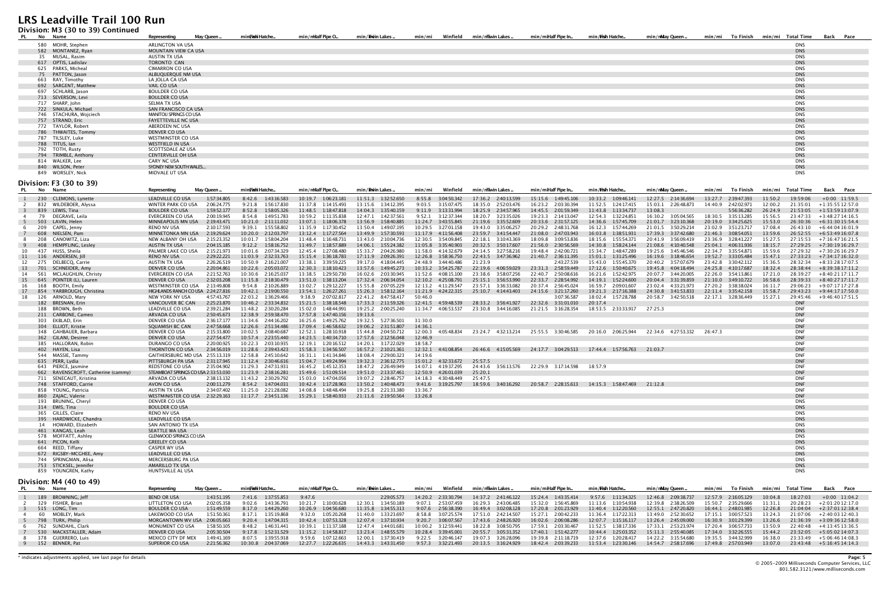# LRS Leadville Trail 100 Run

## Division: M3 (30 to 39) Continued

| PL | No | Name | Representing | May Queen ... | min/mi | Fish Hatche... | min/mi | Half Pipe O... | min/mi | Twin Lakes ... | min/mi | Winfield | min/mi | Twin Lakes ... | min/mi | Half Pipe In... | min/mi | Fish Hatche... | min/mi | May Queen ... | min/mi | To Finish | min/mi | Total Time | Back | Pace |
|---|---|---|---|---|---|---|---|---|---|---|---|---|---|---|---|---|---|---|---|---|---|---|---|---|---|---|
| | 580 | MOHR, Stephen | ARLINGTON VA USA | | | | | | | | | | | | | | | | | | | | | DNS | | |
| | 582 | MONTANEZ, Ryan | MOUNTAIN VIEW CA USA | | | | | | | | | | | | | | | | | | | | | DNS | | |
| | 35 | MUSAL, Rasim | AUSTIN TX USA | | | | | | | | | | | | | | | | | | | | | DNS | | |
| | 617 | OPTIS, Ladislav | TORONTO CAN | | | | | | | | | | | | | | | | | | | | | DNS | | |
| | 625 | PARKS, Micheal | CIMARRON CO USA | | | | | | | | | | | | | | | | | | | | | DNS | | |
| | 75 | PATTON, Jason | ALBUQUERQUE NM USA | | | | | | | | | | | | | | | | | | | | | DNS | | |
| | 663 | RAY, Timothy | LA JOLLA CA USA | | | | | | | | | | | | | | | | | | | | | DNS | | |
| | 692 | SARGENT, Matthew | VAIL CO USA | | | | | | | | | | | | | | | | | | | | | DNS | | |
| | 697 | SCHLARB, Jason | BOULDER CO USA | | | | | | | | | | | | | | | | | | | | | DNS | | |
| | 713 | SEVERSON, Levi | BOULDER CO USA | | | | | | | | | | | | | | | | | | | | | DNS | | |
| | 717 | SHARP, John | SELMA TX USA | | | | | | | | | | | | | | | | | | | | | DNS | | |
| | 722 | SINKULA, Michael | SAN FRANCISCO CA USA | | | | | | | | | | | | | | | | | | | | | DNS | | |
| | 746 | STACHURA, Wojciech | MANITOU SPRINGS CO USA | | | | | | | | | | | | | | | | | | | | | DNS | | |
| | 757 | STRAND, Eric | FAYETTEVILLE NC USA | | | | | | | | | | | | | | | | | | | | | DNS | | |
| | 772 | TAYLOR, Robert | ABERDEEN NC USA | | | | | | | | | | | | | | | | | | | | | DNS | | |
| | 786 | THWAITES, Tommy | DENVER CO USA | | | | | | | | | | | | | | | | | | | | | DNS | | |
| | 787 | TILSLEY, Luke | WESTMINSTER CO USA | | | | | | | | | | | | | | | | | | | | | DNS | | |
| | 788 | TITUS, Ian | WESTFIELD IN USA | | | | | | | | | | | | | | | | | | | | | DNS | | |
| | 792 | TOTH, Rusty | SCOTTSDALE AZ USA | | | | | | | | | | | | | | | | | | | | | DNS | | |
| | 794 | TRIMBLE, Anthony | CENTERVILLE OH USA | | | | | | | | | | | | | | | | | | | | | DNS | | |
| | 814 | WALKER, Lee | CARY NC USA | | | | | | | | | | | | | | | | | | | | | DNS | | |
| | 840 | WILSON, Peter | SYDNEY NEW SOUTH WALES... | | | | | | | | | | | | | | | | | | | | | DNS | | |
| | 849 | WORSLEY, Nick | MIDVALE UT USA | | | | | | | | | | | | | | | | | | | | | DNS | | |

## Division: F3 (30 to 39)

| PL | No | Name | Representing | May Queen ... | min/mi | Fish Hatche... | min/mi | Half Pipe O... | min/mi | Twin Lakes ... | min/mi | Winfield | min/mi | Twin Lakes ... | min/mi | Half Pipe In... | min/mi | Fish Hatche... | min/mi | May Queen ... | min/mi | To Finish | min/mi | Total Time | Back | Pace |
|---|---|---|---|---|---|---|---|---|---|---|---|---|---|---|---|---|---|---|---|---|---|---|---|---|---|---|
| 1 | 230 | CLEMENTS, Lynette | LEADVILLE CO USA | 1:57:34.805 | 8:42.6 | 1:43:16.583 | 10:19.7 | 1:06:23.181 | 11:51.3 | 1:32:52.650 | 8:55.8 | 3:04:50.342 | 17:36.2 | 2:40:13.599 | 15:15.6 | 1:49:45.106 | 10:33.2 | 1:09:46.141 | 12:27.5 | 2:14:36.694 | 13:27.7 | 2:39:47.393 | 11:50.2 | 19:59:06 | +0:00 | 11:59.5 |
| 2 | 832 | WILDEBOER, Alyssa | WINTER PARK CO USA | 2:06:24.775 | 9:21.8 | 1:56:17.830 | 11:37.8 | 1:14:15.493 | 13:15.6 | 1:34:12.395 | 9:03.5 | 3:15:07.475 | 18:35.0 | 2:52:03.476 | 16:23.2 | 2:03:30.394 | 11:52.5 | 1:24:17.415 | 15:03.1 | 2:26:48.873 | 14:40.9 | 2:42:02.971 | 12:00.2 | 21:35:01 | +1:35:55 | 12:57.0 |
| 3 | 839 | LEWIS, Tina | BOULDER CO USA | 1:59:52.177 | 8:52.8 | 1:58:05.326 | 11:48.5 | 1:18:47.818 | 14:04.3 | 1:35:40.159 | 9:11.9 | 3:13:31.994 | 18:25.9 | 2:34:57.965 | 14:45.5 | 2:01:59.349 | 11:43.8 | 1:13:34.737 | 13:08.3 | | | 5:56:36.282 | 26:24.9 | 21:53:05 | +1:53:59 | 13:07.9 |
| 4 | 79 | DEGRAVE, Leila | EVERGREEN CO USA | 2:00:19.945 | 8:54.8 | 1:49:51.783 | 10:59.2 | 1:11:35.838 | 12:47.1 | 1:42:37.561 | 9:52.1 | 3:12:37.344 | 18:20.7 | 3:23:35.026 | 19:23.3 | 2:14:13.047 | 12:54.3 | 1:32:24.851 | 16:30.2 | 3:05:04.565 | 18:30.5 | 3:35:13.285 | 15:56.5 | 23:47:33 | +3:48:27 | 14:16.5 |
| 5 | 503 | LAVIN, Helen | MINNEAPOLIS MN USA | 2:19:43.471 | 10:21.0 | 2:11:11.032 | 13:07.1 | 1:18:06.378 | 13:56.9 | 1:58:40.885 | 11:24.7 | 3:43:55.845 | 21:19.6 | 3:35:52.609 | 20:33.6 | 2:31:57.125 | 14:36.6 | 1:57:45.709 | 21:01.7 | 3:23:10.368 | 20:19.0 | 3:34:25.625 | 15:53.0 | 26:30:36 | +6:31:30 | 15:54.4 |
| 6 | 209 | CAPEL, Jenny | RENO NV USA | 2:10:17.593 | 9:39.1 | 1:55:58.802 | 11:35.9 | 1:17:30.452 | 13:50.4 | 1:49:07.195 | 10:29.5 | 3:27:01.158 | 19:43.0 | 3:35:06.257 | 20:29.2 | 2:48:31.768 | 16:12.3 | 1:57:44.269 | 21:01.5 | 3:50:29.214 | 23:02.9 | 3:51:23.717 | 17:08.4 | 26:43:10 | +6:44:04 | 16:01.9 |
| 7 | 608 | NIELSEN, Pam | MINNETONKA MN USA | 2:19:29.624 | 10:20.0 | 2:12:03.797 | 13:12.4 | 1:17:27.564 | 13:49.9 | 1:57:30.593 | 11:17.9 | 4:11:56.408 | 23:59.7 | 3:41:54.447 | 21:08.0 | 2:47:03.943 | 16:03.8 | 1:38:51.931 | 17:39.3 | 3:37:42.680 | 21:46.3 | 3:08:54.051 | 13:59.6 | 26:52:55 | +6:53:49 | 16:07.8 |
| 8 | 208 | CANOWITZ, Liza | NEW ALBANY OH USA | 2:15:23.352 | 10:01.7 | 1:58:04.208 | 11:48.4 | 1:16:48.731 | 13:43.0 | 2:10:04.736 | 12:30.5 | 3:54:09.845 | 22:18.1 | 3:10:43.369 | 18:09.8 | 3:09:53.836 | 18:15.6 | 1:55:54.371 | 20:41.9 | 3:56:09.419 | 23:36.9 | 3:28:41.227 | 15:27.5 | 27:15:53 | +7:16:47 | 16:21.5 |
| 9 | 408 | HEMPFLING, Lesley | AUSTIN TX USA | 2:04:15.185 | 9:12.2 | 1:58:16.752 | 11:49.7 | 1:18:57.889 | 14:06.1 | 1:55:24.382 | 11:05.8 | 3:35:40.903 | 20:32.5 | 3:50:17.607 | 21:56.0 | 2:30:56.569 | 14:30.8 | 1:58:24.144 | 21:08.6 | 4:10:40.548 | 25:04.1 | 4:06:31.936 | 18:15.7 | 27:29:25 | +7:30:19 | 16:29.7 |
| 10 | 437 | HUSS, Sheila | PALMER LAKE CO USA | 2:15:21.973 | 10:01.6 | 2:07:34.329 | 12:45.4 | 1:27:08.480 | 15:33.7 | 2:04:26.980 | 11:58.0 | 4:14:32.679 | 24:14.5 | 3:27:58.216 | 19:48.4 | 2:42:00.721 | 15:34.7 | 1:48:47.289 | 19:25.6 | 3:45:46.546 | 22:34.7 | 3:35:54.871 | 15:59.6 | 27:29:32 | +7:30:26 | 16:29.7 |
| 11 | 116 | ANDERSEN, Jill | RENO NV USA | 2:29:22.221 | 11:03.9 | 2:32:33.763 | 15:15.4 | 1:36:18.783 | 17:11.9 | 2:09:26.391 | 12:26.8 | 3:58:36.750 | 22:43.5 | 3:47:36.962 | 21:40.7 | 2:36:11.395 | 15:01.1 | 1:31:25.496 | 16:19.6 | 3:18:46.654 | 19:52.7 | 3:33:05.484 | 15:47.1 | 27:33:23 | +7:34:17 | 16:32.0 |
| 12 | 275 | DELBECQ, Carrie | AUSTIN TX USA | 2:26:26.519 | 10:50.9 | 2:16:21.007 | 13:38.1 | 3:39:59.225 | 39:17.0 | 4:18:04.445 | 24:48.9 | 3:44:40.486 | 21:23.9 | | | 2:43:27.539 | 15:43.0 | 1:55:45.370 | 20:40.2 | 3:57:07.679 | 23:42.8 | 3:30:42.112 | 15:36.5 | 28:32:34 | +8:33:28 | 17:07.5 |
| 13 | 701 | SCHNEIDER, Amy | DENVER CO USA | 2:20:04.861 | 10:22.6 | 2:05:03.072 | 12:30.3 | 1:18:10.423 | 13:57.6 | 1:49:45.273 | 10:33.2 | 3:54:25.787 | 22:19.6 | 4:06:59.029 | 23:31.3 | 2:58:59.449 | 17:12.6 | 1:50:40.675 | 19:45.8 | 4:04:18.494 | 24:25.8 | 4:10:17.687 | 18:32.4 | 28:38:44 | +8:39:38 | 17:11.2 |
| 14 | 561 | MCLAUGHLIN, Christy | EVERGREEN CO USA | 2:21:52.763 | 10:30.6 | 2:16:25.037 | 13:38.5 | 1:29:50.730 | 16:02.6 | 2:03:30.945 | 11:52.6 | 4:08:15.100 | 23:38.6 | 3:58:07.256 | 22:40.7 | 2:50:08.616 | 16:21.6 | 1:52:42.975 | 20:07.7 | 3:44:20.005 | 22:26.0 | 3:54:13.861 | 17:21.0 | 28:39:27 | +8:40:21 | 17:11.7 |
| 15 | 645 | POINTER (L), Lauren | DENVER CO USA | 2:32:03.208 | 11:15.8 | 2:18:30.479 | 13:51.0 | 1:38:13.204 | 17:32.4 | 2:06:34.054 | 12:10.2 | 4:25:08.791 | 25:15.1 | 3:56:53.990 | 22:33.7 | 2:28:54.992 | 14:19.1 | 1:52:24.600 | 20:04.4 | 3:31:39.859 | 21:10.0 | 3:49:10.722 | 16:58.6 | 28:39:33 | +8:40:27 | 17:11.7 |
| 16 | 168 | BOOTH, Emily | WESTMINSTER CO USA | 2:13:49.808 | 9:54.8 | 2:10:26.889 | 13:02.7 | 1:29:12.227 | 15:55.8 | 2:07:05.229 | 12:13.2 | 4:11:29.547 | 23:57.1 | 3:36:33.082 | 20:37.4 | 2:56:45.024 | 16:59.7 | 2:09:01.607 | 23:02.4 | 4:33:21.973 | 27:20.2 | 3:38:38.024 | 16:11.7 | 29:06:23 | +9:07:17 | 17:27.8 |
| 17 | 854 | YARBROUGH, Christina | HIGHLANDS RANCH CO USA | 2:24:27.816 | 10:42.1 | 2:19:00.550 | 13:54.1 | 1:26:27.261 | 15:26.3 | 1:58:12.164 | 11:21.9 | 4:24:22.315 | 25:10.7 | 4:14:43.403 | 24:15.6 | 3:21:17.260 | 19:21.3 | 2:17:16.388 | 24:30.8 | 3:41:53.833 | 22:11.4 | 3:35:42.158 | 15:58.7 | 29:43:23 | +9:44:17 | 17:50.0 |
| 18 | 126 | ARNOLD, Mary | NEW YORK NY USA | 4:57:43.767 | 22:03.2 | 1:36:29.466 | 9:38.9 | 2:07:02.817 | 22:41.2 | 8:47:58.417 | 50:46.0 | | | | | 3:07:36.587 | 18:02.4 | 1:57:28.788 | 20:58.7 | 3:42:50.518 | 22:17.1 | 3:28:36.449 | 15:27.1 | 29:45:46 | +9:46:40 | 17:51.5 |
| | 182 | BRESNAN, Erin | VANCOUVER BC CAN | 2:25:23.870 | 10:46.2 | 2:33:34.832 | 15:21.5 | 1:38:18.548 | 17:33.3 | 2:11:59.326 | 12:41.5 | 4:59:48.539 | 28:33.2 | 3:56:41.927 | 22:32.6 | 3:31:01.010 | 20:17.4 | | | | | | | DNF | | |
| | 188 | BROWN, Beth | LEADVILLE CO USA | 2:39:21.284 | 11:48.2 | 2:30:20.284 | 15:02.0 | 1:48:44.991 | 19:25.2 | 2:00:25.240 | 11:34.7 | 4:06:53.537 | 23:30.8 | 3:44:16.085 | 21:21.5 | 3:16:28.354 | 18:53.5 | 2:33:33.917 | 27:25.3 | | | | | DNF | | |
| | 211 | CARBONE, Cameo | ARVADA CO USA | 2:50:45.673 | 12:38.9 | 2:59:38.470 | 17:57.8 | 1:47:40.156 | 19:13.6 | | | | | | | | | | | | | | | DNF | | |
| | 303 | EKBLAD, Erin | DENVER CO USA | 2:36:17.177 | 11:34.6 | 2:44:16.202 | 16:25.6 | 1:49:25.762 | 19:32.5 | 5:27:36.501 | 31:30.0 | | | | | | | | | | | | | DNF | | |
| | 304 | ELLIOT, Kristie | SQUAMISH BC CAN | 2:47:58.668 | 12:26.6 | 2:51:34.486 | 17:09.4 | 1:46:58.632 | 19:06.2 | 2:31:51.807 | 14:36.1 | | | | | | | | | | | | | DNF | | |
| | 348 | GAHBAUER, Barbara | DENVER CO USA | 2:15:33.800 | 10:02.5 | 2:08:40.687 | 12:52.1 | 1:28:10.918 | 15:44.8 | 2:04:50.712 | 12:00.3 | 4:05:48.834 | 23:24.7 | 4:32:13.214 | 25:55.5 | 3:30:46.585 | 20:16.0 | 2:06:25.944 | 22:34.6 | 4:27:53.332 | 26:47.3 | | | DNF | | |
| | 362 | GILANI, Desiree | DENVER CO USA | 2:27:54.477 | 10:57.4 | 2:23:55.440 | 14:23.5 | 1:40:34.710 | 17:57.6 | 2:12:56.048 | 12:46.9 | | | | | | | | | | | | | DNF | | |
| | 385 | HALLORAN, Robin | DURANGO CO USA | 2:20:00.925 | 10:22.3 | 2:03:10.935 | 12:19.1 | 1:20:16.512 | 14:20.1 | 3:17:22.029 | 18:58.7 | | | | | | | | | | | | | DNF | | |
| | 402 | HAYEN, Lisa | THORNTON CO USA | 2:34:56.019 | 11:28.6 | 2:39:43.423 | 15:58.3 | 1:34:56.507 | 16:57.2 | 2:10:21.361 | 12:32.1 | 4:41:08.854 | 26:46.6 | 4:15:05.569 | 24:17.7 | 3:04:29.513 | 17:44.4 | 1:57:56.763 | 21:03.7 | | | | | DNF | | |
| | 544 | MASSIE, Tammy | GAITHERSBURG MD USA | 2:55:13.319 | 12:58.8 | 2:45:10.642 | 16:31.1 | 1:41:34.846 | 18:08.4 | 2:29:00.323 | 14:19.6 | | | | | | | | | | | | | DNF | | |
| | 635 | PERR, Lydia | PITTSBURGH PA USA | 2:31:17.945 | 11:12.4 | 2:30:46.616 | 15:04.7 | 1:49:24.994 | 19:32.3 | 2:36:12.775 | 15:01.2 | 4:32:33.672 | 25:57.5 | | | | | | | | | | | DNF | | |
| | 643 | PIERCE, Jasmine | REDSTONE CO USA | 2:35:04.902 | 11:29.3 | 2:47:31.931 | 16:45.2 | 1:45:12.353 | 18:47.2 | 2:26:49.949 | 14:07.1 | 4:19:37.295 | 24:43.6 | 3:56:13.576 | 22:29.9 | 3:17:14.598 | 18:57.9 | | | | | | | DNF | | |
| | 662 | RAVENSCROFT, Catherine (cammy) | STEAMBOAT SPRINGS CO USA | 2:33:53.030 | 11:23.9 | 2:38:16.281 | 15:49.6 | 1:51:09.514 | 19:51.0 | 2:13:37.461 | 12:50.9 | 4:26:01.039 | 25:20.1 | | | | | | | | | | | DNF | | |
| | 711 | SENECAUT, Kristina | ARVADA CO USA | 2:38:13.132 | 11:43.2 | 2:30:29.792 | 15:03.0 | 1:47:04.056 | 19:07.2 | 2:28:46.757 | 14:18.3 | 4:30:48.499 | 25:47.5 | | | | | | | | | | | DNF | | |
| | 748 | STAFFORD, Carrie | AVON CO USA | 2:00:11.279 | 8:54.2 | 1:47:04.031 | 10:42.4 | 1:17:28.963 | 13:50.2 | 1:40:48.473 | 9:41.6 | 3:19:25.797 | 18:59.6 | 3:40:16.292 | 20:58.7 | 2:28:15.613 | 14:15.3 | 1:58:47.469 | 21:12.8 | | | | | DNF | | |
| | 858 | YOUNG, Patricia | AUSTIN TX USA | 2:34:07.402 | 11:25.0 | 2:21:28.082 | 14:08.8 | 1:48:48.494 | 19:25.8 | 2:21:33.380 | 13:36.7 | | | | | | | | | | | | | DNF | | |
| | 860 | ZAJAC, Valerie | WESTMINSTER CO USA | 2:32:29.163 | 11:17.7 | 2:34:51.136 | 15:29.1 | 1:58:40.933 | 21:11.6 | 2:19:50.564 | 13:26.8 | | | | | | | | | | | | | DNF | | |
| | 193 | BRUNING, Cheryl | DENVER CO USA | | | | | | | | | | | | | | | | | | | | | DNS | | |
| | 314 | EWIS, Tina | BOULDER CO USA | | | | | | | | | | | | | | | | | | | | | DNS | | |
| | 365 | GILLES, Claire | RENO NV USA | | | | | | | | | | | | | | | | | | | | | DNS | | |
| | 395 | HARDWICKE, Chandra | LEADVILLE CO USA | | | | | | | | | | | | | | | | | | | | | DNS | | |
| | 14 | HOWARD, Elizabeth | SAN ANTONIO TX USA | | | | | | | | | | | | | | | | | | | | | DNS | | |
| | 461 | KANGAS, Leah | SEATTLE WA USA | | | | | | | | | | | | | | | | | | | | | DNS | | |
| | 578 | MOFFATT, Ashley | GLENWOOD SPRINGS CO USA | | | | | | | | | | | | | | | | | | | | | DNS | | |
| | 641 | PICON, Kelli | GREELEY CO USA | | | | | | | | | | | | | | | | | | | | | DNS | | |
| | 664 | REED, Tiffany | CASPER WY USA | | | | | | | | | | | | | | | | | | | | | DNS | | |
| | 672 | RIGSBY-MCGHEE, Amy | LEADVILLE CO USA | | | | | | | | | | | | | | | | | | | | | DNS | | |
| | 744 | SPRINGMAN, Alisa | MERCERSBURG PA USA | | | | | | | | | | | | | | | | | | | | | DNS | | |
| | 753 | STICKSEL, Jennifer | AMARILLO TX USA | | | | | | | | | | | | | | | | | | | | | DNS | | |
| | 859 | YOUNGREN, Kathy | HUNTSVILLE AL USA | | | | | | | | | | | | | | | | | | | | | DNS | | |

## Division: M4 (40 to 49)

| PL | No | Name | Representing | May Queen ... | min/mi | Fish Hatche... | min/mi | Half Pipe O... | min/mi | Twin Lakes ... | min/mi | Winfield | min/mi | Twin Lakes ... | min/mi | Half Pipe In... | min/mi | Fish Hatche... | min/mi | May Queen ... | min/mi | To Finish | min/mi | Total Time | Back | Pace |
|---|---|---|---|---|---|---|---|---|---|---|---|---|---|---|---|---|---|---|---|---|---|---|---|---|---|---|
| 1 | 189 | BROWNING, Jeff | BEND OR USA | 1:43:51.195 | 7:41.6 | 1:37:55.853 | 9:47.6 | | | 2:29:05.573 | 14:20.2 | 2:33:30.794 | 14:37.2 | 2:41:46.122 | 15:24.4 | 1:43:35.414 | 9:57.6 | 1:11:34.325 | 12:46.8 | 2:09:38.737 | 12:57.9 | 2:16:05.129 | 10:04.8 | 18:27:03 | +0:00 | 11:04.2 |
| 2 | 329 | FISHER, Brian | LITTLETON CO USA | 2:02:05.358 | 9:02.6 | 1:43:36.791 | 10:21.7 | 1:10:00.628 | 12:30.1 | 1:34:50.189 | 9:07.1 | 2:53:07.459 | 16:29.3 | 2:43:06.485 | 15:32.0 | 1:56:45.869 | 11:13.6 | 1:10:54.938 | 12:39.8 | 2:38:26.509 | 15:50.7 | 2:35:29.666 | 11:31.1 | 20:28:23 | +2:01:20 | 12:17.0 |
| 3 | 515 | LONG, Tim | BOULDER CO USA | 1:51:49.559 | 8:17.0 | 1:44:29.260 | 10:26.9 | 1:04:56.680 | 11:35.8 | 1:34:55.313 | 9:07.6 | 2:56:38.390 | 16:49.4 | 3:02:08.128 | 17:20.8 | 2:01:23.929 | 11:40.8 | 1:12:20.560 | 12:55.1 | 2:47:20.820 | 16:44.1 | 2:48:01.985 | 12:26.8 | 21:04:04 | +2:37:01 | 12:38.4 |
| 4 | 60 | MOBLEY, Mark | LAKEWOOD CO USA | 1:51:50.361 | 8:17.1 | 1:35:19.868 | 9:32.0 | 1:05:20.268 | 11:40.0 | 1:33:23.697 | 8:58.8 | 3:07:25.574 | 17:51.0 | 2:42:14.507 | 15:27.1 | 2:00:42.233 | 11:36.4 | 1:17:22.313 | 13:49.0 | 2:52:30.652 | 17:15.1 | 3:00:57.523 | 13:24.3 | 21:07:06 | +2:40:03 | 12:40.3 |
| 5 | 798 | TURK, Philip | MORGANTOWN WV USA | 2:06:05.663 | 9:20.4 | 1:47:04.315 | 10:42.4 | 1:07:53.328 | 12:07.4 | 1:37:10.934 | 9:20.7 | 3:06:07.567 | 17:43.6 | 2:48:26.920 | 16:02.6 | 2:06:08.286 | 12:07.7 | 1:15:16.117 | 13:26.4 | 2:45:09.000 | 16:30.9 | 3:01:29.399 | 13:26.6 | 21:36:39 | +3:09:36 | 12:58.0 |
| 6 | 762 | SUNDAHL, Clark | MONUMENT CO USA | 1:58:50.105 | 8:48.2 | 1:46:31.441 | 10:39.1 | 1:11:37.188 | 12:47.4 | 1:44:01.681 | 10:00.2 | 3:12:59.441 | 18:22.8 | 3:08:50.795 | 17:59.1 | 2:03:30.467 | 11:52.5 | 1:38:17.336 | 17:33.1 | 2:53:21.974 | 17:20.4 | 3:06:57.733 | 13:50.9 | 22:40:48 | +4:13:45 | 13:36.5 |
| 7 | 530 | MACKSTALLER, Adam | DENVER CO USA | 2:05:30.504 | 9:17.8 | 1:52:31.529 | 11:15.2 | 1:14:58.817 | 13:23.4 | 1:48:55.579 | 10:28.4 | 3:39:45.001 | 20:55.7 | 3:05:31.352 | 17:40.1 | 1:51:42.277 | 10:44.4 | 1:25:03.352 | 15:11.3 | 2:55:40.085 | 17:34.0 | 3:32:26.555 | 15:44.2 | 23:32:05 | +5:05:02 | 14:07.3 |
| 8 | 378 | GUERRERO, Luis | MEXICO CITY DF MEX | 1:49:41.169 | 8:07.5 | 1:39:55.918 | 9:59.6 | 1:07:12.663 | 12:00.1 | 1:37:30.419 | 9:22.5 | 3:20:46.147 | 19:07.3 | 3:26:28.096 | 19:39.8 | 2:11:18.719 | 12:37.6 | 1:20:28.417 | 14:22.2 | 3:15:54.680 | 19:35.5 | 3:44:32.999 | 16:38.0 | 23:33:49 | +5:06:46 | 14:08.3 |
| 9 | 152 | BENNER, Pat | SUPERIOR CO USA | 2:21:56.362 | 10:30.8 | 2:04:37.069 | 12:27.7 | 1:22:26.635 | 14:43.3 | 1:43:31.450 | 9:57.3 | 3:32:21.493 | 20:13.5 | 3:16:24.929 | 18:42.4 | 2:03:39.233 | 11:53.4 | 1:23:30.146 | 14:54.7 | 2:58:17.696 | 17:49.8 | 2:57:03.949 | 13:07.0 | 23:43:48 | +5:16:45 | 14:14.3 |

* indicates adjustments applied, see last page for details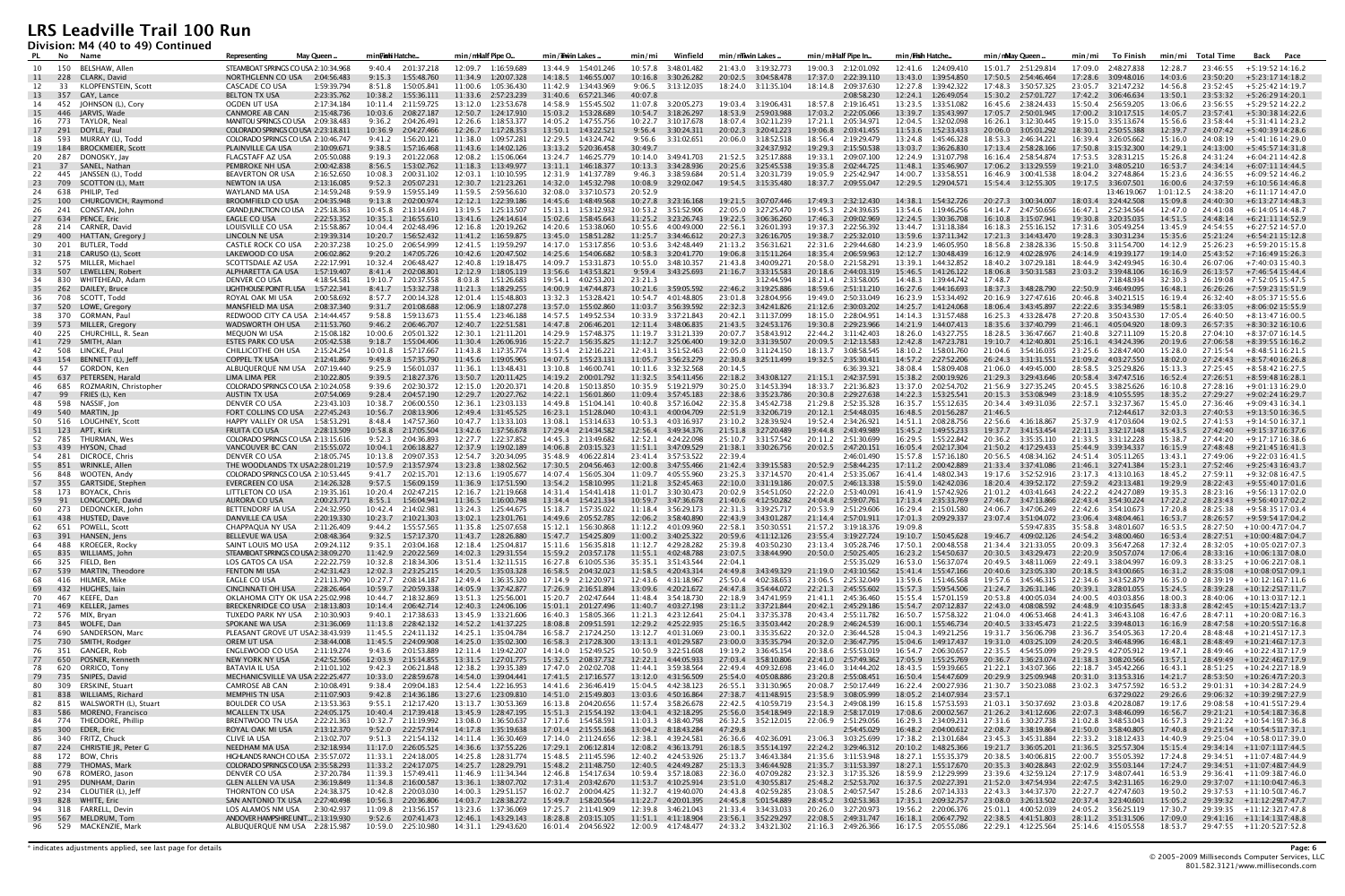# LRS Leadville Trail 100 Run

## Division: M4 (40 to 49) (Continued)

| PL | No | Name | Representing | May Queen | min/mi | Fish Hatchery | min/mi | Half Pipe Out | min/mi | Twin Lakes | min/mi | Winfield | min/mi | Twin Lakes | min/mi | Half Pipe Out | min/mi | Fish Hatchery | min/mi | May Queen | min/mi | To Finish | min/mi | Total Time | Back | Pace |
|---|---|---|---|---|---|---|---|---|---|---|---|---|---|---|---|---|---|---|---|---|---|---|---|---|---|---|
| 10 | 150 | BELSHAW, Allen | STEAMBOAT SPRINGS CO USA | 2:10:34.968 | 9:40.4 | 2:01:37.218 | 12:09.7 | 1:16:59.689 | 13:44.9 | 1:54:01.246 | 10:57.8 | 3:48:01.482 | 21:43.0 | 3:19:32.773 | 19:00.3 | 2:12:01.092 | 12:41.6 | 1:24:09.410 | 15:01.7 | 2:51:29.814 | 17:09.0 | 2:48:27.838 | 12:28.7 | 23:46:55 | +5:19:52 | 14:16.2 |
| 11 | 228 | CLARK, David | NORTHGLENN CO USA | 2:04:56.483 | 9:15.3 | 1:55:48.760 | 11:34.9 | 1:20:07.328 | 14:18.5 | 1:46:55.007 | 10:16.8 | 3:30:26.281 | 20:02.5 | 3:04:58.478 | 17:37.0 | 2:22:39.110 | 13:43.0 | 1:39:54.850 | 17:50.5 | 2:54:46.464 | 17:28.6 | 3:09:48.076 | 14:03.6 | 23:50:20 | +5:23:17 | 14:18.2 |
| 12 | 33 | KLOPFENSTEIN, Scott | CASCADE CO USA | 1:59:39.794 | 8:51.8 | 1:50:05.841 | 11:00.6 | 1:05:36.430 | 11:42.9 | 1:34:43.969 | 9:06.5 | 3:13:12.035 | 18:24.0 | 3:11:35.104 | 18:14.8 | 2:09:37.630 | 12:27.8 | 1:39:42.322 | 17:48.3 | 3:50:57.325 | 23:05.7 | 3:21:47.232 | 14:56.8 | 23:52:45 | +5:25:42 | 14:19.7 |
| 13 | 357 | GAY, Lance | BELTON TX USA | 2:23:35.762 | 10:38.2 | 1:55:36.111 | 11:33.6 | 2:57:23.239 | 31:40.6 | 6:57:21.346 | 40:07.8 | | | | | 2:08:58.230 | 12:24.1 | 1:26:49.054 | 15:30.2 | 2:57:01.727 | 17:42.2 | 3:06:46.634 | 13:50.1 | 23:53:32 | +5:26:29 | 14:20.1 |
| 14 | 452 | JOHNSON (L), Cory | OGDEN UT USA | 2:17:34.184 | 10:11.4 | 2:11:59.725 | 13:12.0 | 1:23:53.678 | 14:58.9 | 1:55:45.502 | 11:07.8 | 3:20:05.273 | 19:03.4 | 3:19:06.431 | 18:57.8 | 2:19:16.451 | 13:23.5 | 1:33:51.082 | 16:45.6 | 2:38:24.433 | 15:50.4 | 2:56:59.205 | 13:06.6 | 23:56:55 | +5:29:52 | 14:22.2 |
| 15 | 446 | JARVIS, Wade | CANMORE AB CAN | 2:15:48.736 | 10:03.6 | 2:08:27.187 | 12:50.7 | 1:24:17.910 | 15:03.2 | 1:53:28.689 | 10:54.7 | 3:18:26.297 | 18:53.9 | 2:59:03.988 | 17:03.2 | 2:22:05.066 | 13:39.7 | 1:35:43.997 | 17:05.7 | 2:50:01.945 | 17:00.2 | 3:10:17.515 | 14:05.2 | 23:57:41 | +5:30:38 | 14:22.6 |
| 16 | 773 | TAYLOR, Neal | MANITOU SPRINGS CO USA | 2:09:38.483 | 9:36.2 | 2:04:26.491 | 12:26.6 | 1:18:53.377 | 14:05.2 | 1:47:55.756 | 10:22.7 | 3:10:17.678 | 18:07.4 | 3:02:11.239 | 17:21.1 | 2:05:34.971 | 12:04.5 | 1:32:02.098 | 16:26.1 | 3:12:30.445 | 19:15.0 | 3:35:13.674 | 15:56.6 | 23:58:44 | +5:31:41 | 14:23.2 |
| 17 | 291 | DOYLE, Paul | COLORADO SPRINGS CO USA | 2:23:18.811 | 10:36.9 | 2:04:27.466 | 12:26.7 | 1:17:28.353 | 13:50.1 | 1:43:22.521 | 9:56.4 | 3:30:24.311 | 20:02.3 | 3:20:41.223 | 19:06.8 | 2:03:41.455 | 11:53.6 | 1:25:33.433 | 15:16.9 | 3:21:00.292 | 20:06.0 | 2:55:17.208 | 12:59.1 | 24:07:42 | +5:40:39 | 14:28.6 |
| 18 | 593 | MURRAY (L), Todd | COLORADO SPRINGS CO USA | 2:10:46.747 | 9:41.2 | 1:56:20.121 | 11:38.0 | 1:09:57.281 | 12:29.5 | 1:43:24.742 | 9:56.6 | 3:31:02.651 | 20:06.0 | 3:18:52.518 | 18:56.4 | 2:19:29.479 | 13:24.8 | 1:45:46.328 | 18:53.3 | 2:46:34.221 | 16:39.4 | 3:26:05.662 | 15:16.0 | 24:08:19 | +5:41:16 | 14:29.0 |
| 19 | 184 | BROCKMEIER, Scott | PLAINVILLE GA USA | 2:10:09.671 | 9:38.5 | 1:57:16.468 | 11:43.6 | 1:14:02.126 | 13:13.2 | 5:20:46.458 | 30:49.7 | | | 3:24:37.932 | 19:29.3 | 2:15:50.538 | 13:03.3 | 1:36:26.830 | 17:13.3 | 2:58:28.166 | 17:50.8 | 3:13:32.300 | 14:29.1 | 24:13:00 | +5:45:57 | 14:31.8 |
| 20 | 287 | DONOSKY, Jay | FLAGSTAFF AZ USA | 2:05:50.088 | 9:19.3 | 2:01:22.068 | 12:08.2 | 1:15:06.064 | 13:24.7 | 1:46:25.779 | 10:14.0 | 3:49:41.703 | 21:52.5 | 3:25:17.888 | 19:33.1 | 2:09:07.100 | 12:24.9 | 1:31:07.984 | 16:16.4 | 2:58:54.874 | 17:53.5 | 3:28:31.215 | 15:26.8 | 24:31:24 | +6:04:21 | 14:42.8 |
| 21 | 37 | SANEL, Nathan | PEMBROKE NH USA | 2:00:42.838 | 8:56.5 | 1:53:02.762 | 11:18.3 | 1:13:49.977 | 13:11.1 | 1:46:18.377 | 10:13.3 | 3:34:28.936 | 20:25.6 | 3:25:45.538 | 19:35.8 | 2:02:44.725 | 11:48.1 | 1:35:46.907 | 17:06.2 | 3:13:29.559 | 19:21.0 | 3:48:05.210 | 16:53.7 | 24:34:46 | +6:07:43 | 14:44.9 |
| 22 | 445 | JANSSEN (L), Todd | BEAVERTON OR USA | 2:16:52.650 | 10:08.3 | 2:00:31.102 | 12:03.1 | 1:10:10.595 | 12:31.9 | 1:41:17.789 | 9:46.3 | 3:38:59.684 | 20:51.4 | 3:20:31.739 | 19:05.9 | 2:25:42.947 | 14:00.7 | 1:33:58.551 | 16:46.9 | 3:00:41.538 | 18:04.2 | 3:27:48.864 | 15:23.6 | 24:36:55 | +6:09:52 | 14:46.2 |
| 23 | 709 | SCOTTON (L), Matt | NEWTON IA USA | 2:13:16.085 | 9:52.3 | 2:05:07.211 | 12:30.7 | 1:21:23.261 | 14:32.0 | 1:45:32.798 | 10:08.9 | 3:29:02.047 | 19:54.5 | 3:15:35.480 | 18:37.7 | 2:09:55.047 | 12:29.5 | 1:29:04.813 | 15:54.4 | 3:12:55.305 | 19:17.5 | 3:36:07.501 | 16:00.6 | 24:37:59 | +6:10:56 | 14:46.8 |
| 24 | 638 | PHILIP, Ted | WAYLAND MA USA | 2:14:59.248 | 9:59.9 | 1:59:55.149 | 11:59.5 | 2:59:56.610 | 32:08.0 | 3:37:10.573 | 20:52.9 | | | | | | | | | | | 13:46:19.067 | 1:01:12.5 | 24:38:20 | +6:11:17 | 14:47.0 |
| 25 | 100 | CHURGOVICH, Raymond | BROOMFIELD CO USA | 2:04:35.948 | 9:13.8 | 2:02:00.974 | 12:12.1 | 1:22:39.186 | 14:45.6 | 1:48:49.568 | 10:27.8 | 3:23:16.168 | 19:21.5 | 3:07:07.446 | 17:49.3 | 2:32:12.430 | 14:38.1 | 1:54:32.726 | 20:27.3 | 3:00:34.007 | 18:03.4 | 3:24:13.027 | 15:09.8 | 24:40:30 | +6:13:27 | 14:48.3 |
| 26 | 241 | CONSTAN, John | GRAND JUNCTION CO USA | 2:25:18.363 | 10:45.8 | 2:13:44.691 | 13:22.5 | 1:25:13.507 | 15:13.1 | 1:53:12.932 | 10:53.2 | 3:51:52.906 | 22:05.3 | 3:27:25.470 | 19:45.3 | 2:24:39.635 | 13:54.6 | 1:19:46.256 | 14:14.7 | 2:47:50.656 | 16:47.1 | 3:52:24.564 | 17:13.6 | 24:41:08 | +6:14:05 | 14:48.7 |
| 27 | 634 | PENCE, Eric | EAGLE CO USA | 2:22:53.352 | 10:35.1 | 2:16:55.610 | 13:41.6 | 1:24:14.614 | 15:02.6 | 1:58:45.643 | 11:25.2 | 3:23:26.743 | 19:22.5 | 3:06:36.260 | 17:46.3 | 2:09:02.969 | 12:24.5 | 1:30:36.708 | 16:10.8 | 3:15:07.941 | 19:30.8 | 3:20:35.035 | 14:51.5 | 24:48:14 | +6:21:11 | 14:52.9 |
| 28 | 214 | CARNER, David | LOUISVILLE CO USA | 2:15:58.867 | 10:04.4 | 2:02:48.496 | 12:16.8 | 1:20:19.262 | 14:20.6 | 1:53:38.060 | 10:55.6 | 4:00:49.000 | 22:56.1 | 3:26:01.393 | 19:37.3 | 2:22:56.392 | 13:44.7 | 1:31:18.384 | 16:18.3 | 2:55:16.152 | 17:31.6 | 3:05:49.254 | 13:45.9 | 24:54:55 | +6:27:52 | 14:57.0 |
| 29 | 400 | HATTAN, Gregory J | LINCOLN NE USA | 2:19:39.314 | 10:20.7 | 1:58:52.432 | 11:53.2 | 1:11:41.259 | 12:48.1 | 1:47:33.260 | 10:20.4 | 3:44:12.510 | 21:21.2 | 3:12:46.640 | 18:21.6 | 2:36:07.985 | 15:00.7 | 1:23:47.310 | 14:57.7 | 3:14:43.470 | 19:28.3 | 3:52:04.656 | 17:11.4 | 25:21:24 | +6:54:21 | 15:12.8 |
| 30 | 201 | BUTLER, Todd | CASTLE ROCK CO USA | 2:20:37.238 | 10:25.0 | 2:06:54.999 | 12:41.5 | 1:19:59.297 | 14:17.0 | 1:53:17.856 | 10:53.4 | 3:42:48.449 | 21:13.2 | 3:56:31.621 | 22:31.6 | 2:29:44.680 | 14:23.9 | 1:46:05.950 | 18:56.8 | 2:38:28.336 | 15:50.8 | 3:11:54.700 | 14:12.9 | 25:26:23 | +6:59:20 | 15:15.8 |
| 31 | 218 | CARUSO (L), Scott | LAKEWOOD CO USA | 2:06:02.862 | 9:20.2 | 1:47:05.726 | 10:42.6 | 1:20:47.502 | 14:25.6 | 1:54:06.682 | 10:58.3 | 3:20:41.770 | 19:06.8 | 3:15:11.264 | 18:35.4 | 2:06:59.963 | 12:12.7 | 1:30:48.439 | 16:12.9 | 4:02:28.976 | 24:14.9 | 4:19:39.177 | 19:14.0 | 25:43:52 | +7:16:49 | 15:26.3 |
| 32 | 575 | MILLER, Michael | SCOTTSDALE AZ USA | 2:22:17.991 | 10:32.4 | 2:06:48.427 | 12:40.8 | 1:19:18.475 | 14:09.7 | 1:53:31.873 | 10:55.0 | 3:48:10.937 | 21:43.8 | 3:40:09.271 | 20:58.0 | 2:21:58.291 | 13:39.1 | 1:44:32.852 | 18:40.2 | 3:07:29.381 | 18:44.9 | 3:42:49.945 | 16:30.4 | 26:07:06 | +7:40:03 | 15:40.3 |
| 33 | 507 | LEWELLEN, Robert | ALPHARETTA GA USA | 1:57:19.407 | 8:41.4 | 2:02:08.801 | 12:12.9 | 1:18:05.119 | 13:56.6 | 1:43:53.821 | 9:59.4 | 3:43:25.693 | 21:16.7 | 3:33:15.583 | 20:18.6 | 2:44:03.319 | 15:46.5 | 1:41:26.122 | 18:06.8 | 3:50:31.583 | 23:03.2 | 3:39:48.106 | 16:16.9 | 26:13:57 | +7:46:54 | 15:44.4 |
| 34 | 830 | WHITEHEAD, Adam | DENVER CO USA | 4:18:54.581 | 19:10.7 | 1:20:37.558 | 8:03.8 | 1:51:26.683 | 19:54.1 | 4:02:53.001 | 23:21.3 | | | 3:12:44.594 | 18:21.4 | 2:33:58.005 | 14:48.3 | 1:39:44.792 | 17:48.7 | | | 7:18:48.934 | 32:30.3 | 26:19:08 | +7:52:05 | 15:47.5 |
| 35 | 262 | DAILEY, Bruce | LIGHTHOUSE POINT FL USA | 1:57:22.341 | 8:41.7 | 1:53:32.738 | 11:21.3 | 1:18:29.255 | 14:00.9 | 1:47:44.873 | 10:21.6 | 3:59:05.592 | 22:46.2 | 3:19:25.886 | 18:59.6 | 2:51:11.210 | 16:27.6 | 1:44:16.693 | 18:37.3 | 3:48:28.790 | 22:50.9 | 3:46:49.095 | 16:48.1 | 26:26:25 | +7:59:22 | 15:51.9 |
| 36 | 708 | SCOTT, Todd | ROYAL OAK MI USA | 2:00:58.692 | 8:57.7 | 2:00:24.068 | 12:02.4 | 1:11:04.460 | 12:41.2 | 1:53:28.421 | 10:54.7 | 4:01:48.805 | 23:01.8 | 3:28:04.956 | 19:49.0 | 2:50:13.049 | 16:21.3 | 1:53:49.292 | 20:19.6 | 3:27:47.616 | 20:46.8 | 3:40:21.515 | 16:19.4 | 26:32:20 | +8:05:17 | 15:55.4 |
| 37 | 520 | LOWE, Gregory | MANSFIELD MA USA | 2:08:37.340 | 9:31.7 | 2:01:08.688 | 12:06.9 | 1:18:07.278 | 13:57.0 | 1:55:02.860 | 11:03.7 | 3:56:39.592 | 22:32.3 | 3:42:41.826 | 21:12.6 | 2:30:03.202 | 14:25.7 | 1:41:24.068 | 18:06.4 | 3:43:45.897 | 22:22.6 | 3:35:34.989 | 15:58.1 | 26:33:05 | +8:06:02 | 15:55.9 |
| 38 | 370 | GORMAN, Paul | REDWOOD CITY CA USA | 2:14:44.457 | 9:58.8 | 1:59:13.673 | 11:55.4 | 1:23:46.188 | 14:57.5 | 1:49:52.534 | 10:33.9 | 3:37:21.843 | 20:42.1 | 3:11:37.099 | 18:15.0 | 2:28:04.961 | 14:14.3 | 1:31:57.488 | 16:25.3 | 4:33:28.478 | 27:20.8 | 3:50:43.530 | 17:05.4 | 26:40:50 | +8:13:47 | 16:00.5 |
| 39 | 573 | MILLER, Gregory | WADSWORTH OH USA | 2:11:53.760 | 9:46.2 | 2:06:46.767 | 12:40.7 | 1:22:51.581 | 14:47.8 | 1:48:06.835 | 10:23.6 | 3:48:06.835 | 21:43.5 | 3:24:53.176 | 19:30.8 | 2:29:23.966 | 14:21.9 | 1:45:07.413 | 18:46.2 | 3:37:40.799 | 21:46.1 | 4:05:04.920 | 18:09.3 | 26:57:35 | +8:30:32 | 16:10.6 |
| 40 | 225 | CHURCHILL, R. Sean | MEQUON WI USA | 2:15:08.182 | 10:00.6 | 2:05:01.322 | 12:30.1 | 1:21:11.201 | 14:29.9 | 1:57:48.375 | 11:19.7 | 3:31:21.339 | 20:07.7 | 3:58:43.912 | 22:44.2 | 3:11:42.403 | 18:26.0 | 1:43:27.755 | 18:28.5 | 3:36:47.667 | 21:40.8 | 3:27:11.109 | 15:20.8 | 27:04:10 | +8:37:07 | 16:14.5 |
| 41 | 729 | SMITH, Alan | ESTES PARK CO USA | 2:05:42.538 | 9:18.7 | 1:55:04.406 | 11:30.4 | 1:26:06.916 | 15:22.7 | 1:56:35.825 | 11:12.7 | 3:25:06.400 | 19:32.0 | 3:31:39.507 | 20:09.5 | 2:12:13.583 | 12:42.8 | 1:47:23.781 | 19:10.7 | 4:12:40.801 | 25:16.1 | 4:34:24.396 | 20:19.6 | 27:06:58 | +8:39:55 | 16:16.2 |
| 42 | 508 | LINCKE, Paul | CHILLICOTHE OH USA | 2:15:24.254 | 10:01.8 | 1:57:00.774 | 11:42.1 | 1:17:55.774 | 13:55.1 | 2:12:16.221 | 12:43.1 | 3:51:52.450 | 22:05.0 | 3:11:24.150 | 18:13.7 | 3:08:58.545 | 18:10.2 | 1:58:01.760 | 21:04.6 | 3:54:16.035 | 23:25.6 | 3:28:47.000 | 15:28.0 | 27:15:54 | +8:48:51 | 16:21.5 |
| 43 | 154 | BENNETT (L), Jeff | COPPEL TX USA | 2:12:41.867 | 9:49.8 | 1:57:35.790 | 11:45.6 | 1:19:05.965 | 14:07.5 | 1:55:23.331 | 11:05.7 | 3:56:23.279 | 22:30.8 | 3:25:11.499 | 19:32.5 | 2:35:30.411 | 14:57.2 | 2:27:52.206 | 26:24.3 | 3:31:31.551 | 21:09.2 | 4:03:27.550 | 18:02.0 | 27:24:43 | +8:57:40 | 16:26.8 |
| 44 | 57 | GORDON, Ken | ALBUQUERQUE NM USA | 2:07:19.440 | 9:25.9 | 1:56:01.037 | 11:36.1 | 1:13:48.431 | 13:10.8 | 1:46:00.741 | 10:11.6 | 3:32:52.568 | 20:14.5 | | | 6:36:39.321 | 38:08.4 | 1:58:09.408 | 21:06.0 | 4:49:45.000 | 28:58.5 | 3:25:29.826 | 15:13.3 | 27:25:45 | +8:58:42 | 16:27.5 |
| 45 | 637 | PETERSEN, Harald | LIMA LIMA PER | 2:10:22.805 | 9:39.5 | 2:18:27.376 | 13:50.7 | 1:20:11.425 | 14:19.2 | 2:00:01.792 | 11:32.5 | 3:54:11.456 | 22:18.2 | 3:43:08.127 | 21:15.1 | 2:42:37.591 | 15:38.2 | 2:20:09.926 | 25:01.6 | 3:29:43.646 | 20:58.4 | 3:47:47.516 | 16:52.4 | 27:26:51 | +8:59:48 | 16:28.1 |
| 46 | 655 | ROZMARIN, Christopher | COLORADO SPRINGS CO USA | 2:10:24.058 | 9:39.6 | 2:00:30.372 | 12:03.0 | 1:20:20.371 | 14:20.8 | 1:53:11.850 | 10:53.4 | 5:19:21.979 | 30:25.0 | 3:14:53.394 | 18:33.7 | 2:21:36.823 | 13:37.0 | 2:02:54.702 | 21:56.9 | 3:28:25.446 | 20:50.5 | 3:38:25.856 | 16:10.6 | 27:28:19 | +9:01:16 | 16:29.0 |
| 47 | 99 | FRIES (L), Ken | AUSTIN TX USA | 2:07:54.069 | 9:28.4 | 2:04:57.190 | 12:29.7 | 1:20:27.762 | 14:22.1 | 1:56:01.860 | 11:09.4 | 3:57:45.183 | 22:38.6 | 3:35:23.786 | 20:30.8 | 2:29:27.638 | 14:23.1 | 2:18:15.343 | 24:41.2 | 3:53:08.949 | 23:18.9 | 4:10:55.595 | 18:35.2 | 27:29:27 | +9:02:24 | 16:29.7 |
| 48 | 598 | NASSIF, Jon | DENVER CO USA | 2:23:43.103 | 10:38.7 | 2:06:00.550 | 12:36.1 | 1:23:03.133 | 14:49.8 | 1:51:04.181 | 10:40.8 | 3:57:16.042 | 22:35.8 | 3:45:32.478 | 21:29.8 | 2:52:35.328 | 16:35.7 | 1:55:32.517 | 20:38.0 | 3:49:31.036 | 22:57.5 | 3:32:37.367 | 15:45.0 | 27:36:46 | +9:09:43 | 16:34.1 |
| 49 | 540 | MARTIN, Jo | FORT COLLINS CO USA | 2:27:45.243 | 10:56.7 | 2:08:13.906 | 12:49.4 | 1:31:45.525 | 16:23.1 | 1:51:28.040 | 10:43.1 | 4:00:04.709 | 22:51.9 | 3:32:06.719 | 20:12.1 | 2:54:48.035 | 16:48.7 | 2:01:56.287 | 21:46.1 | | | 7:12:44.617 | 32:03.3 | 27:40:53 | +9:13:50 | 16:36.5 |
| 50 | 516 | LOUGHNEY, Scott | HAPPY VALLEY OR USA | 1:58:53.291 | 8:48.4 | 1:47:57.360 | 10:47.7 | 1:13:33.103 | 13:08.1 | 1:53:14.633 | 10:53.3 | 4:03:16.937 | 23:10.2 | 3:28:39.924 | 19:52.4 | 2:34:26.921 | 14:51.2 | 2:08:28.756 | 22:56.6 | 4:16:18.867 | 25:37.9 | 4:17:03.604 | 19:02.5 | 27:41:53 | +9:14:50 | 16:37.1 |
| 51 | 123 | APT, Kirk | FRUITA CO USA | 2:28:13.509 | 10:58.8 | 2:17:05.504 | 13:42.6 | 1:37:56.678 | 17:29.4 | 2:14:34.582 | 12:56.4 | 3:49:34.376 | 21:51.8 | 3:27:20.489 | 19:44.8 | 2:43:49.989 | 15:45.2 | 1:49:55.233 | 19:37.7 | 3:41:53.454 | 22:11.3 | 3:32:17.148 | 15:43.5 | 27:42:40 | +9:15:37 | 16:37.6 |
| 52 | 785 | THURMAN, Wes | COLORADO SPRINGS CO USA | 2:13:15.616 | 9:52.3 | 2:04:36.893 | 12:27.7 | 1:22:37.852 | 14:45.3 | 2:13:49.682 | 12:52.1 | 4:24:22.098 | 25:10.7 | 3:31:57.542 | 20:11.2 | 2:51:30.699 | 16:29.5 | 1:55:22.842 | 20:36.2 | 3:35:35.110 | 21:33.5 | 3:31:12.228 | 15:38.7 | 27:44:19 | +9:17:16 | 16:38.6 |
| 53 | 439 | HYSON, Chad | VANCOUVER BC CAN | 2:15:55.072 | 10:04.1 | 2:06:18.827 | 12:37.9 | 1:19:02.189 | 14:06.8 | 2:03:15.323 | 11:51.1 | 3:47:09.529 | 21:38.1 | 3:30:26.756 | 20:02.5 | 2:47:20.151 | 16:05.4 | 2:02:17.304 | 21:50.2 | 4:17:29.433 | 25:44.9 | 3:39:34.337 | 16:15.9 | 27:48:48 | +9:21:45 | 16:41.3 |
| 54 | 281 | DICROCE, Chris | DENVER CO USA | 2:18:05.745 | 10:13.8 | 2:07:24.550 | 12:44.5 | 3:20:34.095 | 35:48.9 | | | 4:06:22.810 | 23:27.8 | 3:57:53.522 | 22:39.4 | 2:46:01.490 | 15:57.8 | 1:57:16.180 | 20:56.5 | 4:08:34.162 | 24:51.4 | 3:05:11.265 | 13:43.1 | 27:50:20 | +9:23:17 | 16:42.2 |
| 55 | 851 | WRINKLE, Allen | THE WOODLANDS TX USA | 2:28:01.219 | 10:57.9 | 2:13:57.949 | 13:23.8 | 1:38:02.562 | 17:30.5 | 2:04:56.463 | 12:00.8 | 3:47:55.466 | 21:42.4 | 3:39:15.583 | 20:52.9 | 2:58:44.235 | 17:11.2 | 2:00:42.889 | 21:33.4 | 3:37:41.086 | 21:46.1 | 3:27:41.384 | 15:23.1 | 27:56:58 | +9:29:55 | 16:46.2 |
| 56 | 848 | WOOTEN, Andy | COLORADO SPRINGS CO USA | 2:10:53.445 | 9:41.7 | 2:02:15.701 | 12:13.6 | 1:19:05.677 | 14:07.4 | 1:56:05.304 | 11:09.7 | 4:05:55.980 | 23:25.3 | 4:11:14.570 | 23:55.7 | 3:13:35.067 | 18:36.9 | 2:33:06.640 | 27:20.8 | 3:19:17.176 | 19:55.7 | 3:07:41.303 | 13:54.2 | 27:59:11 | +9:32:08 | 16:47.5 |
| 57 | 355 | GARTSIDE, Stephen | EVERGREEN CO USA | 2:14:26.328 | 9:57.5 | 1:56:09.159 | 11:36.9 | 1:17:51.590 | 13:54.2 | 1:58:10.995 | 11:21.8 | 3:52:45.403 | 22:10.0 | 3:31:19.186 | 20:07.5 | 2:46:13.338 | 16:00.8 | 2:42:02.396 | 28:56.8 | 4:39:52.172 | 27:59.2 | 4:23:13.481 | 19:29.9 | 28:22:43 | +9:55:40 | 17:01.6 |
| 58 | 173 | BOYACK, Chris | LITTLETON CO USA | 2:19:35.161 | 10:20.4 | 2:02:47.215 | 12:16.7 | 1:21:09.668 | 14:31.4 | 1:54:11.418 | 11:01.7 | 3:30:30.473 | 20:02.9 | 3:54:51.050 | 22:22.0 | 3:10:49.091 | 18:20.6 | 2:01:01.296 | 21:36.7 | 4:03:41.052 | 24:22.2 | 4:24:27.089 | 19:35.3 | 28:23:16 | +9:56:13 | 17:01.9 |
| 59 | 91 | LONGCOPE, David | AURORA CO USA | 2:02:23.771 | 8:55.1 | 1:56:04.941 | 11:36.5 | 1:16:00.798 | 13:34.4 | 1:54:21.334 | 10:59.5 | 3:47:36.678 | 21:40.6 | 4:12:50.282 | 24:04.8 | 2:59:07.761 | 17:13.4 | 2:35:33.769 | 27:46.7 | 3:47:13.866 | 22:43.4 | 3:54:30.224 | 17:22.2 | 28:23:43 | +9:56:40 | 17:02.2 |
| 60 | 273 | DEDONCKER, John | BETTENDORF IA USA | 2:24:32.950 | 10:42.4 | 2:14:02.981 | 13:24.3 | 1:25:44.675 | 15:18.7 | 1:57:35.022 | 11:18.4 | 3:56:29.171 | 22:31.3 | 3:39:25.717 | 20:53.9 | 2:51:29.606 | 16:29.4 | 2:15:01.580 | 24:06.7 | 3:47:06.249 | 22:42.6 | 3:54:10.673 | 17:20.8 | 28:25:38 | +9:58:35 | 17:03.4 |
| 61 | 438 | HUSTED, Dave | DANVILLE CA USA | 2:20:19.330 | 10:23.7 | 2:10:21.303 | 13:02.1 | 1:23:01.761 | 14:49.6 | 2:05:52.785 | 12:06.2 | 3:58:40.890 | 22:43.9 | 3:43:01.287 | 21:14.4 | 2:57:01.911 | 17:01.3 | 2:09:29.337 | 23:07.4 | 3:51:04.072 | 23:06.4 | 3:48:04.461 | 16:53.7 | 28:26:57 | +9:59:54 | 17:04.2 |
| 62 | 651 | POWELL, Scott | CHAPPAQUA NY USA | 2:11:26.409 | 9:44.2 | 1:55:57.565 | 11:35.8 | 1:25:07.658 | 15:12.1 | 1:56:30.868 | 11:12.2 | 4:01:09.960 | 22:58.1 | 3:50:30.551 | 21:57.2 | 3:19:18.376 | 19:09.8 | | | 5:59:47.835 | 35:58.8 | 3:48:01.607 | 16:53.5 | 28:27:50 | +10:00:47 | 17:04.7 |
| 63 | 391 | HANSEN, Jens | BELLEVUE WA USA | 2:08:48.364 | 9:32.5 | 1:57:17.370 | 11:43.7 | 1:28:26.880 | 15:47.7 | 1:54:25.809 | 11:00.2 | 3:48:25.322 | 21:44.7 | 4:11:12.266 | 23:55.4 | 3:19:27.724 | 19:10.7 | 1:50:45.628 | 19:46.7 | 4:09:02.126 | 24:54.2 | 3:48:00.460 | 16:53.4 | 28:27:51 | +10:00:48 | 17:04.7 |
| 64 | 488 | KROEGER, Rocky | SAINT LOUIS MO USA | 2:09:24.112 | 9:35.1 | 2:03:04.168 | 12:18.4 | 1:25:04.817 | 15:11.6 | 1:56:35.818 | 11:12.7 | 4:29:28.282 | 25:39.8 | 4:03:50.230 | 23:13.4 | 3:05:28.746 | 17:50.1 | 2:00:48.558 | 21:34.4 | 3:21:33.055 | 20:09.3 | 3:56:47.268 | 17:32.4 | 28:32:05 | +10:05:02 | 17:07.3 |
| 65 | 835 | WILLIAMS, John | STEAMBOAT SPRINGS CO USA | 2:38:09.270 | 11:42.9 | 2:20:22.569 | 14:02.3 | 1:29:31.554 | 15:59.2 | 2:03:37.178 | 11:53.1 | 4:02:48.781 | 23:07.5 | 3:38:44.990 | 20:50.0 | 2:50:25.405 | 16:23.2 | 1:54:50.637 | 20:30.5 | 3:43:29.473 | 22:20.9 | 3:50:57.074 | 17:06.4 | 28:33:16 | +10:06:13 | 17:08.0 |
| 66 | 325 | FIELDS, Ben | LOS GATOS CA USA | 2:22:22.759 | 10:32.8 | 2:18:34.306 | 13:51.4 | 1:32:11.516 | 16:27.8 | 2:00:55.335 | 11:37.6 | 3:51:43.544 | 22:04.1 | 3:41:41.186 | 21:06.8 | 2:55:35.029 | 16:53.0 | 2:06:17.230 | 22:33.1 | 3:58:17.190 | 23:49.7 | 3:45:54.820 | 16:44.1 | 28:33:33 | +10:06:30 | 17:08.6 |
| 67 | 539 | MARTIN, Theodore | FENTON MI USA | 2:42:31.423 | 12:02.3 | 2:23:25.215 | 14:20.5 | 1:35:03.328 | 16:58.5 | 2:04:32.025 | 11:58.5 | 4:20:43.314 | 24:49.8 | 3:43:49.329 | 21:19.0 | 2:43:10.562 | 15:41.4 | 1:55:47.166 | 20:40.6 | 3:23:05.330 | 20:18.5 | 3:43:00.665 | 16:31.2 | 28:35:08 | +10:08:05 | 17:09.1 |
| 68 | 416 | HILMER, Mike | EAGLE CO USA | 2:21:13.790 | 10:27.7 | 2:08:14.187 | 12:49.4 | 1:36:35.320 | 17:14.9 | 2:12:20.871 | 12:43.6 | 4:31:18.967 | 25:50.4 | 4:02:38.653 | 23:06.5 | 2:25:32.049 | 13:59.6 | 1:51:46.568 | 19:57.6 | 3:45:46.315 | 22:34.6 | 3:32:52.879 | 15:46.1 | 28:38:19 | +10:11:16 | 17:11.0 |
| 69 | 432 | HUGHES, Iain | CINCINNATI OH USA | 2:28:26.464 | 10:59.7 | 2:20:59.938 | 14:05.9 | 1:37:42.877 | 17:26.9 | 2:16:51.894 | 13:09.6 | 4:20:21.672 | 24:47.8 | 3:54:44.072 | 22:21.3 | 2:49:55.602 | 16:20.4 | 1:57:53.463 | 21:03.2 | 4:04:23.596 | 24:26.4 | 3:28:01.555 | 15:24.1 | 28:39:28 | +10:12:25 | 17:11.7 |
| 70 | 467 | KEEFE, Dan | OKLAHOMA CITY OK USA | 2:25:02.998 | 10:44.7 | 2:18:32.869 | 13:51.3 | 1:25:56.001 | 15:20.7 | 2:02:47.644 | 11:48.1 | 3:54:18.730 | 22:18.9 | 3:47:41.959 | 21:41.1 | 2:45:36.460 | 15:55.4 | 1:57:01.359 | 20:53.8 | 4:00:05.830 | 24:00.5 | 4:03:03.806 | 18:00.3 | 28:40:06 | +10:13:03 | 17:12.1 |
| 71 | 469 | KELLER, James | BRECKENRIDGE CO USA | 2:18:13.803 | 10:14.4 | 2:06:42.714 | 12:40.3 | 1:24:06.106 | 15:01.1 | 2:01:27.496 | 11:40.7 | 4:03:27.198 | 23:11.2 | 3:37:21.884 | 20:42.1 | 2:45:29.186 | 15:54.7 | 2:07:12.837 | 22:43.0 | 4:08:08.592 | 24:48.9 | 4:10:35.645 | 18:33.8 | 28:42:45 | +10:15:42 | 17:13.7 |
| 72 | 576 | MIX, Bryan | TUXEDO PARK NY USA | 2:10:30.903 | 9:40.1 | 2:17:38.633 | 13:45.9 | 1:31:21.606 | 16:18.9 | 2:15:05.866 | 12:59.3 | 4:08:44.236 | 23:41.6 | 3:35:35.378 | 20:32.0 | 2:43:44.371 | 15:44.3 | 2:06:26.522 | 22:34.8 | 4:06:53.466 | 24:41.3 | 3:46:43.108 | 16:48.4 | 28:47:16 | +10:20:13 | 17:16.4 |
| 73 | 845 | WOLFE, Dan | SPOKANE WA USA | 2:31:36.069 | 11:13.8 | 2:28:42.132 | 14:52.2 | 1:43:27.225 | 18:28.4 | 2:09:51.591 | 12:29.3 | 4:25:22.935 | 25:16.5 | 3:50:43.532 | 21:58.4 | 2:51:38.733 | 16:30.2 | 1:53:45.753 | 20:18.2 | 3:39:48.013 | 21:58.8 | 3:54:16.639 | 17:21.3 | 28:47:58 | +10:20:55 | 17:16.8 |
| 74 | 690 | SANDERSON, Marc | PLEASANT GROVE UT USA | 2:38:43.939 | 11:45.5 | 2:24:11.132 | 14:25.1 | 1:35:04.784 | 16:58.7 | 2:17:24.250 | 13:12.7 | 4:01:03.069 | 23:00.3 | 3:35:35.622 | 20:32.0 | 2:56:44.528 | 16:59.7 | 2:15:43.148 | 24:14.1 | 3:49:10.012 | 22:55.0 | 3:14:05.365 | 14:22.6 | 28:48:47 | +10:21:44 | 17:17.3 |
| 75 | 730 | SMITH, Rodger | OREM UT USA | 2:38:44.008 | 11:45.5 | 2:24:09.908 | 14:25.0 | 1:35:02.300 | 16:58.3 | 2:17:28.300 | 13:13.1 | 4:01:29.587 | 23:00.7 | 3:35:33.794 | 20:32.2 | 2:36:47.795 | 15:04.6 | 1:49:17.437 | 19:31.7 | 4:03:25.109 | 24:20.5 | 3:46:48.896 | 16:48.1 | 28:48:48 | +10:21:45 | 17:17.3 |
| 76 | 561 | LANGER, Rob | ENGLEWOOD CO USA | 2:11:19.274 | 9:43.6 | 2:01:53.889 | 12:11.4 | 1:19:42.207 | 14:14.0 | 1:52:49.025 | 10:50.9 | 4:19:19.242 | 24:41.8 | 3:36:45.154 | 20:38.8 | 2:55:51.410 | 16:54.7 | 2:06:30.655 | 22:35.5 | 4:27:05.362 | 26:42.5 | 3:48:20.416 | 16:54.8 | 28:49:47 | +10:22:44 | 17:17.9 |
| 77 | 650 | POSNER, Kenneth | NEW YORK NY USA | 2:42:52.566 | 12:03.9 | 2:15:14.855 | 13:31.5 | 1:27:01.776 | 15:32.5 | 2:08:37.724 | 12:22.1 | 4:44:05.933 | 27:03.4 | 3:58:10.806 | 22:41.0 | 2:27:49.362 | 14:12.8 | 2:05:15.423 | 22:22.0 | 4:23:55.216 | 26:23.5 | 3:08:25.066 | 13:57.5 | 28:50:56 | +10:23:53 | 17:18.6 |
| 78 | 620 | ORRICO, Tony | BATAVIA IL USA | 2:11:01.102 | 9:42.3 | 2:06:21.848 | 12:38.2 | 1:39:35.389 | 17:47.0 | 2:02:02.708 | 11:44.1 | 3:59:58.564 | 22:51.3 | 4:09:32.698 | 23:46.0 | 3:14:44.202 | 18:43.5 | 1:59:39.665 | 21:22.1 | 3:43:07.366 | 22:18.7 | 3:45:42.256 | 16:43.1 | 28:51:25 | +10:24:22 | 17:18.9 |
| 79 | 735 | SNIPES, David | MECHANICSVILLE VA USA | 2:22:25.477 | 10:33.0 | 2:29:59.678 | 14:59.7 | 1:29:44.016 | 16:01.4 | 2:05:12.363 | 12:02.3 | 4:05:56.086 | 23:25.3 | 3:34:56.431 | 20:28.2 | 2:59:53.195 | 17:17.8 | 2:00:57.930 | 21:36.0 | 3:53:28.402 | 23:20.8 | 3:49:31.740 | 17:00.1 | 28:52:07 | +10:25:04 | 17:19.3 |
| 80 | 309 | ERSKINE, Stuart | CAMROSE AB CAN | 2:10:08.491 | 9:38.4 | 2:09:04.028 | 12:54.4 | 1:22:48.463 | 14:47.2 | 2:03:12.570 | 11:50.8 | 4:20:16.583 | 24:47.3 | 3:51:03.008 | 22:00.3 | 2:56:27.930 | 16:58.1 | 2:15:10.502 | 24:08.3 | 4:03:25.127 | 24:20.5 | 3:24:25.083 | 15:08.5 | 28:56:02 | +10:28:59 | 17:21.6 |
| 81 | 838 | WILLIAMS, Richard | MEMPHIS TN USA | 2:11:07.903 | 9:42.8 | 2:14:36.186 | 13:27.6 | 1:23:09.810 | 14:51.0 | 2:15:49.803 | 13:03.6 | 4:50:16.864 | 27:38.7 | 4:11:48.915 | 23:58.9 | 3:08:05.999 | 18:05.2 | 2:14:07.934 | 23:57.1 | | | 6:37:29.022 | 29:26.6 | 29:06:32 | +10:39:29 | 17:27.9 |
| 82 | 815 | WALSWORTH (L), Stuart | BOULDER CO USA | 2:13:53.363 | 9:55.1 | 2:12:17.926 | 13:13.8 | 1:30:53.869 | 16:13.9 | 2:06:00.659 | 12:06.9 | 4:25:33.678 | 25:17.5 | 4:00:58.340 | 22:57.0 | 2:54:59.293 | 16:49.5 | 2:14:10.838 | 23:57.6 | 3:59:00.330 | 23:54.0 | 3:52:09.703 | 17:11.8 | 29:09:58 | +10:42:55 | 17:30.0 |
| 83 | 586 | MORENO, Francisco | MCALLEN TX USA | 2:24:05.175 | 10:40.4 | 2:17:39.418 | 13:46.0 | 1:31:13.012 | 16:17.3 | 2:05:56.600 | 12:06.6 | 4:04:01.305 | 23:14.4 | 3:54:18.849 | 22:18.9 | 2:58:17.098 | 17:08.6 | 2:11:26.602 | 23:28.3 | 4:14:12.606 | 25:25.3 | 3:31:32.150 | 15:40.2 | 29:12:23 | +10:45:20 | 17:31.4 |
| 84 | 774 | THEODORE, Phillip | BRENTWOOD TN USA | 2:22:21.363 | 10:32.7 | 2:12:19.982 | 13:13.9 | 1:30:08.411 | 16:05.8 | 2:06:50.637 | 12:11.8 | 4:33:40.792 | 26:03.9 | 3:52:12.015 | 22:06.9 | 2:51:29.056 | 16:29.3 | 2:13:58.210 | 23:55.4 | 3:56:52.411 | 23:41.2 | 3:33:03.218 | 15:46.9 | 29:12:47 | +10:45:44 | 17:31.7 |
| 85 | 300 | EDER, Eric | ROYAL OAK MI USA | 2:13:12.370 | 9:52.0 | 2:22:57.914 | 14:17.8 | 1:35:19.638 | 17:01.4 | 2:10:04.211 | 12:30.4 | 4:13:08.324 | 24:06.5 | 3:50:35.926 | 21:57.7 | 2:45:49.029 | 15:56.6 | 2:12:49.812 | 23:43.2 | 4:06:59.144 | 24:41.9 | 3:42:08.632 | 16:27.3 | 29:13:05 | +10:46:02 | 17:31.8 |
| 86 | 340 | FRITZ, Chuck | CLIVE IA USA | 2:13:02.707 | 9:51.3 | 2:21:54.123 | 14:11.4 | 1:36:30.469 | 17:14.0 | 2:02:16.583 | 11:45.4 | 4:10:35.867 | 23:52.0 | 3:56:06.890 | 22:29.2 | 3:03:25.699 | 17:38.6 | 2:14:45.473 | 24:03.8 | 3:45:51.884 | 22:35.2 | 3:50:00.105 | 17:02.2 | 29:14:30 | +10:47:27 | 17:32.7 |
| 87 | 224 | CHRISTIE JR, Peter G | NEEDHAM MA USA | 2:32:18.934 | 11:17.0 | 2:26:05.525 | 14:36.6 | 1:37:55.226 | 17:29.1 | 2:06:12.818 | 12:08.2 | 4:36:13.791 | 26:18.5 | 3:55:14.017 | 22:24.2 | 2:29:46.312 | 14:24.1 | 1:48:25.866 | 19:21.9 | 3:36:05.201 | 21:36.5 | 3:25:57.304 | 15:15.4 | 29:15:23 | +10:48:20 | 17:33.2 |
| 88 | 172 | BOW, Chris | HIGHLANDS RANCH CO USA | 2:35:57.072 | 11:33.1 | 2:24:18.005 | 14:25.8 | 1:28:31.750 | 15:48.5 | 2:06:42.007 | 12:10.9 | 4:24:53.926 | 25:13.7 | 3:54:33.798 | 22:20.4 | 3:13:35.948 | 18:37.3 | 2:01:37.414 | 21:43.1 | 3:50:05.815 | 23:00.6 | 3:16:02.866 | 14:31.3 | 29:16:19 | +10:49:16 | 17:33.8 |
| 89 | 779 | THOMAS, Mark | COLORADO SPRINGS CO USA | 2:35:58.293 | 11:33.2 | 2:24:17.005 | 14:25.7 | 1:28:29.791 | 15:48.2 | 2:11:48.750 | 12:40.5 | 4:20:49.287 | 24:50.4 | 3:46:44.928 | 21:35.7 | 3:15:37.397 | 18:48.9 | 2:05:18.676 | 22:22.6 | 3:35:24.849 | 21:32.5 | 3:34:13.010 | 15:52.1 | 29:17:53 | +10:50:50 | 17:34.7 |
| 90 | 678 | ROMERO, Jason | DENVER CO USA | 2:27:20.784 | 10:54.9 | 2:13:59.933 | 13:24.0 | 1:27:59.613 | 15:42.8 | 2:09:57.634 | 12:29.8 | 4:07:09.570 | 23:32.3 | 4:01:28.709 | 22:59.9 | 3:04:38.651 | 17:45.3 | 2:14:57.818 | 24:06.0 | 3:48:17.449 | 22:49.7 | 3:44:41.839 | 16:38.6 | 29:20:32 | +10:53:29 | 17:36.3 |
| 91 | 295 | DUNHAM, Darin | GLEN ALLEN VA USA | 2:36:19.849 | 11:34.8 | 2:23:31.585 | 14:21.2 | 1:36:00.587 | 17:08.7 | 2:07:20.762 | 12:14.7 | 4:13:06.232 | 24:06.3 | 3:52:37.326 | 22:09.3 | 2:47:52.417 | 16:08.5 | 2:12:40.932 | 23:41.6 | 4:01:38.476 | 24:09.8 | 3:30:18.893 | 15:34.7 | 29:21:27 | +10:54:24 | 17:36.9 |
| 92 | 234 | CLOUTIER (L), Jeff | THORNTON CO USA | 2:24:38.375 | 10:42.8 | 2:20:03.030 | 14:00.3 | 1:29:51.257 | 16:02.7 | 2:05:04.425 | 12:01.6 | 4:19:40.076 | 24:43.8 | 4:05:28.347 | 23:22.7 | 3:08:25.447 | 18:07.4 | 2:11:42.325 | 23:30.4 | 3:55:13.212 | 23:31.3 | 3:50:51.659 | 17:06.0 | 29:31:00 | +11:03:57 | 17:42.6 |
| 93 | 828 | WHITE, Eric | SAN ANTONIO TX USA | 2:27:40.498 | 10:56.3 | 2:10:56.230 | 13:05.6 | 1:28:38.272 | 15:49.7 | 2:02:04.595 | 11:44.3 | 4:22:07.903 | 24:57.9 | 4:10:21.510 | 23:50.6 | 3:02:53.363 | 17:35.1 | 2:17:35.121 | 24:34.1 | 4:02:55.416 | 24:17.5 | 3:40:18.154 | 16:19.1 | 29:35:31 | +11:08:28 | 17:45.3 |
| 94 | 318 | FARRELL, Devin | LOS ALAMOS NM USA | 2:30:42.937 | 11:09.8 | 2:10:06.227 | 13:00.6 | 1:23:51.571 | 14:58.5 | 1:57:27.360 | 11:17.6 | 4:05:51.010 | 23:24.9 | 4:12:01.622 | 24:00.2 | 3:12:05.413 | 18:28.2 | 2:07:49.271 | 22:49.5 | 4:01:14.059 | 24:07.4 | 3:59:55.307 | 17:46.3 | 29:40:55 | +11:13:52 | 17:48.6 |
| 95 | 567 | MELDRUM, Tom | ANDOVER HAMPSHIRE UNITED KINGDOM | 2:13:59.930 | 9:55.6 | 2:07:41.473 | 12:46.1 | 1:43:29.143 | 18:28.8 | 2:03:15.315 | 11:51.1 | 4:37:31.005 | 26:25.8 | 4:01:26.591 | 22:59.7 | 2:40:53.826 | 15:28.6 | 2:10:11.712 | 23:14.9 | 4:11:03.950 | 25:06.4 | 3:55:02.510 | 17:24.6 | 29:44:16 | +11:17:13 | 17:50.6 |
| 96 | 529 | MACKENZIE, Mark | ALBUQUERQUE NM USA | 2:28:15.987 | 10:59.0 | 2:25:10.980 | 14:31.1 | 1:29:43.620 | 16:01.6 | 2:06:11.654 | 12:08.0 | 4:10:09.727 | 23:49.5 | 4:07:28.437 | 23:34.1 | 3:09:23.658 | 18:12.3 | 2:07:26.245 | 22:45.4 | 3:57:25.161 | 23:44.5 | 3:45:05.551 | 16:40.4 | 29:47:51 | +11:20:48 | 17:52.7 |

* indicates adjustments applied, see last page for details

© 2005–2009 Milliseconds Computer Services, LLC
801.582.3121/www.milliseconds.com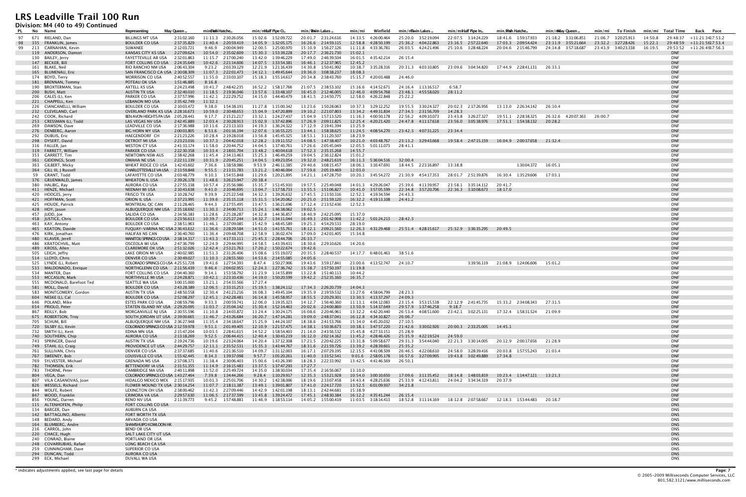# LRS Leadville Trail 100 Run

## Division: M4 (40 to 49) Continued

| PL | No | Name | Representing | May Queen... | min/mi | Fish Hatche... | min/mi | Half Pipe O... | min/mi | Twin Lakes... | min/mi | Winfield | min/mi | Twin Lakes... | min/mi | Half Pipe In... | min/mi | Fish Hatche... | min/mi | May Queen... | min/mi | To Finish | min/mi | Total Time | Back | Pace |
|---|---|---|---|---|---|---|---|---|---|---|---|---|---|---|---|---|---|---|---|---|---|---|---|---|---|---|
| 97 | 671 | RIELAND, Dan | BILLINGS MT USA | 2:31:02.160 | 11:11.3 | 2:30:26.056 | 15:02.6 | 1:52:09.722 | 20:01.7 | 2:31:24.616 | 14:33.5 | 4:26:00.464 | 25:20.0 | 3:52:19.094 | 22:07.5 | 3:14:24.229 | 18:41.6 | 1:59:17.933 | 21:18.2 | 3:31:06.851 | 21:06.7 | 3:20:25.913 | 14:50.8 | 29:48:37 | +11:21:34 | 17:53.2 |
| 98 | 335 | FRANKLIN, James | BOULDER CO USA | 2:37:35.829 | 11:40.4 | 2:20:59.415 | 14:05.9 | 1:32:05.175 | 16:26.6 | 2:14:59.315 | 12:58.8 | 4:28:50.199 | 25:36.2 | 4:04:22.863 | 23:16.5 | 2:57:22.640 | 17:03.3 | 2:09:54.424 | 23:11.9 | 3:55:21.664 | 23:32.2 | 3:27:28.426 | 15:22.1 | 29:48:59 | +11:21:56 | 17:53.4 |
| 99 | 213 | CARNAHAN, Kevin | SUWANEE | 2:12:03.721 | 9:46.9 | 2:00:04.949 | 12:00.5 | 1:25:00.970 | 15:10.9 | 1:56:27.126 | 11:11.8 | 4:33:36.781 | 26:03.5 | 4:24:21.496 | 25:10.6 | 3:28:48.224 | 20:04.6 | 2:15:46.799 | 24:14.8 | 3:57:18.687 | 23:43.9 | 3:40:23.338 | 16:19.5 | 29:53:52 | +11:26:49 | 17:56.3 |
| | 119 | ANDERSON, Damon | KANSAS CITY KS USA | 2:27:09.624 | 10:54.0 | 2:35:02.609 | 15:30.3 | 1:53:39.228 | 20:17.7 | 2:36:21.730 | 15:02.1 | | | | | | | | | | | | | DNF | | |
| | 130 | BAILEY, Jerry | FAYETTEVILLE AR USA | 2:32:01.863 | 11:15.7 | 2:17:00.240 | 13:42.0 | 1:39:46.229 | 17:49.0 | 2:46:39.541 | 16:01.5 | 4:35:42.214 | 26:15.4 | | | | | | | | | | | DNF | | |
| | 147 | BECKER, Bill | FORT COLLINS CO USA | 2:24:35.649 | 10:42.6 | 2:21:14.606 | 14:07.5 | 1:33:54.381 | 16:46.1 | 2:12:37.965 | 12:45.2 | | | | | | | | | | | | | DNF | | |
| | 161 | BLAKE, Neil | RIO RANCHO NM USA | 2:06:43.304 | 9:23.2 | 2:03:39.129 | 12:21.9 | 1:21:16.439 | 14:30.8 | 1:50:41.992 | 10:38.7 | 3:35:28.316 | 20:31.3 | 4:03:10.805 | 23:09.6 | 3:04:34.820 | 17:44.9 | 2:28:41.131 | 26:33.1 | | | | | DNF | | |
| | 165 | BLUMENAU, Eric | SAN FRANCISCO CA USA | 2:30:08.309 | 11:07.3 | 2:22:01.473 | 14:12.1 | 1:49:45.644 | 19:36.0 | 3:08:38.237 | 18:08.3 | | | | | | | | | | | | | DNF | | |
| | 174 | BOYD, Terry | MORRISON CO USA | 2:40:52.557 | 11:55.0 | 2:33:03.107 | 15:18.3 | 1:55:14.617 | 20:34.8 | 2:38:43.760 | 15:15.7 | 4:20:03.488 | 24:46.0 | | | | | | | | | | | DNF | | |
| | 181 | BRENNAN, Tommy | POTEAU OK USA | 1:51:46.885 | 8:16.8 | | | | | | | | | | | | | | | | | | | DNF | | |
| | 190 | BROXTERMAN, Stan | AXTELL KS USA | 2:24:23.498 | 10:41.7 | 2:48:42.235 | 16:52.2 | 1:58:17.766 | 21:07.5 | 2:38:53.102 | 15:16.6 | 4:14:52.671 | 24:16.4 | 1:13:16.517 | 6:58.7 | | | | | | | | | DNF | | |
| | 200 | BUSH, Matt | AUSTIN TX USA | 2:32:40.010 | 11:18.5 | 2:19:36.046 | 13:57.6 | 1:33:48.107 | 16:45.0 | 2:12:46.005 | 12:46.0 | 4:09:54.768 | 23:48.1 | 4:55:58.020 | 28:11.2 | | | | | | | | | DNF | | |
| | 206 | CALES (L), Ken | PARKER CO USA | 2:37:57.996 | 11:42.1 | 2:22:29.752 | 14:15.0 | 1:44:40.479 | 18:41.5 | 2:14:50.775 | 12:58.0 | 4:26:22.848 | 25:22.2 | | | | | | | | | | | DNF | | |
| | 221 | CHAPPELL, Ken | LEBANON MO USA | 2:35:42.749 | 11:32.1 | | | | | | | | | | | | | | | | | | | DNF | | |
| | 226 | CIANCANELLI, William | BOULDER CO USA | 2:10:03.472 | 9:38.0 | 1:54:38.191 | 11:27.8 | 1:15:00.342 | 13:23.6 | 1:50:28.063 | 10:37.3 | 3:29:12.252 | 19:55.5 | 3:30:24.327 | 20:02.3 | 2:17:26.956 | 13:13.0 | 2:26:34.142 | 26:10.4 | | | | | DNF | | |
| | 232 | CLEVELAND, Carl | OVERLAND PARK KS USA | 2:28:16.673 | 10:59.0 | 2:30:48.653 | 15:04.9 | 1:47:20.899 | 19:10.2 | 2:21:07.803 | 13:34.2 | 4:49:31.834 | 27:34.5 | 2:31:56.709 | 14:28.3 | | | | | | | | | DNF | | |
| | 242 | COOK, Richard | BEN AVON HEIGHTS PA USA | 2:05:28.441 | 9:17.7 | 2:15:21.217 | 13:32.1 | 1:24:27.437 | 15:04.9 | 1:57:13.520 | 11:16.3 | 4:00:50.178 | 22:56.2 | 4:09:10.073 | 23:43.8 | 3:26:27.327 | 19:51.1 | 2:28:38.325 | 26:32.6 | 4:20:07.363 | 26:00.7 | | | DNF | | |
| | 253 | CRESSMAN (L), Todd | LAS VEGAS NV USA | 2:42:45.889 | 12:03.4 | 2:30:28.913 | 15:02.9 | 1:37:42.896 | 17:26.9 | 2:09:11.825 | 12:25.4 | 4:20:21.420 | 24:47.8 | 4:11:17.618 | 23:56.0 | 3:05:38.976 | 17:51.1 | 1:54:38.132 | 20:28.2 | | | | | DNF | | |
| | 269 | DAWSON, Dave | LEADVILLE CO USA | 2:17:36.988 | 10:11.6 | 2:23:13.103 | 14:19.3 | 1:36:24.322 | 17:12.9 | 2:19:41.394 | 13:25.9 | | | | | | | | | | | | | DNF | | |
| | 276 | DENBERG, Aaron | BIG HORN WY USA | 2:00:03.805 | 8:53.6 | 2:01:16.194 | 12:07.6 | 1:16:55.225 | 13:44.1 | 1:58:38.625 | 11:24.5 | 4:08:54.270 | 23:42.3 | 4:07:31.225 | 23:34.4 | | | | | | | | | DNF | | |
| | 292 | DUBUIS, Eric | HAEGENDORF CH | 2:21:23.226 | 10:28.4 | 2:19:28.018 | 13:56.8 | 1:45:45.325 | 18:53.1 | 3:11:20.507 | 18:23.9 | | | | | | | | | | | | | DNF | | |
| | 298 | DYSERT, David | DETROIT MI USA | 2:23:23.016 | 10:37.3 | 2:04:42.018 | 12:28.2 | 1:19:11.552 | 14:08.5 | 1:47:38.407 | 10:21.0 | 4:03:48.767 | 23:13.2 | 3:29:43.668 | 19:58.4 | 2:47:15.159 | 16:04.9 | 2:00:37.658 | 21:32.4 | | | | | DNF | | |
| | 316 | FALLER, Jan | WESTON CT USA | 2:41:33.174 | 11:58.0 | 2:20:44.752 | 14:04.5 | 1:37:40.761 | 17:26.6 | 2:05:45.049 | 12:05.5 | 5:01:11.073 | 28:41.1 | | | | | | | | | | | DNF | | |
| | 319 | FARRETT, William | PARKER CO USA | 2:22:30.358 | 10:33.4 | 2:18:01.704 | 13:48.2 | 1:40:04.618 | 17:52.3 | 2:35:15.268 | 14:55.7 | | | | | | | | | | | | | DNF | | |
| | 353 | GARRETT, Tim | NEWTOWN NSW AUS | 2:38:42.268 | 11:45.4 | 2:34:13.463 | 15:25.3 | 1:46:49.259 | 19:04.5 | 2:36:12.824 | 15:01.2 | | | | | | | | | | | | | DNF | | |
| | 361 | GIDDINGS, Scott | OMAHA NE USA | 2:22:11.139 | 10:31.9 | 2:20:45.251 | 14:04.5 | 1:49:23.054 | 19:32.0 | 2:48:21.619 | 16:11.3 | 5:36:04.516 | 32:00.4 | | | | | | | | | | | DNF | | |
| | 363 | GILBERT, Micky | WHEAT RIDGE CO USA | 1:42:43.602 | 7:36.6 | 1:38:58.986 | 9:53.9 | 2:46:11.385 | 29:40.6 | 3:08:15.457 | 18:06.1 | 3:16:47.691 | 18:44.5 | 2:23:16.897 | 13:38.8 | | | 1:30:04.372 | 16:05.1 | | | | | DNF | | |
| | 364 | GILL III, J Russell | CHARLOTTESVILLE VA USA | 2:13:59.848 | 9:55.5 | 2:13:31.783 | 13:21.2 | 1:40:46.004 | 17:59.6 | 2:05:19.469 | 12:03.0 | | | | | | | | | | | | | DNF | | |
| | 59 | GRANT, Todd | LAFAYETTE CO USA | 2:03:48.779 | 9:10.3 | 1:54:55.848 | 11:29.6 | 1:20:21.895 | 14:21.1 | 1:47:28.750 | 10:20.1 | 3:45:54.272 | 21:30.9 | 4:54:17.353 | 28:01.7 | 2:51:39.876 | 16:30.4 | 1:35:29.606 | 17:03.1 | | | | | DNF | | |
| | 376 | GRUENWALD, James | WHEATON IL USA | 2:39:26.178 | 11:48.6 | 3:26:23.947 | 20:38.4 | | | | | | | | | | | | | | | | | DNF | | |
| | 380 | HALBIG, Ray | AURORA CO USA | 2:27:55.338 | 10:57.4 | 2:35:56.986 | 15:35.7 | 1:51:45.910 | 19:57.5 | 2:25:49.048 | 14:01.3 | 4:29:26.047 | 25:39.6 | 4:11:39.957 | 23:58.1 | 3:35:14.112 | 20:41.7 | | | | | | | DNF | | |
| | 411 | HENZE, Michael | NEENAH WI USA | 2:10:43.638 | 9:41.0 | 2:10:46.695 | 13:04.7 | 1:17:58.733 | 13:55.5 | 1:51:06.827 | 10:41.0 | 3:57:05.599 | 22:34.8 | 3:57:20.706 | 22:36.3 | 3:10:08.673 | 18:17.0 | | | | | | | DNF | | |
| | 420 | HODGES, Jerry | FRISCO TX USA | 2:10:28.742 | 9:39.9 | 2:25:22.548 | 14:32.3 | 1:39:26.632 | 17:45.5 | 2:13:50.316 | 12:52.1 | 4:19:34.594 | 24:43.3 | | | | | | | | | | | DNF | | |
| | 421 | HOFFMAN, Scott | ORION IL USA | 2:37:23.995 | 11:39.6 | 2:35:15.118 | 15:31.5 | 1:54:20.062 | 20:25.0 | 2:51:59.120 | 16:32.2 | 4:19:13.108 | 24:41.2 | | | | | | | | | | | DNF | | |
| | 425 | HOUDE, Patrick | MONTREAL QC CAN | 2:11:28.465 | 9:44.3 | 2:17:55.495 | 13:47.5 | 1:36:21.696 | 17:12.4 | 2:13:52.436 | 12:52.3 | | | | | | | | | | | | | DNF | | |
| | 428 | HOY, Jason | ALBUQUERQUE NM USA | 2:35:18.692 | 11:30.3 | 2:34:00.713 | 15:24.1 | 1:46:38.062 | 19:02.5 | | | | | | | | | | | | | | | DNF | | |
| | 457 | JUDD, Joe | SALIDA CO USA | 2:34:56.383 | 11:28.6 | 2:25:28.287 | 14:32.8 | 1:44:36.857 | 18:40.9 | 2:42:25.095 | 15:37.0 | | | | | | | | | | | | | DNF | | |
| | 458 | JUSTICE, Chris | BOULDER CO USA | 2:23:56.613 | 10:39.7 | 2:25:27.244 | 14:32.7 | 1:34:11.044 | 16:49.1 | 2:01:42.908 | 11:42.2 | 5:01:24.213 | 28:42.3 | | | | | | | | | | | DNF | | |
| | 463 | KAY, Antony | BOULDER CO USA | 2:38:51.963 | 11:46.1 | 2:37:09.085 | 15:42.9 | 1:48:45.589 | 19:25.3 | 4:54:29.533 | 28:19.0 | | | | | | | | | | | | | DNF | | |
| | 465 | KEATON, Davide | FUQUAY-VARINA NC USA | 2:36:43.612 | 11:36.6 | 2:28:29.584 | 14:51.0 | 1:41:55.761 | 18:12.1 | 2:09:21.560 | 12:26.3 | 4:31:29.468 | 25:51.4 | 4:28:15.617 | 25:32.9 | 3:36:35.295 | 20:49.5 | | | | | | | DNF | | |
| | 476 | KIRK, Jonathan | HALIFAX NS CAN | 2:36:40.760 | 11:36.4 | 2:09:48.708 | 12:58.9 | 1:36:02.474 | 17:09.0 | 2:42:01.405 | 15:34.8 | | | | | | | | | | | | | DNF | | |
| | 480 | KLAVER, Jerell | MANITOU SPRINGS CO USA | 2:38:14.317 | 11:43.3 | 4:17:33.111 | 25:45.3 | 2:28:44.706 | 26:33.7 | | | | | | | | | | | | | | | DNF | | |
| | 486 | KRATOCHVIL, Matt | OSCEOLA WI USA | 2:47:36.799 | 12:24.9 | 2:29:44.995 | 14:58.5 | 1:43:39.431 | 18:30.6 | 2:29:10.626 | 14:20.6 | | | | | | | | | | | | | DNF | | |
| | 489 | KROSS, Allen | CLAREMORE OK USA | 2:51:32.026 | 12:42.4 | 2:53:21.763 | 17:20.2 | 1:50:22.674 | 19:42.6 | | | | | | | | | | | | | | | DNF | | |
| | 505 | LEIGH, Jeffry | LAKE ORION MI USA | 2:40:02.985 | 11:51.3 | 2:31:26.406 | 15:08.6 | 1:55:19.072 | 20:35.5 | 2:28:40.537 | 14:17.7 | 6:48:01.463 | 38:51.6 | | | | | | | | | | | DNF | | |
| | 514 | LLOYD, Chris | DENVER CO USA | 2:30:49.027 | 11:10.3 | 2:28:55.560 | 14:53.6 | 2:14:55.085 | 24:05.6 | | | | | | | | | | | | | | | DNF | | |
| | 525 | LYNDE (L), Robert | COLORADO SPRINGS CO USA | 4:25:51.728 | 19:41.6 | 1:27:54.393 | 8:47.4 | 1:50:27.906 | 19:43.6 | 3:59:17.841 | 23:00.6 | 4:13:52.747 | 24:10.7 | | | 3:39:56.119 | 21:08.9 | 1:24:06.606 | 15:01.2 | | | | | DNF | | |
| | 533 | MALDONADO, Enrique | NORTHGLENN CO USA | 2:11:56.439 | 9:46.4 | 2:04:02.955 | 12:24.3 | 1:27:36.742 | 15:38.7 | 1:57:50.197 | 11:19.8 | | | | | | | | | | | | | DNF | | |
| | 534 | MANTER, Dan | FORT COLLINS CO USA | 2:04:40.360 | 9:14.1 | 1:53:58.792 | 11:23.9 | 1:14:55.899 | 13:22.8 | 1:51:40.313 | 10:44.2 | | | | | | | | | | | | | DNF | | |
| | 553 | MCCASLIN, Mark | NORTHVILLE MI USA | 2:24:28.871 | 10:42.1 | 2:23:10.436 | 14:19.0 | 1:50:20.599 | 19:42.2 | 2:52:35.160 | 16:35.7 | | | | | | | | | | | | | DNF | | |
| | 555 | MCDONALD, Barefoot Ted | SEATTLE WA USA | 3:00:15.000 | 13:21.1 | 2:54:33.566 | 17:27.4 | | | | | | | | | | | | | | | | | DNF | | |
| | 581 | MOLL, David | BOULDER CO USA | 2:43:28.389 | 12:06.5 | 2:33:15.253 | 15:19.5 | 1:38:24.112 | 17:34.3 | 2:26:20.739 | 14:04.3 | | | | | | | | | | | | | DNF | | |
| | 583 | MONTGOMERY, Gordon | AUSTIN TX USA | 2:48:50.558 | 12:30.4 | 2:41:23.216 | 16:08.3 | 1:49:45.104 | 19:35.9 | 2:19:59.532 | 13:27.6 | 4:58:04.799 | 28:23.3 | | | | | | | | | | | DNF | | |
| | 604 | NESKE (L), Cal | BOULDER CO USA | 2:52:08.297 | 12:45.1 | 2:42:28.481 | 16:14.8 | 1:45:58.957 | 18:55.5 | 2:20:29.301 | 13:30.5 | 4:13:37.297 | 24:09.3 | | | | | | | | | | | DNF | | |
| | 646 | POLAND, Mike | ESTES PARK CO USA | 2:08:59.796 | 9:33.3 | 2:00:59.741 | 12:06.0 | 1:19:35.323 | 14:12.7 | 1:56:40.360 | 11:13.1 | 4:04:12.083 | 23:15.4 | 3:53:15.538 | 22:12.9 | 2:41:45.735 | 15:33.2 | 2:34:08.343 | 27:31.5 | | | | | DNF | | |
| | 654 | PRIOLO, Peter | STATEN ISLAND NY USA | 2:29:20.095 | 11:03.7 | 2:35:04.142 | 15:30.4 | 1:52:14.463 | 20:02.6 | 2:24:00.860 | 13:50.9 | 5:14:37.649 | 29:57.9 | 1:37:46.258 | 9:18.7 | | | | | | | | | DNF | | |
| | 667 | REILLY, Bob | MORGANVILLE NJ USA | 2:30:55.596 | 11:10.8 | 2:14:03.872 | 13:24.4 | 1:30:24.175 | 16:08.6 | 2:20:46.961 | 13:32.2 | 4:42:20.440 | 26:53.4 | 4:08:51.600 | 23:42.1 | 3:02:25.131 | 17:32.4 | 1:58:31.524 | 21:09.9 | | | | | DNF | | |
| | 675 | ROBERTSON, Troy | SOUTH JORDAN UT USA | 2:39:00.665 | 11:46.7 | 2:43:26.684 | 16:20.7 | 1:47:14.281 | 19:09.0 | 2:48:37.041 | 16:12.8 | 4:34:10.827 | 26:06.7 | | | | | | | | | | | DNF | | |
| | 705 | SCHUM, Bill | ALBUQUERQUE NM USA | 2:36:27.948 | 11:35.4 | 2:34:18.647 | 15:25.9 | 1:44:24.107 | 18:38.6 | 2:41:53.766 | 15:34.0 | 4:45:20.032 | 27:10.5 | | | | | | | | | | | DNF | | |
| | 720 | SILSBY (L), Kevin | COLORADO SPRINGS CO USA | 2:12:59.978 | 9:51.1 | 2:01:49.405 | 12:10.9 | 1:21:57.475 | 14:38.1 | 1:50:36.673 | 10:38.1 | 3:47:57.220 | 21:42.6 | 3:30:02.926 | 20:00.3 | 2:33:25.005 | 14:45.1 | | | | | | | DNF | | |
| | 732 | SMITH (L), Kevin | EDINA MN USA | 2:15:47.204 | 10:03.5 | 2:28:41.615 | 14:52.2 | 1:58:54.403 | 21:14.0 | 2:43:56.532 | 15:45.8 | 4:27:33.151 | 25:28.9 | | | | | | | | | | | DNF | | |
| | 740 | SOUTHERN, Chip | AURORA CO USA | 2:13:18.269 | 9:52.5 | 2:06:44.415 | 12:40.4 | 1:30:43.219 | 16:12.0 | 2:02:14.162 | 11:45.2 | 4:28:46.426 | 25:35.9 | 4:22:19.524 | 24:59.0 | | | | | | | | | DNF | | |
| | 743 | SPRINGER, David | AUSTIN TX USA | 2:19:24.736 | 10:19.6 | 2:23:24.064 | 14:20.4 | 1:37:12.308 | 17:21.5 | 2:20:42.225 | 13:31.8 | 5:09:58.677 | 29:31.3 | 3:54:44.040 | 22:21.3 | 3:30:14.005 | 20:12.9 | 2:00:17.656 | 21:28.9 | | | | | DNF | | |
| | 749 | STAHL (L), Craig | PROVIDENCE UT USA | 2:44:29.757 | 12:11.1 | 2:35:52.531 | 15:35.3 | 1:43:44.767 | 18:31.6 | 2:21:59.726 | 13:39.2 | 4:28:39.601 | 25:35.2 | | | | | | | | | | | DNF | | |
| | 761 | SULLIVAN, Chris | DENVER CO USA | 2:37:37.685 | 11:40.6 | 2:21:36.510 | 14:09.7 | 1:31:12.003 | 16:17.1 | 2:07:29.195 | 12:15.5 | 4:41:08.509 | 26:46.5 | 4:22:08.610 | 24:58.0 | 3:28:39.416 | 20:03.8 | 1:57:55.243 | 21:03.4 | | | | | DNF | | |
| | 767 | SWEENEY, Bob | LOUISVILLE CO USA | 1:55:42.445 | 8:34.3 | 1:39:37.098 | 9:57.7 | 1:05:20.261 | 11:40.0 | 1:33:52.541 | 9:01.6 | 2:58:05.178 | 16:57.6 | 3:27:09.995 | 19:43.8 | 3:02:49.889 | 17:34.8 | | | | | | | DNF | | |
| | 769 | SYLVESTER, Michael | GRENADA MS USA | 2:37:08.371 | 11:38.4 | 2:30:06.403 | 15:00.6 | 1:43:26.390 | 18:28.3 | 2:22:33.992 | 13:42.5 | 4:41:46.569 | 26:50.1 | | | | | | | | | | | DNF | | |
| | 782 | THOMSEN, Erik | BETTENDORF IA USA | 2:31:51.355 | 11:14.9 | 2:16:15.483 | 13:37.5 | 1:37:47.293 | 17:27.7 | | | | | | | | | | | | | | | DNF | | |
| | 783 | THORNE, Peter | CAMBRIDGE MA USA | 2:40:11.898 | 11:52.0 | 2:25:49.724 | 14:35.0 | 1:38:30.034 | 17:35.4 | 2:16:56.067 | 13:10.0 | | | | | | | | | | | | | DNF | | |
| | 804 | VEGA, Dan | COLORADO SPRINGS CO USA | 1:43:27.464 | 7:39.8 | 1:34:44.266 | 9:28.4 | 1:10:29.917 | 12:35.3 | 1:53:21.928 | 10:54.0 | 3:00:10.650 | 17:09.6 | 3:11:35.452 | 18:14.8 | 1:48:03.819 | 10:23.4 | 1:14:47.121 | 13:21.3 | | | | | DNF | | |
| | 807 | VILA CASANOVAS, Joan | HIDALGO MEXICO MEX | 2:15:17.935 | 10:01.3 | 2:25:01.706 | 14:30.2 | 1:42:38.006 | 18:19.6 | 2:33:07.458 | 14:43.4 | 4:28:25.636 | 25:33.9 | 4:12:43.811 | 24:04.2 | 3:34:34.319 | 20:37.9 | | | | | | | DNF | | |
| | 826 | WESSELS, Richard | FLOWER MOUND TX USA | 2:30:14.254 | 11:07.7 | 2:18:11.387 | 13:49.1 | 1:39:01.807 | 17:41.0 | 2:24:17.720 | 13:52.5 | 6:01:09.937 | 34:23.8 | | | | | | | | | | | DNF | | |
| | 844 | WOLFE, Robert | LEXINGTON OH USA | 2:38:00.462 | 11:42.3 | 2:27:09.446 | 14:42.9 | 1:42:01.198 | 18:13.1 | 2:42:44.681 | 15:38.9 | | | | | | | | | | | | | DNF | | |
| | 847 | WOOD, Franklin | CRIMORA VA USA | 2:29:57.630 | 11:06.5 | 2:17:37.599 | 13:45.8 | 1:39:24.472 | 17:45.1 | 2:48:30.384 | 16:12.2 | 4:35:41.244 | 26:15.4 | | | | | | | | | | | DNF | | |
| | 856 | YOUNG, Darren | RENO NV USA | 2:11:39.773 | 9:45.2 | 1:57:48.881 | 11:46.9 | 1:18:53.114 | 14:05.2 | 1:55:00.419 | 11:03.5 | 3:18:14.413 | 18:52.8 | 3:11:14.169 | 18:12.8 | 2:07:58.667 | 12:18.3 | 1:53:44.483 | 20:18.7 | | | | | DNF | | |
| | 115 | ALTENHOFEN, Philip | FORT COLLINS CO USA | | | | | | | | | | | | | | | | | | | | | DNS | | |
| | 134 | BARGER, Dan | AUBURN CA USA | | | | | | | | | | | | | | | | | | | | | DNS | | |
| | 142 | BATTAGLINO, Alberto | FORT WORTH TX USA | | | | | | | | | | | | | | | | | | | | | DNS | | |
| | 148 | BEDARD, Andy | ARVADA CO USA | | | | | | | | | | | | | | | | | | | | | DNS | | |
| | 164 | BLUMBERG, Andre | SHAMSHUIPO KOWLOON HK | | | | | | | | | | | | | | | | | | | | | DNS | | |
| | 216 | CARROL, John | BEND OR USA | | | | | | | | | | | | | | | | | | | | | DNS | | |
| | 220 | CHACE, Hugh | SALT LAKE CITY UT USA | | | | | | | | | | | | | | | | | | | | | DNS | | |
| | 240 | CONRAD, Blaine | PORTLAND OR USA | | | | | | | | | | | | | | | | | | | | | DNS | | |
| | 248 | COVARRUBIAS, Rafael | LONG BEACH CA USA | | | | | | | | | | | | | | | | | | | | | DNS | | |
| | 259 | CUNNINGHAM, Dave | SUPERIOR CO USA | | | | | | | | | | | | | | | | | | | | | DNS | | |
| | 294 | DUNCAN, Todd | AURORA CO USA | | | | | | | | | | | | | | | | | | | | | DNS | | |
| | 299 | ECK, Michael | DUVALL WA USA | | | | | | | | | | | | | | | | | | | | | DNS | | |

* indicates adjustments applied, see last page for details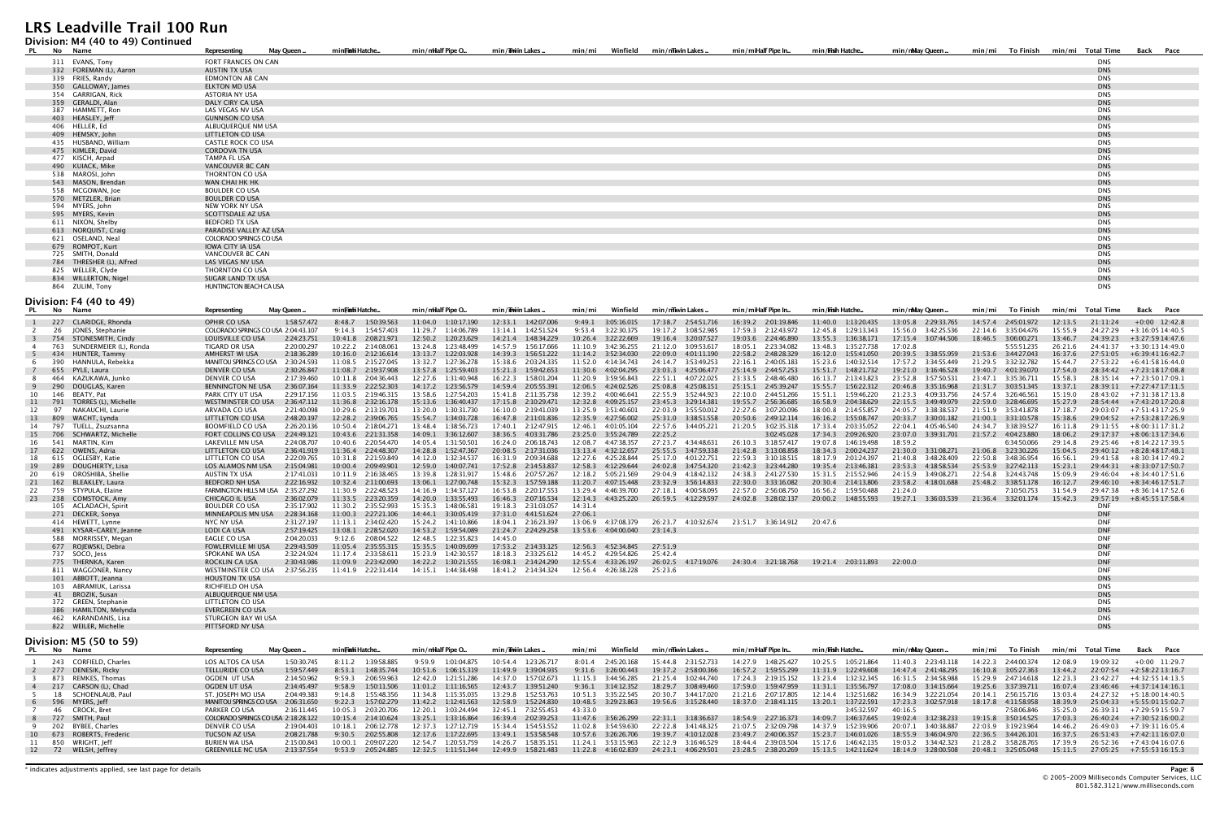# LRS Leadville Trail 100 Run

## Division: M4 (40 to 49) Continued

| PL | No | Name | Representing | May Queen .. | min/mi | Fish Hatche.. | min/mi | Half Pipe O.. | min/mi | Twin Lakes .. | min/mi | Winfield | min/mi | Twin Lakes .. | min/mi | Half Pipe In.. | min/mi | Fish Hatche.. | min/mi | May Queen .. | min/mi | To Finish | min/mi | Total Time | Back | Pace |
|---|---|---|---|---|---|---|---|---|---|---|---|---|---|---|---|---|---|---|---|---|---|---|---|---|---|---|
| | 311 | EVANS, Tony | FORT FRANCES ON CAN | | | | | | | | | | | | | | | | | | | | | DNS | | |
| | 332 | FOREMAN (L), Aaron | AUSTIN TX USA | | | | | | | | | | | | | | | | | | | | | DNS | | |
| | 339 | FRIES, Randy | EDMONTON AB CAN | | | | | | | | | | | | | | | | | | | | | DNS | | |
| | 350 | GALLOWAY, James | ELKTON MD USA | | | | | | | | | | | | | | | | | | | | | DNS | | |
| | 354 | GARRIGAN, Rick | ASTORIA NY USA | | | | | | | | | | | | | | | | | | | | | DNS | | |
| | 359 | GERALDI, Alan | DALY CIRY CA USA | | | | | | | | | | | | | | | | | | | | | DNS | | |
| | 387 | HAMMETT, Ron | LAS VEGAS NV USA | | | | | | | | | | | | | | | | | | | | | DNS | | |
| | 403 | HEASLEY, Jeff | GUNNISON CO USA | | | | | | | | | | | | | | | | | | | | | DNS | | |
| | 406 | HELLER, Ed | ALBUQUERQUE NM USA | | | | | | | | | | | | | | | | | | | | | DNS | | |
| | 409 | HEMSKY, John | LITTLETON CO USA | | | | | | | | | | | | | | | | | | | | | DNS | | |
| | 435 | HUSBAND, William | CASTLE ROCK CO USA | | | | | | | | | | | | | | | | | | | | | DNS | | |
| | 475 | KIMLER, David | CORDOVA TN USA | | | | | | | | | | | | | | | | | | | | | DNS | | |
| | 477 | KISCH, Arpad | TAMPA FL USA | | | | | | | | | | | | | | | | | | | | | DNS | | |
| | 490 | KUIACK, Mike | VANCOUVER BC CAN | | | | | | | | | | | | | | | | | | | | | DNS | | |
| | 538 | MAROSI, John | THORNTON CO USA | | | | | | | | | | | | | | | | | | | | | DNS | | |
| | 543 | MASON, Brendan | WAN CHAI HK HK | | | | | | | | | | | | | | | | | | | | | DNS | | |
| | 558 | MCGOWAN, Joe | BOULDER CO USA | | | | | | | | | | | | | | | | | | | | | DNS | | |
| | 570 | METZLER, Brian | BOULDER CO USA | | | | | | | | | | | | | | | | | | | | | DNS | | |
| | 594 | MYERS, John | NEW YORK NY USA | | | | | | | | | | | | | | | | | | | | | DNS | | |
| | 595 | MYERS, Kevin | SCOTTSDALE AZ USA | | | | | | | | | | | | | | | | | | | | | DNS | | |
| | 611 | NIXON, Shelby | BEDFORD TX USA | | | | | | | | | | | | | | | | | | | | | DNS | | |
| | 613 | NORQUIST, Craig | PARADISE VALLEY AZ USA | | | | | | | | | | | | | | | | | | | | | DNS | | |
| | 621 | OSELAND, Neal | COLORADO SPRINGS CO USA | | | | | | | | | | | | | | | | | | | | | DNS | | |
| | 679 | ROMPOT, Kurt | IOWA CITY IA USA | | | | | | | | | | | | | | | | | | | | | DNS | | |
| | 725 | SMITH, Donald | VANCOUVER BC CAN | | | | | | | | | | | | | | | | | | | | | DNS | | |
| | 784 | THRESHER (L), Alfred | LAS VEGAS NV USA | | | | | | | | | | | | | | | | | | | | | DNS | | |
| | 825 | WELLER, Clyde | THORNTON CO USA | | | | | | | | | | | | | | | | | | | | | DNS | | |
| | 834 | WILLERTON, Nigel | SUGAR LAND TX USA | | | | | | | | | | | | | | | | | | | | | DNS | | |
| | 864 | ZULIM, Tony | HUNTINGTON BEACH CA USA | | | | | | | | | | | | | | | | | | | | | DNS | | |

## Division: F4 (40 to 49)

| PL | No | Name | Representing | May Queen .. | min/mi | Fish Hatche.. | min/mi | Half Pipe O.. | min/mi | Twin Lakes .. | min/mi | Winfield | min/mi | Twin Lakes .. | min/mi | Half Pipe In.. | min/mi | Fish Hatche.. | min/mi | May Queen .. | min/mi | To Finish | min/mi | Total Time | Back | Pace |
|---|---|---|---|---|---|---|---|---|---|---|---|---|---|---|---|---|---|---|---|---|---|---|---|---|---|---|
| 1 | 227 | CLARIDGE, Rhonda | OPHIR CO USA | 1:58:57.472 | 8:48.7 | 1:50:39.563 | 11:04.0 | 1:10:17.190 | 12:33.1 | 1:42:07.006 | 9:49.1 | 3:05:16.015 | 17:38.7 | 2:54:51.716 | 16:39.2 | 2:01:19.846 | 11:40.0 | 1:13:20.435 | 13:05.8 | 2:29:33.765 | 14:57.4 | 2:45:01.972 | 12:13.5 | 21:11:24 | +0:00 | 12:42.8 |
| 2 | 26 | JONES, Stephanie | COLORADO SPRINGS CO USA | 2:04:43.107 | 9:14.3 | 1:54:57.403 | 11:29.7 | 1:14:06.789 | 13:14.1 | 1:42:51.524 | 9:53.4 | 3:22:30.375 | 19:17.2 | 3:08:52.985 | 17:59.3 | 2:12:43.972 | 12:45.8 | 1:29:13.343 | 15:56.0 | 3:42:25.536 | 22:14.6 | 3:35:04.476 | 15:55.9 | 24:27:29 | +3:16:05 | 14:40.5 |
| 3 | 754 | STONESMITH, Cindy | LOUISVILLE CO USA | 2:24:23.751 | 10:41.8 | 2:08:21.971 | 12:50.2 | 1:20:23.629 | 14:21.4 | 1:48:34.299 | 10:26.4 | 3:22:22.669 | 19:16.4 | 3:20:07.527 | 19:03.6 | 2:24:46.890 | 13:55.3 | 1:36:38.171 | 17:15.4 | 3:07:44.506 | 18:46.5 | 3:06:00.271 | 13:46.7 | 24:39:23 | +3:27:59 | 14:47.6 |
| 4 | 763 | SUNDERMEIER (L), Ronda | TIGARD OR USA | 2:20:00.297 | 10:22.2 | 2:14:08.061 | 13:24.8 | 1:23:48.499 | 14:57.9 | 1:56:17.666 | 11:10.9 | 3:42:36.255 | 21:12.0 | 3:09:53.617 | 18:05.1 | 2:23:34.082 | 13:48.3 | 1:35:27.738 | 17:02.8 | | | 5:55:51.235 | 26:21.6 | 24:41:37 | +3:30:13 | 14:49.0 |
| 5 | 434 | HUNTER, Tammy | AMHERST WI USA | 2:18:36.289 | 10:16.0 | 2:12:16.614 | 13:13.7 | 1:22:03.928 | 14:39.3 | 1:56:51.222 | 11:14.2 | 3:52:34.030 | 22:09.0 | 4:01:11.190 | 22:58.2 | 2:48:28.329 | 16:12.0 | 1:55:41.050 | 20:39.5 | 3:38:55.959 | 21:53.6 | 3:44:27.043 | 16:37.6 | 27:51:05 | +6:39:41 | 16:42.7 |
| 6 | 390 | HANNULA, Rebekka | MANITOU SPRINGS CO USA | 2:30:24.593 | 11:08.5 | 2:15:27.045 | 13:32.7 | 1:27:36.278 | 15:38.6 | 2:03:24.335 | 11:52.0 | 4:14:34.743 | 24:14.7 | 3:53:49.253 | 22:16.1 | 2:40:05.183 | 15:23.6 | 1:40:32.514 | 17:57.2 | 3:34:55.449 | 21:29.5 | 3:32:32.782 | 15:44.7 | 27:53:22 | +6:41:58 | 16:44.0 |
| 7 | 655 | PYLE, Laura | DENVER CO USA | 2:30:26.847 | 11:08.7 | 2:19:37.908 | 13:57.8 | 1:25:59.403 | 15:21.3 | 1:59:42.653 | 11:30.6 | 4:02:04.295 | 23:03.3 | 4:25:06.477 | 25:14.9 | 2:44:57.253 | 15:51.7 | 1:48:21.732 | 19:21.0 | 3:16:46.528 | 19:40.7 | 4:01:39.070 | 17:54.0 | 28:34:42 | +7:23:18 | 17:08.8 |
| 8 | 464 | KAZUKAWA, Junko | DENVER CO USA | 2:17:39.460 | 10:11.8 | 2:04:36.443 | 12:27.6 | 1:31:40.948 | 16:22.3 | 1:58:01.204 | 11:20.9 | 3:59:56.843 | 22:51.1 | 4:07:22.025 | 23:33.5 | 2:48:46.480 | 16:13.7 | 2:13:43.823 | 23:52.8 | 3:57:50.531 | 23:47.1 | 3:35:36.711 | 15:58.3 | 28:35:14 | +7:23:50 | 17:09.1 |
| 9 | 290 | DOUGLAS, Karen | BENNINGTON NE USA | 2:36:07.164 | 11:33.9 | 2:22:52.303 | 14:17.2 | 1:23:56.579 | 14:59.4 | 2:05:55.391 | 12:06.5 | 4:24:02.526 | 25:08.8 | 4:25:08.151 | 25:15.1 | 2:45:39.247 | 15:55.7 | 1:56:22.312 | 20:46.8 | 3:35:16.968 | 21:31.7 | 3:03:51.345 | 13:37.1 | 28:39:11 | +7:27:47 | 17:11.5 |
| 10 | 146 | BEATY, Pat | PARK CITY UT USA | 2:29:17.156 | 11:03.5 | 2:19:46.315 | 13:58.6 | 1:27:54.203 | 15:41.8 | 2:11:35.738 | 12:39.2 | 4:00:46.641 | 22:55.9 | 3:52:44.923 | 22:10.0 | 2:44:51.266 | 15:51.1 | 1:59:46.220 | 21:23.3 | 4:09:33.756 | 24:57.4 | 3:26:46.561 | 15:19.0 | 28:43:02 | +7:31:38 | 17:13.8 |
| 11 | 791 | TORRES (L), Michelle | WESTMINSTER CO USA | 2:36:47.112 | 11:36.8 | 2:32:16.178 | 15:13.6 | 1:36:40.437 | 17:15.8 | 2:10:29.471 | 12:32.8 | 4:09:25.157 | 23:45.3 | 3:29:14.381 | 19:55.7 | 2:56:36.685 | 16:58.9 | 2:04:38.629 | 22:15.5 | 3:49:49.979 | 22:59.0 | 3:28:46.695 | 15:27.9 | 28:54:44 | +7:43:20 | 17:20.8 |
| 12 | 97 | NAKAUCHI, Laurie | ARVADA CO USA | 2:21:40.098 | 10:29.6 | 2:13:19.701 | 13:20.0 | 1:30:31.730 | 16:10.0 | 2:19:41.039 | 13:25.9 | 3:51:40.601 | 22:03.9 | 3:55:50.012 | 22:27.6 | 3:07:20.096 | 18:00.8 | 2:14:55.857 | 24:05.7 | 3:38:58.537 | 21:53.9 | 3:53:41.878 | 17:18.7 | 29:03:07 | +7:51:43 | 17:25.9 |
| 13 | 809 | WACHT, Lynda | LITTLETON CO USA | 2:48:20.197 | 12:28.2 | 2:39:06.765 | 15:54.7 | 1:34:03.728 | 16:47.8 | 2:11:01.836 | 12:35.9 | 4:27:56.002 | 25:31.0 | 3:38:51.558 | 20:50.6 | 2:49:12.114 | 16:16.2 | 1:55:08.747 | 20:33.7 | 3:30:01.182 | 21:00.1 | 3:31:10.578 | 15:38.6 | 29:04:52 | +7:53:28 | 17:26.9 |
| 14 | 797 | TUELL, Zsuzsanna | BOOMFIELD CO USA | 2:26:20.136 | 10:50.4 | 2:18:04.271 | 13:48.4 | 1:38:56.723 | 17:40.1 | 2:12:47.915 | 12:46.1 | 4:01:05.104 | 22:57.6 | 3:44:05.221 | 21:20.5 | 3:02:35.318 | 17:33.4 | 2:03:35.052 | 22:04.1 | 4:05:46.540 | 24:34.7 | 3:38:39.527 | 16:11.8 | 29:11:55 | +8:00:31 | 17:31.2 |
| 15 | 706 | SCHWARTZ, Michelle | FORT COLLINS CO USA | 2:24:49.121 | 10:43.6 | 2:21:31.358 | 14:09.1 | 3:36:12.607 | 38:36.5 | 4:03:31.786 | 23:25.0 | 3:55:24.789 | 22:25.2 | | | 3:02:45.028 | 17:34.3 | 2:09:26.970 | 23:07.0 | 3:39:31.701 | 21:57.2 | 4:04:23.880 | 18:06.2 | 29:17:37 | +8:06:13 | 17:34.6 |
| 16 | 541 | MARTIN, Kim | LAKEVILLE MN USA | 2:24:08.707 | 10:40.6 | 2:20:54.470 | 14:05.4 | 1:31:50.501 | 16:24.0 | 2:06:18.743 | 12:08.7 | 4:47:38.357 | 27:23.7 | 4:34:48.631 | 26:10.3 | 3:18:57.417 | 19:07.8 | 1:46:19.498 | 18:59.2 | | | 6:34:50.066 | 29:14.8 | 29:25:46 | +8:14:22 | 17:39.5 |
| 17 | 622 | OWENS, Adria | LITTLETON CO USA | 2:36:41.919 | 11:36.4 | 2:24:48.307 | 14:28.8 | 1:52:47.367 | 20:08.5 | 2:17:31.036 | 13:13.4 | 4:32:12.657 | 25:55.5 | 3:47:59.338 | 21:42.8 | 3:13:08.858 | 18:34.3 | 2:00:24.237 | 21:30.0 | 3:31:08.271 | 21:06.8 | 3:23:30.226 | 15:04.5 | 29:40:12 | +8:28:48 | 17:48.1 |
| 18 | 615 | OGLESBY, Katie | LITTLETON CO USA | 2:22:09.765 | 10:31.8 | 2:21:59.849 | 14:12.0 | 1:32:34.537 | 16:31.9 | 2:09:34.688 | 12:27.6 | 4:25:28.844 | 25:17.0 | 4:01:22.751 | 22:59.3 | 3:10:18.515 | 18:17.9 | 2:01:24.397 | 21:40.8 | 3:48:28.409 | 22:50.8 | 3:48:36.956 | 16:56.1 | 29:41:58 | +8:30:34 | 17:49.2 |
| 19 | 289 | DOUGHERTY, Lisa | LOS ALAMOS NM USA | 2:15:04.981 | 10:00.4 | 2:09:49.901 | 12:59.0 | 1:40:07.741 | 17:52.8 | 2:14:53.837 | 12:58.3 | 4:12:29.644 | 24:02.8 | 3:47:54.320 | 21:42.3 | 3:23:44.280 | 19:35.4 | 2:13:46.381 | 23:53.3 | 4:18:58.534 | 25:53.9 | 3:27:42.113 | 15:23.1 | 29:44:31 | +8:33:07 | 17:50.7 |
| 20 | 619 | OROSHIBA, Shellie | AUSTIN TX USA | 2:17:41.033 | 10:11.9 | 2:16:38.465 | 13:39.8 | 1:28:31.917 | 15:48.6 | 2:07:57.267 | 12:18.2 | 5:05:21.569 | 29:04.9 | 4:18:42.132 | 24:38.3 | 2:41:27.530 | 15:31.5 | 2:15:52.946 | 24:15.9 | 3:49:08.271 | 22:54.8 | 3:24:43.748 | 15:09.9 | 29:46:04 | +8:34:40 | 17:51.6 |
| 21 | 162 | BLEAKLEY, Laura | BEDFORD NH USA | 2:22:16.932 | 10:32.4 | 2:11:00.693 | 13:06.1 | 1:27:00.748 | 15:32.3 | 1:57:59.188 | 11:20.7 | 4:07:15.448 | 23:32.9 | 3:56:14.833 | 22:30.0 | 3:33:16.082 | 20:30.4 | 2:14:13.806 | 23:58.2 | 4:18:01.688 | 25:48.2 | 3:38:51.178 | 16:12.7 | 29:46:10 | +8:34:46 | 17:51.7 |
| 22 | 759 | STYPULA, Elaine | FARMINGTON HILLS MI USA | 2:35:27.292 | 11:30.9 | 2:22:48.523 | 14:16.9 | 1:34:37.127 | 16:53.8 | 2:20:17.553 | 13:29.4 | 4:46:39.700 | 27:18.1 | 4:00:58.095 | 22:57.0 | 2:56:08.750 | 16:56.2 | 1:59:50.488 | 21:24.0 | | | 7:10:50.753 | 31:54.9 | 29:47:58 | +8:36:14 | 17:52.6 |
| 23 | 238 | COMSTOCK, Amy | CHICAGO IL USA | 2:36:02.079 | 11:33.5 | 2:23:20.359 | 14:20.0 | 1:33:55.493 | 16:46.3 | 2:07:16.534 | 12:14.3 | 4:43:25.220 | 26:59.5 | 4:12:29.597 | 24:02.8 | 3:28:02.137 | 20:00.2 | 1:48:55.593 | 19:27.1 | 3:36:03.539 | 21:36.4 | 3:32:01.174 | 15:42.3 | 29:57:19 | +8:45:55 | 17:58.4 |
| | 105 | ACLADACH, Spirit | BOULDER CO USA | 2:35:17.902 | 11:30.2 | 2:35:52.993 | 15:35.3 | 1:48:06.581 | 19:18.3 | 2:31:03.057 | 14:31.4 | | | | | | | | | | | | | DNF | | |
| | 271 | DECKER, Sonya | MINNEAPOLIS MN USA | 2:28:34.168 | 11:00.3 | 2:27:21.106 | 14:44.1 | 3:30:05.419 | 37:31.0 | 4:41:51.624 | 27:06.1 | | | | | | | | | | | | | DNF | | |
| | 414 | HEWETT, Lynne | NYC NY USA | 2:31:27.197 | 11:13.1 | 2:34:02.420 | 15:24.2 | 1:41:10.866 | 18:04.1 | 2:16:23.397 | 13:06.9 | 4:37:08.379 | 26:23.7 | 4:10:32.674 | 23:51.7 | 3:36:14.912 | 20:47.6 | | | | | | | DNF | | |
| | 491 | KYSAR-CAREY, Jeanne | LODI CA USA | 2:57:19.425 | 13:08.1 | 2:28:52.020 | 14:53.2 | 1:59:54.089 | 21:24.7 | 2:24:29.258 | 13:53.6 | 4:04:00.040 | 23:14.3 | | | | | | | | | | | DNF | | |
| | 588 | MORRISSEY, Megan | EAGLE CO USA | 2:04:20.033 | 9:12.6 | 2:08:04.522 | 12:48.5 | 1:22:35.823 | 14:45.0 | | | | | | | | | | | | | | | DNF | | |
| | 677 | ROJEWSKI, Debra | FOWLERVILLE MI USA | 2:29:43.509 | 11:05.4 | 2:35:55.315 | 15:35.5 | 1:40:09.699 | 17:53.2 | 2:14:33.125 | 12:56.3 | 4:52:34.845 | 27:51.9 | | | | | | | | | | | DNF | | |
| | 737 | SOCO, Jess | SPOKANE WA USA | 2:32:24.924 | 11:17.4 | 2:33:58.611 | 15:23.9 | 1:42:30.557 | 18:18.3 | 2:33:25.612 | 14:45.2 | 4:29:54.826 | 25:42.4 | | | | | | | | | | | DNF | | |
| | 775 | THERNKA, Karen | ROCKLIN CA USA | 2:30:43.986 | 11:09.9 | 2:23:42.090 | 14:22.2 | 1:30:21.555 | 16:08.1 | 2:14:24.290 | 12:55.4 | 4:33:26.197 | 26:02.5 | 4:17:19.076 | 24:30.4 | 3:21:18.768 | 19:21.4 | 2:03:11.893 | 22:00.0 | | | | | DNF | | |
| | 811 | WAGGONER, Nancy | WESTMINSTER CO USA | 2:37:56.235 | 11:41.9 | 2:22:31.414 | 14:15.1 | 1:44:38.498 | 18:41.2 | 2:14:34.324 | 12:56.4 | 4:26:38.228 | 25:23.6 | | | | | | | | | | | DNF | | |
| | 101 | ABBOTT, Jeanna | HOUSTON TX USA | | | | | | | | | | | | | | | | | | | | | DNS | | |
| | 103 | ABRAMIUK, Larissa | RICHFIELD OH USA | | | | | | | | | | | | | | | | | | | | | DNS | | |
| | 41 | BROZIK, Susan | ALBUQUERQUE NM USA | | | | | | | | | | | | | | | | | | | | | DNS | | |
| | 372 | GREEN, Stephanie | LITTLETON CO USA | | | | | | | | | | | | | | | | | | | | | DNS | | |
| | 386 | HAMILTON, Melynda | EVERGREEN CO USA | | | | | | | | | | | | | | | | | | | | | DNS | | |
| | 462 | KARANDANIS, Lisa | STURGEON BAY WI USA | | | | | | | | | | | | | | | | | | | | | DNS | | |
| | 822 | WEILER, Michelle | PITTSFORD NY USA | | | | | | | | | | | | | | | | | | | | | DNS | | |

## Division: M5 (50 to 59)

| PL | No | Name | Representing | May Queen .. | min/mi | Fish Hatche.. | min/mi | Half Pipe O.. | min/mi | Twin Lakes .. | min/mi | Winfield | min/mi | Twin Lakes .. | min/mi | Half Pipe In.. | min/mi | Fish Hatche.. | min/mi | May Queen .. | min/mi | To Finish | min/mi | Total Time | Back | Pace |
|---|---|---|---|---|---|---|---|---|---|---|---|---|---|---|---|---|---|---|---|---|---|---|---|---|---|---|
| 1 | 243 | CORFIELD, Charles | LOS ALTOS CA USA | 1:50:30.745 | 8:11.2 | 1:39:58.885 | 9:59.9 | 1:01:04.875 | 10:54.4 | 1:23:26.717 | 8:01.4 | 2:45:20.168 | 15:44.8 | 2:31:52.733 | 14:27.9 | 1:48:25.427 | 10:25.5 | 1:05:21.864 | 11:40.3 | 2:23:43.118 | 14:22.3 | 2:44:00.374 | 12:08.9 | 19:09:32 | +0:00 | 11:29.7 |
| 2 | 277 | DENESIK, Ricky | TELLURIDE CO USA | 1:59:57.449 | 8:53.1 | 1:48:35.744 | 10:51.6 | 1:06:15.319 | 11:49.9 | 1:39:04.935 | 9:31.6 | 3:26:00.443 | 19:37.2 | 2:58:00.366 | 16:57.2 | 1:59:55.299 | 11:31.9 | 1:22:49.608 | 14:47.4 | 2:41:48.295 | 16:10.8 | 3:05:27.363 | 13:44.2 | 22:07:54 | +2:58:22 | 13:16.7 |
| 3 | 873 | REMKES, Thomas | OGDEN UT USA | 2:14:50.962 | 9:59.3 | 2:06:59.963 | 12:42.0 | 1:21:51.286 | 14:37.0 | 1:57:02.673 | 11:15.3 | 3:44:56.285 | 21:25.4 | 3:02:44.740 | 17:24.3 | 2:19:15.152 | 13:23.4 | 1:32:32.345 | 16:31.5 | 2:34:58.988 | 15:29.9 | 2:47:14.618 | 12:23.3 | 23:42:27 | +4:32:55 | 14:13.5 |
| 4 | 217 | CARSON (L), Chad | OGDEN UT USA | 2:14:45.497 | 9:58.9 | 1:50:11.506 | 11:01.2 | 1:11:16.565 | 12:43.7 | 1:39:51.240 | 9:36.1 | 3:14:12.352 | 18:29.7 | 3:08:49.460 | 17:59.0 | 1:59:47.959 | 11:31.1 | 1:35:56.797 | 17:08.0 | 3:14:15.664 | 19:25.6 | 3:37:39.711 | 16:07.4 | 23:46:46 | +4:37:14 | 14:16.1 |
| 5 | 18 | SCHOENLAUB, Paul | ST. JOSEPH MO USA | 2:04:49.383 | 9:14.8 | 1:55:48.356 | 11:34.8 | 1:15:35.035 | 13:29.8 | 1:52:53.763 | 10:51.3 | 3:35:22.545 | 20:30.7 | 3:44:17.020 | 21:21.6 | 2:07:17.805 | 12:14.4 | 1:32:51.682 | 16:34.9 | 3:22:21.054 | 20:14.1 | 2:56:15.716 | 13:03.4 | 24:27:32 | +5:18:00 | 14:40.5 |
| 6 | 596 | MYERS, Jeff | MANITOU SPRINGS CO USA | 2:06:31.650 | 9:22.3 | 1:57:02.279 | 11:42.2 | 1:12:41.563 | 12:58.9 | 1:52:24.830 | 10:48.5 | 3:29:23.863 | 19:56.6 | 3:15:28.440 | 18:37.0 | 2:18:41.115 | 13:20.1 | 1:37:22.591 | 17:23.3 | 3:02:57.918 | 18:17.8 | 4:11:58.958 | 18:39.9 | 25:04:33 | +5:55:01 | 15:02.7 |
| 7 | 46 | CROCK, Bret | PARKER CO USA | 2:16:11.445 | 10:05.3 | 2:03:20.706 | 12:20.1 | 3:03:24.494 | 32:45.1 | 7:32:55.453 | 43:33.0 | | | | | | | 3:45:32.597 | 40:16.5 | | | 7:58:06.846 | 35:25.0 | 26:39:31 | +7:29:59 | 15:59.7 |
| 8 | 727 | SMITH, Paul | COLORADO SPRINGS CO USA | 2:18:28.122 | 10:15.4 | 2:14:10.624 | 13:25.1 | 1:33:16.864 | 16:39.4 | 2:02:39.253 | 11:47.6 | 3:56:26.299 | 22:31.1 | 3:18:36.637 | 18:54.9 | 2:27:16.373 | 14:09.7 | 1:46:37.645 | 19:02.4 | 3:12:38.233 | 19:15.8 | 3:50:14.525 | 17:03.3 | 26:40:24 | +7:30:52 | 16:00.2 |
| 9 | 202 | BYBEE, Charles | DENVER CO USA | 2:19:04.403 | 10:18.1 | 2:06:12.778 | 12:37.3 | 1:27:12.719 | 15:34.4 | 1:54:53.711 | 11:02.8 | 3:54:59.630 | 22:22.8 | 3:41:48.325 | 21:07.5 | 2:32:09.798 | 14:37.9 | 1:52:39.906 | 20:07.1 | 3:40:38.887 | 22:03.9 | 3:19:23.964 | 14:46.2 | 26:49:03 | +7:39:31 | 16:05.4 |
| 10 | 673 | ROBERTS, Frederic | TUCSON AZ USA | 2:08:21.788 | 9:30.5 | 2:02:55.808 | 12:17.6 | 1:17:22.695 | 13:49.1 | 1:53:58.548 | 10:57.6 | 3:26:26.706 | 19:39.7 | 4:10:12.028 | 23:49.7 | 2:40:06.357 | 15:23.7 | 1:46:01.026 | 18:55.9 | 3:46:04.970 | 22:36.5 | 3:44:26.101 | 16:37.5 | 26:51:43 | +7:42:11 | 16:07.0 |
| 11 | 850 | WRIGHT, Jeff | BURIEN WA USA | 2:15:00.843 | 10:00.1 | 2:09:07.220 | 12:54.7 | 1:20:53.759 | 14:26.7 | 1:58:35.151 | 11:24.1 | 3:53:15.963 | 22:12.9 | 3:16:46.529 | 18:44.4 | 2:39:03.504 | 15:17.6 | 1:46:42.135 | 19:03.2 | 3:34:42.323 | 21:28.2 | 3:58:28.765 | 17:39.8 | 26:52:36 | +7:43:04 | 16:07.6 |
| 12 | 72 | WELSH, Jeffrey | GREENVILLE NC USA | 2:13:37.554 | 9:53.9 | 2:05:24.885 | 12:32.5 | 1:11:51.344 | 12:49.9 | 1:58:21.483 | 11:22.8 | 4:16:02.839 | 24:23.1 | 4:06:29.501 | 23:28.5 | 2:38:20.269 | 15:13.5 | 1:42:11.624 | 18:14.9 | 3:28:00.508 | 20:48.1 | 3:25:05.048 | 15:11.5 | 27:05:25 | +7:55:53 | 16:15.3 |

* indicates adjustments applied, see last page for details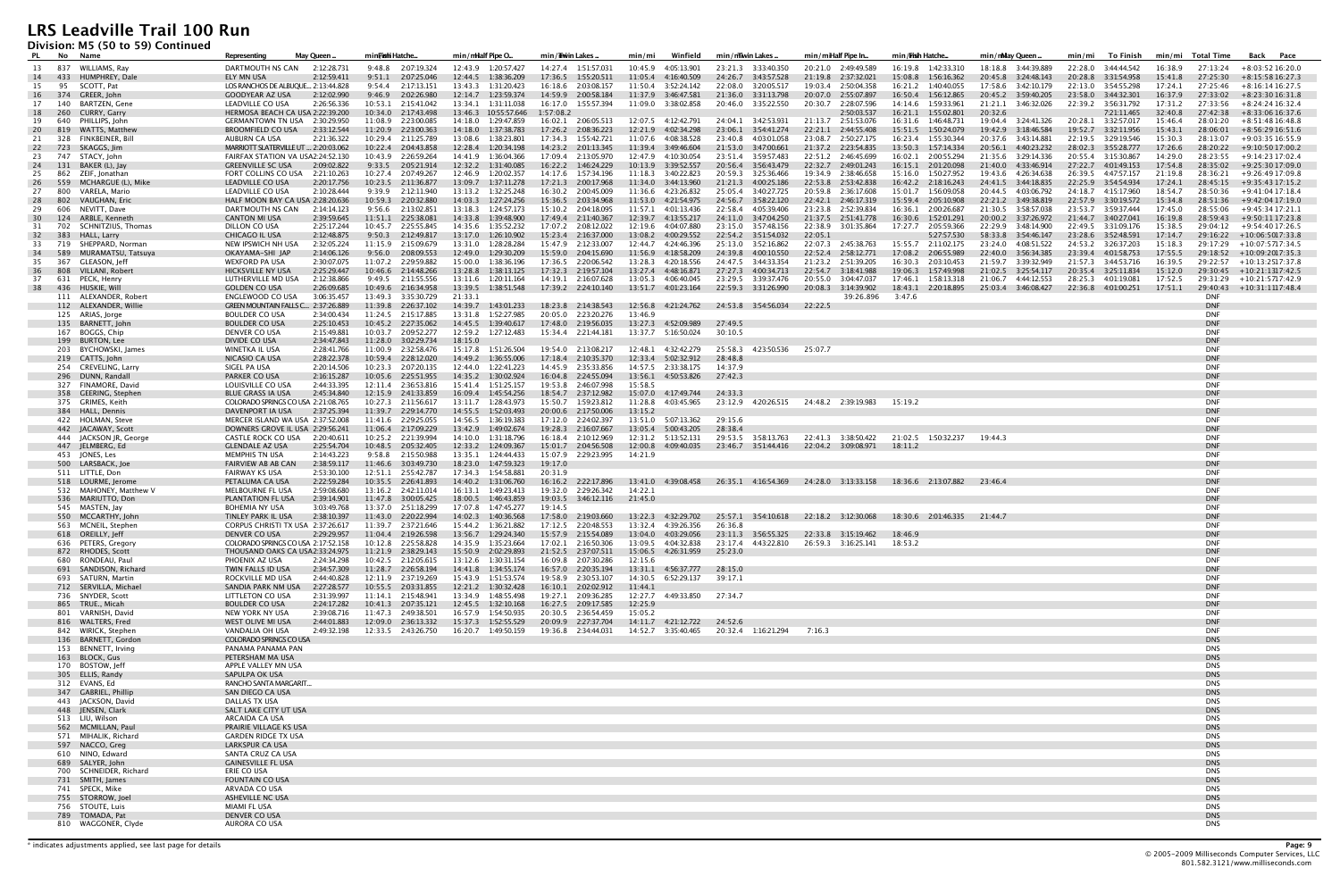# LRS Leadville Trail 100 Run

## Division: M5 (50 to 59) Continued

| PL | No | Name | Representing | May Queen ... | min/mi | Fish Hatche... | min/mi | Half Pipe O... | min/mi | Twin Lakes ... | min/mi | Winfield | min/mi | Twin Lakes ... | min/mi | Half Pipe In... | min/mi | Fish Hatche... | min/mi | May Queen ... | min/mi | To Finish | min/mi | Total Time | Back | Pace |
|---|---|---|---|---|---|---|---|---|---|---|---|---|---|---|---|---|---|---|---|---|---|---|---|---|---|---|
| 13 | 837 | WILLIAMS, Ray | DARTMOUTH NS CAN | 2:12:28.731 | 9:48.8 | 2:07:19.324 | 12:43.9 | 1:20:57.427 | 14:27.4 | 1:51:57.031 | 10:45.9 | 4:05:13.901 | 23:21.3 | 3:33:40.350 | 20:21.0 | 2:49:49.589 | 16:19.8 | 1:42:33.310 | 18:18.8 | 3:44:39.889 | 22:28.0 | 3:44:44.542 | 16:38.9 | 27:13:24 | +8:03:52 | 16:20.0 |
| 14 | 433 | HUMPHREY, Dale | ELY MN USA | 2:12:59.411 | 9:51.1 | 2:07:25.046 | 12:44.5 | 1:38:36.209 | 17:36.5 | 1:55:20.511 | 11:05.4 | 4:16:40.509 | 24:26.7 | 3:43:57.528 | 21:19.8 | 2:37:32.021 | 15:08.8 | 1:56:16.362 | 20:45.8 | 3:24:48.143 | 20:28.8 | 3:31:54.958 | 15:41.8 | 27:25:30 | +8:15:58 | 16:27.3 |
| 15 | 95 | SCOTT, Pat | LOS RANCHOS DE ALBUQUE... | 2:13:44.828 | 9:54.4 | 2:17:13.151 | 13:43.3 | 1:31:20.423 | 16:18.6 | 2:03:08.157 | 11:50.4 | 3:52:24.142 | 22:08.0 | 3:20:05.517 | 19:03.4 | 2:50:04.358 | 16:21.2 | 1:40:40.055 | 17:58.6 | 3:42:10.179 | 22:13.0 | 3:54:55.298 | 17:24.1 | 27:25:46 | +8:16:14 | 16:27.5 |
| 16 | 374 | GREER, John | GOODYEAR AZ USA | 2:12:02.990 | 9:46.9 | 2:02:26.980 | 12:14.7 | 1:23:59.374 | 14:59.9 | 2:00:58.184 | 11:37.9 | 3:46:47.581 | 21:36.0 | 3:31:13.798 | 20:07.0 | 2:55:07.897 | 16:50.4 | 1:56:12.865 | 20:45.2 | 3:59:40.205 | 23:58.0 | 3:44:32.301 | 16:37.9 | 27:33:02 | +8:23:30 | 16:31.8 |
| 17 | 140 | BARTZEN, Gene | LEADVILLE CO USA | 2:26:56.336 | 10:53.1 | 2:15:41.042 | 13:34.1 | 1:31:11.038 | 16:17.0 | 1:55:57.394 | 11:09.0 | 3:38:02.858 | 20:46.0 | 3:35:22.550 | 20:30.7 | 2:28:07.596 | 14:14.6 | 1:59:33.961 | 21:21.1 | 3:46:32.026 | 22:39.2 | 3:56:31.792 | 17:31.2 | 27:33:56 | +8:24:24 | 16:32.4 |
| 18 | 260 | CURRY, Garry | HERMOSA BEACH CA USA | 2:22:39.200 | 10:34.0 | 2:17:43.498 | 13:46.3 | 10:55:57.646 | 1:57:08.2 | | | | | | | 2:50:03.537 | 16:21.1 | 1:55:02.801 | 20:32.6 | | | 7:21:11.465 | 32:40.8 | 27:42:38 | +8:33:06 | 16:37.6 |
| 19 | 640 | PHILLIPS, John | GERMANTOWN TN USA | 2:30:29.950 | 11:08.9 | 2:23:00.085 | 14:18.0 | 1:29:47.859 | 16:02.1 | 2:06:05.513 | 12:07.5 | 4:12:42.791 | 24:04.1 | 3:42:53.931 | 21:13.7 | 2:51:53.076 | 16:31.6 | 1:46:48.731 | 19:04.4 | 3:24:41.326 | 20:28.1 | 3:32:57.017 | 15:46.4 | 28:01:20 | +8:51:48 | 16:48.8 |
| 20 | 819 | WATTS, Matthew | BROOMFIELD CO USA | 2:33:12.544 | 11:20.9 | 2:23:00.363 | 14:18.0 | 1:37:38.783 | 17:26.2 | 2:08:36.223 | 12:21.9 | 4:02:34.298 | 23:06.1 | 3:54:41.274 | 22:21.1 | 2:44:55.408 | 15:51.5 | 1:50:24.079 | 19:42.9 | 3:18:46.584 | 19:52.7 | 3:32:11.956 | 15:43.1 | 28:06:01 | +8:56:29 | 16:51.6 |
| 21 | 328 | FINKBEINER, Bill | AUBURN CA USA | 2:21:36.322 | 10:29.4 | 2:11:25.789 | 13:08.6 | 1:38:23.801 | 17:34.3 | 1:55:42.721 | 11:07.6 | 4:08:38.528 | 23:40.8 | 4:03:01.058 | 23:08.7 | 2:50:27.175 | 16:23.4 | 1:55:30.344 | 20:37.6 | 3:43:14.881 | 22:19.5 | 3:29:19.546 | 15:30.3 | 28:13:07 | +9:03:35 | 16:55.9 |
| 22 | 723 | SKAGGS, Jim | MARRIOTT SLATERVILLE UT ... | 2:20:03.062 | 10:22.4 | 2:04:43.858 | 12:28.4 | 1:20:34.198 | 14:23.2 | 2:01:13.345 | 11:39.4 | 3:49:46.604 | 21:53.9 | 3:47:00.661 | 21:37.2 | 2:23:54.835 | 13:50.3 | 1:57:14.334 | 20:56.1 | 4:40:23.232 | 28:02.3 | 3:55:28.777 | 17:26.6 | 28:20:22 | +9:10:50 | 17:00.2 |
| 23 | 747 | STACY, John | FAIRFAX STATION VA USA | 2:24:52.130 | 10:43.9 | 2:26:59.264 | 14:41.9 | 1:36:04.366 | 17:09.4 | 2:13:05.970 | 12:47.9 | 4:10:30.054 | 23:51.4 | 3:59:57.483 | 22:51.2 | 2:46:45.699 | 16:02.1 | 2:00:55.294 | 21:35.6 | 3:29:14.336 | 20:55.4 | 3:15:30.867 | 14:29.0 | 28:23:55 | +9:14:23 | 17:02.4 |
| 24 | 131 | BAKER (L), Jay | GREENVILLE SC USA | 2:09:02.822 | 9:33.5 | 2:05:21.914 | 12:32.2 | 1:31:40.085 | 16:22.2 | 1:46:24.229 | 10:13.9 | 3:39:52.557 | 20:56.4 | 3:56:43.479 | 22:32.7 | 2:49:01.243 | 16:15.1 | 2:01:20.098 | 21:40.0 | 4:33:46.914 | 27:22.7 | 4:01:49.153 | 17:54.8 | 28:35:02 | +9:25:30 | 17:09.0 |
| 25 | 862 | ZEIF, Jonathan | FORT COLLINS CO USA | 2:21:10.263 | 10:27.4 | 2:07:49.267 | 12:46.9 | 1:20:02.357 | 14:17.6 | 1:57:34.196 | 11:18.3 | 3:40:22.823 | 20:59.3 | 3:25:36.466 | 19:34.9 | 2:38:46.658 | 15:16.0 | 1:50:27.952 | 19:43.6 | 4:26:34.638 | 26:39.5 | 4:47:57.157 | 21:19.8 | 28:36:21 | +9:26:49 | 17:09.8 |
| 26 | 559 | MCHARGUE (L), Mike | LEADVILLE CO USA | 2:20:17.756 | 10:23.5 | 2:11:36.877 | 13:09.7 | 1:37:11.278 | 17:21.3 | 2:00:17.968 | 11:34.0 | 3:44:13.960 | 21:21.3 | 4:00:25.186 | 22:53.8 | 2:53:42.838 | 16:42.2 | 2:18:16.243 | 24:41.5 | 3:44:18.835 | 22:25.9 | 3:54:54.934 | 17:24.1 | 28:45:15 | +9:35:43 | 17:15.2 |
| 27 | 800 | VARELA, Mario | LEADVILLE CO USA | 2:10:28.444 | 9:39.9 | 2:12:11.940 | 13:13.2 | 1:32:25.248 | 16:30.2 | 2:00:45.009 | 11:36.6 | 4:23:26.832 | 25:05.4 | 3:40:27.725 | 20:59.8 | 2:36:17.608 | 15:01.7 | 1:56:09.058 | 20:44.5 | 4:03:06.792 | 24:18.7 | 4:15:17.960 | 18:54.7 | 28:50:36 | +9:41:04 | 17:18.4 |
| 28 | 802 | VAUGHAN, Eric | HALF MOON BAY CA USA | 2:28:20.636 | 10:59.3 | 2:20:32.880 | 14:03.3 | 1:27:24.256 | 15:36.5 | 2:03:34.968 | 11:53.0 | 4:21:54.975 | 24:56.7 | 3:58:22.120 | 22:42.1 | 2:46:17.319 | 15:59.4 | 2:05:10.908 | 22:21.2 | 3:49:38.819 | 22:57.9 | 3:30:19.572 | 15:34.8 | 28:51:36 | +9:42:04 | 17:19.0 |
| 29 | 606 | NEVITT, Dave | DARTMOUTH NS CAN | 2:14:14.123 | 9:56.6 | 2:13:02.851 | 13:18.3 | 1:24:57.576 | 15:10.2 | 2:04:18.095 | 11:57.1 | 4:01:13.436 | 22:58.4 | 4:05:39.406 | 23:23.8 | 2:52:39.834 | 16:36.1 | 2:00:26.687 | 21:30.5 | 3:58:57.038 | 23:53.7 | 3:59:37.444 | 17:45.0 | 28:55:06 | +9:45:34 | 17:21.1 |
| 30 | 124 | ARBLE, Kenneth | CANTON MI USA | 2:39:59.645 | 11:51.1 | 2:25:38.081 | 14:33.8 | 1:39:48.900 | 17:49.4 | 2:11:40.367 | 12:39.7 | 4:13:55.217 | 24:11.0 | 3:47:04.250 | 21:37.5 | 2:51:41.778 | 16:30.6 | 1:52:01.291 | 20:00.2 | 3:37:26.972 | 21:44.7 | 3:40:27.041 | 16:19.8 | 28:59:43 | +9:50:11 | 17:23.8 |
| 31 | 702 | SCHNITZIUS, Thomas | DILLON CO USA | 2:25:17.244 | 10:45.7 | 2:25:55.845 | 14:35.6 | 1:35:52.230 | 17:07.2 | 2:08:12.022 | 12:19.6 | 4:04:07.880 | 23:15.0 | 3:57:48.156 | 22:38.9 | 3:01:35.864 | 17:27.7 | 2:05:59.366 | 22:29.9 | 3:48:14.900 | 22:49.5 | 3:31:09.176 | 15:38.5 | 29:04:12 | +9:54:40 | 17:26.5 |
| 32 | 383 | HALL, Larry | CHICAGO IL USA | 2:12:48.875 | 9:50.3 | 2:12:49.817 | 13:17.0 | 1:26:10.902 | 15:23.4 | 2:16:37.000 | 13:08.2 | 4:00:29.552 | 22:54.2 | 3:51:54.032 | 22:05.1 | | | 5:27:57.530 | 58:33.8 | 3:54:46.147 | 23:28.6 | 3:52:48.591 | 17:14.7 | 29:16:22 | +10:06:50 | 17:33.8 |
| 33 | 719 | SHEPPARD, Norman | NEW IPSWICH NH USA | 2:32:05.224 | 11:15.9 | 2:15:09.679 | 13:31.0 | 1:28:28.284 | 15:47.9 | 2:12:33.007 | 12:44.7 | 4:24:46.396 | 25:13.0 | 3:52:16.862 | 22:07.3 | 2:45:38.763 | 15:55.7 | 2:11:02.175 | 23:24.0 | 4:08:51.522 | 24:53.2 | 3:26:37.203 | 15:18.3 | 29:17:29 | +10:07:57 | 17:34.5 |
| 34 | 589 | MURAMATSU, Tatsuya | OKAYAMA-SHI JAP | 2:14:06.126 | 9:56.0 | 2:08:09.553 | 12:49.0 | 1:29:30.209 | 15:59.0 | 2:04:15.690 | 11:56.9 | 4:18:58.209 | 24:39.8 | 4:00:10.550 | 22:52.4 | 2:58:12.771 | 17:08.2 | 2:06:55.989 | 22:40.0 | 3:56:34.385 | 23:39.4 | 4:01:58.753 | 17:55.5 | 29:18:52 | +10:09:20 | 17:35.3 |
| 35 | 367 | GLEASON, Jeff | WEXFORD PA USA | 2:30:07.075 | 11:07.2 | 2:29:59.882 | 15:00.0 | 1:38:36.196 | 17:36.5 | 2:20:06.542 | 13:28.3 | 4:20:18.556 | 24:47.5 | 3:44:33.354 | 21:23.2 | 2:51:39.205 | 16:30.3 | 2:03:10.453 | 21:59.7 | 3:39:32.949 | 21:57.3 | 3:44:53.716 | 16:39.5 | 29:22:57 | +10:13:25 | 17:37.8 |
| 36 | 808 | VILLANI, Robert | HICKSVILLE NY USA | 2:25:29.447 | 10:46.6 | 2:14:48.266 | 13:28.8 | 1:38:13.125 | 17:32.3 | 2:19:57.104 | 13:27.4 | 4:48:16.871 | 27:27.3 | 4:00:34.713 | 22:54.7 | 3:18:41.988 | 19:06.3 | 1:57:49.998 | 21:02.5 | 3:25:54.117 | 20:35.4 | 3:25:11.834 | 15:12.0 | 29:30:45 | +10:21:13 | 17:42.5 |
| 37 | 631 | PECK, Henry | LUTHERVILLE MD USA | 2:12:38.866 | 9:49.5 | 2:11:55.556 | 13:11.6 | 1:20:11.164 | 14:19.1 | 2:16:07.628 | 13:05.3 | 4:06:40.045 | 23:29.5 | 3:39:37.476 | 20:55.0 | 3:04:47.037 | 17:46.1 | 1:58:13.318 | 21:06.7 | 4:44:12.553 | 28:25.3 | 4:01:19.081 | 17:52.5 | 29:31:29 | +10:21:57 | 17:42.9 |
| 38 | 436 | HUSKIE, Will | GOLDEN CO USA | 2:26:09.685 | 10:49.6 | 2:16:34.958 | 13:39.5 | 1:38:51.548 | 17:39.2 | 2:24:10.140 | 13:51.7 | 4:01:23.164 | 22:59.3 | 3:31:26.990 | 20:08.3 | 3:14:39.902 | 18:43.1 | 2:20:18.895 | 25:03.4 | 3:46:08.427 | 22:36.8 | 4:01:00.251 | 17:51.1 | 29:40:43 | +10:31:11 | 17:48.0 |
| | 111 | ALEXANDER, Robert | ENGLEWOOD CO USA | 3:06:35.457 | 13:49.3 | 3:35:30.729 | 21:33.1 | | | | | | | | | 39:26.896 | 3:47.6 | | | | | | | DNF | | |
| | 112 | ALEXANDER, Willie | GREEN MOUNTAIN FALLS C... | 2:37:26.889 | 11:39.8 | 2:26:37.102 | 14:39.7 | 1:43:01.233 | 18:23.8 | 2:14:38.543 | 12:56.8 | 4:21:24.762 | 24:53.8 | 3:54:56.034 | 22:22.5 | | | | | | | | | DNF | | |
| | 125 | ARIAS, Jorge | BOULDER CO USA | 2:34:00.434 | 11:24.5 | 2:15:17.885 | 13:31.8 | 1:52:27.985 | 20:05.0 | 2:23:20.276 | 13:46.9 | | | | | | | | | | | | | DNF | | |
| | 135 | BARNETT, John | BOULDER CO USA | 2:25:10.453 | 10:45.2 | 2:27:35.602 | 14:45.5 | 1:39:40.617 | 17:48.0 | 2:19:56.035 | 13:27.3 | 4:52:09.989 | 27:49.5 | | | | | | | | | | | DNF | | |
| | 167 | BOGGS, Chip | DENVER CO USA | 2:15:49.881 | 10:03.7 | 2:09:52.277 | 12:59.2 | 1:27:12.483 | 15:34.4 | 2:21:44.181 | 13:37.7 | 5:16:50.024 | 30:10.5 | | | | | | | | | | | DNF | | |
| | 199 | BURTON, Lee | DIVIDE CO USA | 2:34:47.843 | 11:28.0 | 3:02:29.734 | 18:15.0 | | | | | | | | | | | | | | | | | DNF | | |
| | 203 | BYCHOWSKI, James | WINETKA IL USA | 2:28:41.766 | 11:00.9 | 2:32:58.476 | 15:17.8 | 1:51:26.504 | 19:54.0 | 2:13:08.217 | 12:48.1 | 4:32:42.279 | 25:58.3 | 4:23:50.536 | 25:07.7 | | | | | | | | | DNF | | |
| | 219 | CATTS, John | NICASIO CA USA | 2:28:22.378 | 10:59.4 | 2:28:12.020 | 14:49.2 | 1:36:55.006 | 17:18.4 | 2:10:35.370 | 12:33.4 | 5:02:32.912 | 28:48.8 | | | | | | | | | | | DNF | | |
| | 254 | CREVELING, Larry | SIGEL PA USA | 2:20:14.506 | 10:23.3 | 2:07:20.135 | 12:44.0 | 1:22:41.223 | 14:45.9 | 2:35:33.856 | 14:57.5 | 2:33:38.175 | 14:37.9 | | | | | | | | | | | DNF | | |
| | 296 | DUNN, Randall | PARKER CO USA | 2:16:15.287 | 10:05.6 | 2:25:51.955 | 14:35.2 | 1:30:02.924 | 16:04.8 | 2:24:55.094 | 13:56.1 | 4:50:53.826 | 27:42.3 | | | | | | | | | | | DNF | | |
| | 327 | FINAMORE, David | LOUISVILLE CO USA | 2:44:33.395 | 12:11.4 | 2:36:53.816 | 15:41.4 | 1:51:25.157 | 19:53.8 | 2:46:07.998 | 15:58.5 | | | | | | | | | | | | | DNF | | |
| | 358 | GEERING, Stephen | BLUE GRASS IA USA | 2:45:34.840 | 12:15.9 | 2:41:33.859 | 16:09.4 | 1:45:54.256 | 18:54.7 | 2:37:12.982 | 15:07.0 | 4:17:49.744 | 24:33.3 | | | | | | | | | | | DNF | | |
| | 375 | GRIMES, Keith | COLORADO SPRINGS CO USA | 2:21:08.765 | 10:27.3 | 2:11:56.617 | 13:11.7 | 1:28:43.973 | 15:50.7 | 1:59:23.812 | 11:28.8 | 4:03:45.965 | 23:12.9 | 4:20:26.515 | 24:48.2 | 2:39:19.983 | 15:19.2 | | | | | | | DNF | | |
| | 384 | HALL, Dennis | DAVENPORT IA USA | 2:37:25.394 | 11:39.7 | 2:29:14.770 | 14:55.5 | 1:52:03.493 | 20:00.6 | 2:17:50.006 | 13:15.2 | | | | | | | | | | | | | DNF | | |
| | 422 | HOLMAN, Steve | MERCER ISLAND WA USA | 2:37:52.008 | 11:41.6 | 2:29:25.055 | 14:56.5 | 1:36:19.383 | 17:12.0 | 2:24:02.397 | 13:51.0 | 5:07:13.362 | 29:15.6 | | | | | | | | | | | DNF | | |
| | 442 | JACAWAY, Scott | DOWNERS GROVE IL USA | 2:29:56.241 | 11:06.4 | 2:17:09.229 | 13:42.9 | 1:49:02.674 | 19:28.3 | 2:16:07.667 | 13:05.4 | 5:00:43.205 | 28:38.4 | | | | | | | | | | | DNF | | |
| | 444 | JACKSON JR, George | CASTLE ROCK CO USA | 2:20:40.611 | 10:25.2 | 2:21:39.994 | 14:10.0 | 1:31:18.796 | 16:18.4 | 2:10:12.969 | 12:31.2 | 5:13:52.131 | 29:53.5 | 3:58:13.763 | 22:41.3 | 3:38:50.422 | 21:02.5 | 1:50:32.237 | 19:44.3 | | | | | DNF | | |
| | 447 | JELMBERG, Ed | GLENDALE AZ USA | 2:25:54.704 | 10:48.5 | 2:05:32.405 | 12:33.2 | 1:24:09.367 | 15:01.7 | 2:04:56.508 | 12:00.8 | 4:09:40.035 | 23:46.7 | 3:51:44.416 | 22:04.2 | 3:09:08.971 | 18:11.2 | | | | | | | DNF | | |
| | 453 | JONES, Les | MEMPHIS TN USA | 2:14:43.223 | 9:58.8 | 2:15:50.988 | 13:35.1 | 1:24:44.433 | 15:07.9 | 2:29:23.995 | 14:21.9 | | | | | | | | | | | | | DNF | | |
| | 500 | LARSBACK, Joe | FAIRVIEW AB AB CAN | 2:38:59.117 | 11:46.6 | 3:03:49.730 | 18:23.0 | 1:47:59.323 | 19:17.0 | | | | | | | | | | | | | | | DNF | | |
| | 511 | LITTLE, Don | FAIRWAY KS USA | 2:53:30.100 | 12:51.1 | 2:55:42.787 | 17:34.3 | 1:54:58.881 | 20:31.9 | | | | | | | | | | | | | | | DNF | | |
| | 518 | LOURME, Jerome | PETALUMA CA USA | 2:22:59.284 | 10:35.5 | 2:26:41.893 | 14:40.2 | 1:31:06.760 | 16:16.2 | 2:22:17.896 | 13:41.0 | 4:39:08.458 | 26:35.1 | 4:16:54.369 | 24:28.0 | 3:13:33.158 | 18:36.6 | 2:13:07.882 | 23:46.4 | | | | | DNF | | |
| | 532 | MAHONEY, Matthew V | MELBOURNE FL USA | 2:59:08.680 | 13:16.2 | 2:42:11.014 | 16:13.1 | 1:49:23.413 | 19:32.0 | 2:29:26.342 | 14:22.1 | | | | | | | | | | | | | DNF | | |
| | 536 | MARIUTTO, Don | PLANTATION FL USA | 2:39:14.901 | 11:47.8 | 3:00:05.425 | 18:00.5 | 1:46:43.859 | 19:03.5 | 3:46:12.116 | 21:45.0 | | | | | | | | | | | | | DNF | | |
| | 545 | MASTEN, Jay | BOHEMIA NY USA | 3:03:49.768 | 13:37.0 | 2:51:18.299 | 17:07.8 | 1:47:45.277 | 19:14.5 | | | | | | | | | | | | | | | DNF | | |
| | 550 | MCCARTHY, John | TINLEY PARK IL USA | 2:38:10.397 | 11:43.0 | 2:20:22.994 | 14:02.3 | 1:40:36.568 | 17:58.0 | 2:19:03.660 | 13:22.3 | 4:32:29.702 | 25:57.1 | 3:54:10.618 | 22:18.2 | 3:12:30.068 | 18:30.6 | 2:01:46.335 | 21:44.7 | | | | | DNF | | |
| | 563 | MCNEIL, Stephen | CORPUS CHRISTI TX USA | 2:37:26.617 | 11:39.7 | 2:37:21.646 | 15:44.2 | 1:36:21.882 | 17:12.5 | 2:20:48.553 | 13:32.4 | 4:39:26.356 | 26:36.8 | | | | | | | | | | | DNF | | |
| | 618 | OREILLY, Jeff | DENVER CO USA | 2:29:29.957 | 11:04.4 | 2:19:26.598 | 13:56.7 | 1:29:24.340 | 15:57.9 | 2:15:54.089 | 13:04.0 | 4:03:29.056 | 23:11.3 | 3:56:55.325 | 22:33.8 | 3:15:19.462 | 18:46.9 | | | | | | | DNF | | |
| | 636 | PETERS, Gregory | COLORADO SPRINGS CO USA | 2:17:52.158 | 10:12.8 | 2:25:58.828 | 14:35.9 | 1:35:23.664 | 17:02.1 | 2:16:50.306 | 13:09.5 | 4:04:32.838 | 23:17.4 | 4:43:22.810 | 26:59.3 | 3:16:25.141 | 18:53.2 | | | | | | | DNF | | |
| | 872 | RHODES, Scott | THOUSAND OAKS CA USA | 2:33:24.975 | 11:21.9 | 2:38:29.143 | 15:50.9 | 2:02:29.893 | 21:52.5 | 2:37:07.511 | 15:06.5 | 4:26:31.959 | 25:23.0 | | | | | | | | | | | DNF | | |
| | 680 | RONDEAU, Paul | PHOENIX AZ USA | 2:24:34.298 | 10:42.5 | 2:12:05.615 | 13:12.6 | 1:30:31.154 | 16:09.8 | 2:07:30.286 | 12:15.6 | | | | | | | | | | | | | DNF | | |
| | 691 | SANDISON, Richard | TWIN FALLS ID USA | 2:34:57.309 | 11:28.7 | 2:26:58.194 | 14:41.8 | 1:34:55.174 | 16:57.0 | 2:20:35.194 | 13:31.1 | 4:56:37.777 | 28:15.0 | | | | | | | | | | | DNF | | |
| | 693 | SATURN, Martin | ROCKVILLE MD USA | 2:44:40.828 | 12:11.9 | 2:37:19.269 | 15:43.9 | 1:51:53.574 | 19:58.9 | 2:30:53.107 | 14:30.5 | 6:52:29.137 | 39:17.1 | | | | | | | | | | | DNF | | |
| | 712 | SERVILLA, Michael | SANDIA PARK NM USA | 2:27:28.577 | 10:55.5 | 2:03:31.855 | 12:21.2 | 1:30:32.428 | 16:10.1 | 2:02:02.912 | 11:44.1 | | | | | | | | | | | | | DNF | | |
| | 736 | SNYDER, Scott | LITTLETON CO USA | 2:31:39.997 | 11:14.1 | 2:15:48.941 | 13:34.9 | 1:48:55.498 | 19:27.1 | 2:09:36.285 | 12:27.7 | 4:49:33.850 | 27:34.7 | | | | | | | | | | | DNF | | |
| | 865 | TRUE., Micah | BOULDER CO USA | 2:24:17.282 | 10:41.3 | 2:07:35.121 | 12:45.5 | 1:32:10.168 | 16:27.5 | 2:09:17.585 | 12:25.9 | | | | | | | | | | | | | DNF | | |
| | 801 | VARNISH, David | NEW YORK NY USA | 2:39:08.716 | 11:47.3 | 2:49:38.501 | 16:57.9 | 1:54:50.935 | 20:30.5 | 2:36:54.459 | 15:05.2 | | | | | | | | | | | | | DNF | | |
| | 816 | WALTERS, Fred | WEST OLIVE MI USA | 2:44:01.883 | 12:09.0 | 2:36:13.332 | 15:37.3 | 1:52:55.579 | 20:09.9 | 2:27:37.704 | 14:11.7 | 4:21:12.722 | 24:52.6 | | | | | | | | | | | DNF | | |
| | 842 | WIRICK, Stephen | VANDALIA OH USA | 2:49:32.198 | 12:33.5 | 2:43:26.750 | 16:20.7 | 1:49:50.159 | 19:36.8 | 2:34:44.031 | 14:52.7 | 3:35:40.465 | 20:32.4 | 1:16:21.294 | 7:16.3 | | | | | | | | | DNF | | |
| | 136 | BARNETT, Gordon | COLORADO SPRINGS CO USA | | | | | | | | | | | | | | | | | | | | | DNS | | |
| | 153 | BENNETT, Irving | PANAMA PANAMA PAN | | | | | | | | | | | | | | | | | | | | | DNS | | |
| | 163 | BLOCK, Gus | PETERSHAM MA USA | | | | | | | | | | | | | | | | | | | | | DNS | | |
| | 170 | BOSTOW, Jeff | APPLE VALLEY MN USA | | | | | | | | | | | | | | | | | | | | | DNS | | |
| | 305 | ELLIS, Randy | SAPULPA OK USA | | | | | | | | | | | | | | | | | | | | | DNS | | |
| | 312 | EVANS, Ed | RANCHO SANTA MARGARIT... | | | | | | | | | | | | | | | | | | | | | DNS | | |
| | 347 | GABRIEL, Phillip | SAN DIEGO CA USA | | | | | | | | | | | | | | | | | | | | | DNS | | |
| | 443 | JACKSON, David | DALLAS TX USA | | | | | | | | | | | | | | | | | | | | | DNS | | |
| | 448 | JENSEN, Clark | SALT LAKE CITY UT USA | | | | | | | | | | | | | | | | | | | | | DNS | | |
| | 513 | LIU, Wilson | ARCADIA CA USA | | | | | | | | | | | | | | | | | | | | | DNS | | |
| | 562 | MCMILLAN, Paul | PRAIRIE VILLAGE KS USA | | | | | | | | | | | | | | | | | | | | | DNS | | |
| | 571 | MIHALIK, Richard | GARDEN RIDGE TX USA | | | | | | | | | | | | | | | | | | | | | DNS | | |
| | 597 | NACCO, Greg | LARKSPUR CA USA | | | | | | | | | | | | | | | | | | | | | DNS | | |
| | 610 | NINO, Edward | SANTA CRUZ CA USA | | | | | | | | | | | | | | | | | | | | | DNS | | |
| | 689 | SALYER, John | GAINESVILLE FL USA | | | | | | | | | | | | | | | | | | | | | DNS | | |
| | 700 | SCHNEIDER, Richard | ERIE CO USA | | | | | | | | | | | | | | | | | | | | | DNS | | |
| | 731 | SMITH, James | FOUNTAIN CO USA | | | | | | | | | | | | | | | | | | | | | DNS | | |
| | 741 | SPECK, Mike | ARVADA CO USA | | | | | | | | | | | | | | | | | | | | | DNS | | |
| | 755 | STORROW, Joel | ASHEVILLE NC USA | | | | | | | | | | | | | | | | | | | | | DNS | | |
| | 756 | STOUTE, Luis | MIAMI FL USA | | | | | | | | | | | | | | | | | | | | | DNS | | |
| | 789 | TOMADA, Pat | DENVER CO USA | | | | | | | | | | | | | | | | | | | | | DNS | | |
| | 810 | WAGGONER, Clyde | AURORA CO USA | | | | | | | | | | | | | | | | | | | | | DNS | | |

* indicates adjustments applied, see last page for details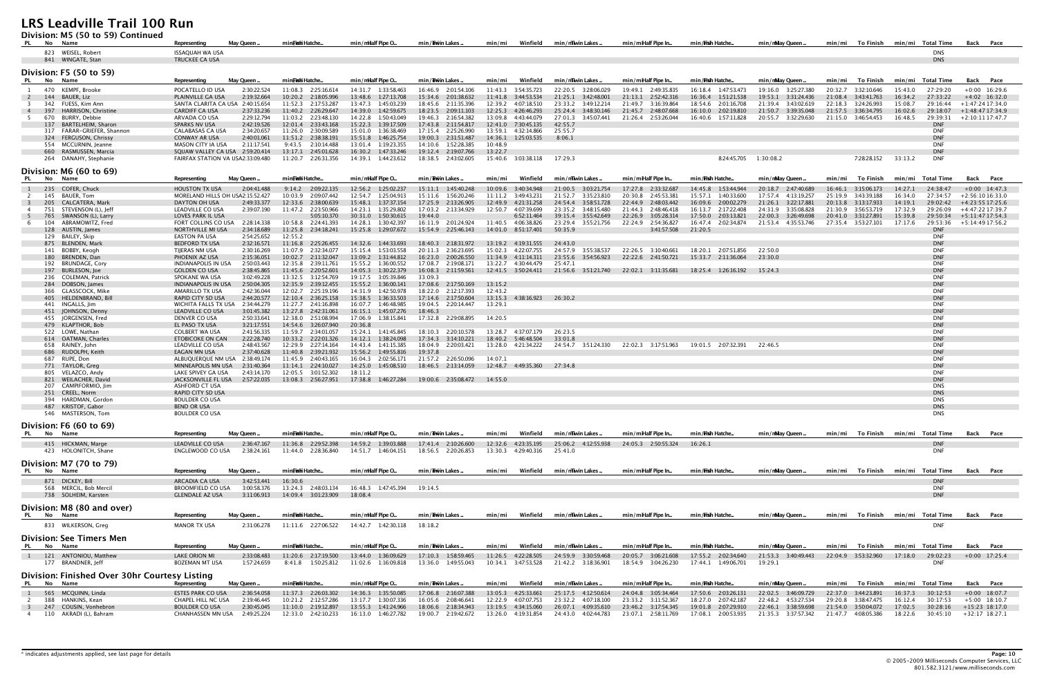# LRS Leadville Trail 100 Run

## Division: M5 (50 to 59) Continued

| PL | No | Name | Representing | May Queen ... | min/mi | Fish Hatche... | min/mi | Half Pipe O... | min/mi | Twin Lakes ... | min/mi | Winfield | min/mi | Twin Lakes ... | min/mi | Half Pipe In... | min/mi | Fish Hatche... | min/mi | May Queen ... | min/mi | To Finish | min/mi | Total Time | Back | Pace |
|---|---|---|---|---|---|---|---|---|---|---|---|---|---|---|---|---|---|---|---|---|---|---|---|---|---|---|
| | 823 | WEISEL, Robert | ISSAQUAH WA USA | | | | | | | | | | | | | | | | | | | | | DNS | | |
| | 841 | WINGATE, Stan | TRUCKEE CA USA | | | | | | | | | | | | | | | | | | | | | DNS | | |

## Division: F5 (50 to 59)

| PL | No | Name | Representing | May Queen ... | min/mi | Fish Hatche... | min/mi | Half Pipe O... | min/mi | Twin Lakes ... | min/mi | Winfield | min/mi | Twin Lakes ... | min/mi | Half Pipe In... | min/mi | Fish Hatche... | min/mi | May Queen ... | min/mi | To Finish | min/mi | Total Time | Back | Pace |
|---|---|---|---|---|---|---|---|---|---|---|---|---|---|---|---|---|---|---|---|---|---|---|---|---|---|---|
| 1 | 470 | KEMPF, Brooke | POCATELLO ID USA | 2:30:22.524 | 11:08.3 | 2:25:16.614 | 14:31.7 | 1:33:58.463 | 16:46.9 | 2:01:54.106 | 11:43.3 | 3:54:35.723 | 22:20.5 | 3:28:06.029 | 19:49.1 | 2:49:35.835 | 16:18.4 | 1:47:53.473 | 19:16.0 | 3:25:27.380 | 20:32.7 | 3:32:10.646 | 15:43.0 | 27:29:20 | +0:00 | 16:29.6 |
| 2 | 144 | BAUER, Liz | PLAINVILLE GA USA | 2:19:32.664 | 10:20.2 | 2:18:05.996 | 13:48.6 | 1:27:13.708 | 15:34.6 | 2:01:38.632 | 11:41.8 | 3:44:53.534 | 21:25.1 | 3:42:48.001 | 21:13.1 | 2:52:42.316 | 16:36.4 | 1:51:21.538 | 19:53.1 | 3:31:24.436 | 21:08.4 | 3:43:41.763 | 16:34.2 | 27:33:22 | +4:02 | 16:32.0 |
| 3 | 342 | FUESS, Kim Ann | SANTA CLARITA CA USA | 2:40:15.654 | 11:52.3 | 2:17:53.287 | 13:47.3 | 1:45:03.299 | 18:45.6 | 2:11:35.396 | 12:39.2 | 4:07:18.510 | 23:33.2 | 3:49:12.214 | 21:49.7 | 3:16:39.864 | 18:54.6 | 2:01:16.708 | 21:39.4 | 3:43:02.619 | 22:18.3 | 3:24:26.993 | 15:08.7 | 29:16:44 | +1:47:24 | 17:34.0 |
| 4 | 397 | HARRISON, Christine | CARDIFF CA USA | 2:37:33.236 | 11:40.2 | 2:26:29.647 | 14:39.0 | 1:42:59.675 | 18:23.5 | 2:09:11.103 | 12:25.3 | 4:26:46.293 | 25:24.4 | 3:48:30.146 | 21:45.7 | 2:48:07.668 | 16:10.0 | 2:02:19.810 | 21:50.7 | 3:39:35.048 | 21:57.5 | 3:36:34.795 | 16:02.6 | 29:18:07 | +1:48:47 | 17:34.9 |
| 5 | 670 | BURRY, Debbie | ARVADA CO USA | 2:29:12.794 | 11:03.2 | 2:23:48.130 | 14:22.8 | 1:50:43.069 | 19:46.3 | 2:16:54.382 | 13:09.8 | 4:43:44.079 | 27:01.3 | 3:45:07.441 | 21:26.4 | 2:53:26.044 | 16:40.6 | 1:57:11.828 | 20:55.7 | 3:32:29.630 | 21:15.0 | 3:46:54.453 | 16:48.5 | 29:39:31 | +2:10:11 | 17:47.2 |
| | 137 | BARTELHEIM, Sharon | SPARKS NV USA | 2:42:19.526 | 12:01.4 | 2:33:43.168 | 15:22.3 | 1:39:17.509 | 17:43.8 | 2:11:54.817 | 12:41.0 | 7:30:45.135 | 42:55.7 | | | | | | | | | | | DNF | | |
| | 317 | FARRAR-GRIEFER, Shannon | CALABASAS CA USA | 2:34:20.657 | 11:26.0 | 2:30:09.589 | 15:01.0 | 1:36:38.469 | 17:15.4 | 2:25:26.990 | 13:59.1 | 4:32:14.866 | 25:55.7 | | | | | | | | | | | DNF | | |
| | 324 | FERGUSON, Chrissy | CONWAY AR USA | 2:40:01.061 | 11:51.2 | 2:38:38.191 | 15:51.8 | 1:46:25.754 | 19:00.3 | 2:31:51.487 | 14:36.1 | 1:25:03.535 | 8:06.1 | | | | | | | | | | | DNF | | |
| | 554 | MCCURNIN, Jeanne | MASON CITY IA USA | 2:11:17.541 | 9:43.5 | 2:10:14.488 | 13:01.4 | 1:19:23.355 | 14:10.6 | 1:52:28.385 | 10:48.9 | | | | | | | | | | | | | DNF | | |
| | 660 | RASMUSSEN, Marcia | SQUAW VALLEY CA USA | 2:59:20.414 | 13:17.1 | 2:45:01.628 | 16:30.2 | 1:47:33.246 | 19:12.4 | 2:19:07.766 | 13:22.7 | | | | | | | | | | | | | DNF | | |
| | 264 | DANAHY, Stephanie | FAIRFAX STATION VA USA | 2:33:09.480 | 11:20.7 | 2:26:31.356 | 14:39.1 | 1:44:23.612 | 18:38.5 | 2:43:02.605 | 15:40.6 | 3:03:38.118 | 17:29.3 | | | | | 8:24:45.705 | 1:30:08.2 | | | 7:28:28.152 | 33:13.2 | DNF | | |

## Division: M6 (60 to 69)

| PL | No | Name | Representing | May Queen ... | min/mi | Fish Hatche... | min/mi | Half Pipe O... | min/mi | Twin Lakes ... | min/mi | Winfield | min/mi | Twin Lakes ... | min/mi | Half Pipe In... | min/mi | Fish Hatche... | min/mi | May Queen ... | min/mi | To Finish | min/mi | Total Time | Back | Pace |
|---|---|---|---|---|---|---|---|---|---|---|---|---|---|---|---|---|---|---|---|---|---|---|---|---|---|---|
| 1 | 235 | COFER, Chuck | HOUSTON TX USA | 2:04:41.488 | 9:14.2 | 2:09:22.135 | 12:56.2 | 1:25:02.237 | 15:11.1 | 1:45:40.248 | 10:09.6 | 3:40:34.948 | 21:00.5 | 3:03:21.754 | 17:27.8 | 2:33:32.687 | 14:45.8 | 1:53:44.944 | 20:18.7 | 2:47:40.689 | 16:46.1 | 3:15:06.173 | 14:27.1 | 24:38:47 | +0:00 | 14:47.3 |
| 2 | 145 | BAUER, Tom | MORELAND HILLS OH USA | 2:15:52.427 | 10:03.9 | 2:09:07.442 | 12:54.7 | 1:25:04.913 | 15:11.6 | 1:56:20.246 | 11:11.2 | 3:49:43.291 | 21:52.7 | 3:35:23.810 | 20:30.8 | 2:45:53.381 | 15:57.1 | 1:40:33.600 | 17:57.4 | 4:13:19.257 | 25:19.9 | 3:43:39.188 | 16:34.0 | 27:34:57 | +2:56:10 | 16:33.0 |
| 3 | 205 | CALCATERA, Mark | DAYTON OH USA | 2:49:33.377 | 12:33.6 | 2:38:00.639 | 15:48.1 | 1:37:37.154 | 17:25.9 | 2:13:26.905 | 12:49.9 | 4:21:31.258 | 24:54.4 | 3:58:51.728 | 22:44.9 | 2:48:03.442 | 16:09.6 | 2:00:02.279 | 21:26.1 | 3:22:17.881 | 20:13.8 | 3:13:17.933 | 14:19.1 | 29:02:42 | +4:23:55 | 17:25.6 |
| 4 | 751 | STEVENSON (L), Jeff | LEADVILLE CO USA | 2:39:07.190 | 11:47.2 | 2:23:50.966 | 14:23.1 | 1:35:29.802 | 17:03.2 | 2:13:34.929 | 12:50.7 | 4:07:39.699 | 23:35.2 | 3:48:15.480 | 21:44.3 | 2:48:46.418 | 16:13.7 | 2:17:22.408 | 24:31.9 | 3:35:08.828 | 21:30.9 | 3:56:53.719 | 17:32.9 | 29:26:09 | +4:47:22 | 17:39.7 |
| 5 | 765 | SWANSON (L), Larry | LOVES PARK IL USA | | | 5:05:10.370 | 30:31.0 | 1:50:30.615 | 19:44.0 | | | 6:52:11.464 | 39:15.4 | 3:55:42.649 | 22:26.9 | 3:05:28.314 | 17:50.0 | 2:03:13.821 | 22:00.3 | 3:26:49.698 | 20:41.0 | 3:31:27.891 | 15:39.8 | 29:50:34 | +5:11:47 | 17:54.3 |
| 6 | 104 | ABRAMOWITZ, Fred | FORT COLLINS CO USA | 2:28:14.338 | 10:58.8 | 2:24:41.393 | 14:28.1 | 1:30:42.397 | 16:11.9 | 2:01:24.924 | 11:40.5 | 4:06:38.826 | 23:29.4 | 3:55:21.756 | 22:24.9 | 2:54:36.827 | 16:47.4 | 2:02:34.874 | 21:53.4 | 4:35:53.746 | 27:35.4 | 3:53:27.101 | 17:17.6 | 29:53:36 | +5:14:49 | 17:56.2 |
| | 128 | AUSTIN, James | NORTHVILLE MI USA | 2:34:18.689 | 11:25.8 | 2:34:18.241 | 15:25.8 | 1:29:07.672 | 15:54.9 | 2:25:46.143 | 14:01.0 | 8:51:17.401 | 50:35.9 | 3:41:57.508 | 21:20.5 | | | | | | | | | DNF | | |
| | 129 | BAILEY, Skip | EASTON PA USA | 2:54:25.652 | 12:55.2 | | | | | | | | | | | | | | | | | | | DNF | | |
| | 875 | BLENDEN, Mark | BEDFORD TX USA | 2:32:16.571 | 11:16.8 | 2:25:26.455 | 14:32.6 | 1:44:33.693 | 18:40.3 | 2:18:31.972 | 13:19.2 | 4:19:31.555 | 24:43.0 | | | | | | | | | | | DNF | | |
| | 141 | BOBBY, Keogh | TIJERAS NM USA | 2:30:16.269 | 11:07.9 | 2:32:34.077 | 15:15.4 | 1:53:03.558 | 20:11.3 | 2:36:23.695 | 15:02.3 | 4:22:07.755 | 24:57.9 | 3:55:38.537 | 22:26.5 | 3:10:40.661 | 18:20.1 | 2:07:51.856 | 22:50.0 | | | | | DNF | | |
| | 180 | BRENDEN, Dan | PHOENIX AZ USA | 2:15:36.051 | 10:02.7 | 2:11:32.047 | 13:09.2 | 1:31:44.812 | 16:23.0 | 2:00:26.550 | 11:34.9 | 4:11:14.311 | 23:55.6 | 3:54:56.923 | 22:22.2 | 2:41:50.721 | 15:33.7 | 2:11:36.064 | 23:30.0 | | | | | DNF | | |
| | 192 | BRUNDAGE, Cory | INDIANAPOLIS IN USA | 2:50:03.443 | 12:35.8 | 2:39:11.761 | 15:55.2 | 1:36:00.552 | 17:08.7 | 2:19:08.171 | 13:22.7 | 4:30:44.479 | 25:47.1 | | | | | | | | | | | DNF | | |
| | 197 | BURLESON, Joe | GOLDEN CO USA | 2:38:45.865 | 11:45.6 | 2:20:52.601 | 14:05.3 | 1:30:22.379 | 16:08.3 | 2:11:59.561 | 12:41.5 | 3:50:24.411 | 21:56.6 | 3:51:21.740 | 22:02.1 | 3:11:35.681 | 18:25.4 | 1:26:16.192 | 15:24.3 | | | | | DNF | | |
| | 236 | COLEMAN, Patrick | SPOKANE WA USA | 3:02:49.228 | 13:32.5 | 3:12:54.769 | 19:17.5 | 3:05:39.846 | 33:09.3 | | | | | | | | | | | | | | | DNF | | |
| | 284 | DOBSON, James | INDIANAPOLIS IN USA | 2:50:04.305 | 12:35.9 | 2:39:12.455 | 15:55.2 | 1:36:00.141 | 17:08.6 | 2:17:50.169 | 13:15.2 | | | | | | | | | | | | | DNF | | |
| | 366 | GLASSCOCK, Mike | AMARILLO TX USA | 2:42:36.044 | 12:02.7 | 2:25:19.196 | 14:31.9 | 1:42:50.978 | 18:22.0 | 2:12:17.393 | 12:43.2 | | | | | | | | | | | | | DNF | | |
| | 405 | HELDENBRAND, Bill | RAPID CITY SD USA | 2:44:20.577 | 12:10.4 | 2:36:25.158 | 15:38.5 | 1:36:33.503 | 17:14.6 | 2:17:50.604 | 13:15.3 | 4:38:16.923 | 26:30.2 | | | | | | | | | | | DNF | | |
| | 441 | INGALLS, Jim | WICHITA FALLS TX USA | 2:34:44.279 | 11:27.7 | 2:41:16.898 | 16:07.7 | 1:46:48.985 | 19:04.5 | 2:20:14.447 | 13:29.1 | | | | | | | | | | | | | DNF | | |
| | 451 | JOHNSON, Denny | LEADVILLE CO USA | 3:01:45.382 | 13:27.8 | 2:42:31.061 | 16:15.1 | 1:45:07.276 | 18:46.3 | | | | | | | | | | | | | | | DNF | | |
| | 455 | JORGENSEN, Fred | DENVER CO USA | 2:50:33.641 | 12:38.0 | 2:51:08.994 | 17:06.9 | 1:38:15.841 | 17:32.8 | 2:29:08.895 | 14:20.5 | | | | | | | | | | | | | DNF | | |
| | 479 | KLAPTHOR, Bob | EL PASO TX USA | 3:21:17.551 | 14:54.6 | 3:26:07.940 | 20:36.8 | | | | | | | | | | | | | | | | | DNF | | |
| | 522 | LOWE, Nathan | COLBERT WA USA | 2:41:56.335 | 11:59.7 | 2:34:01.057 | 15:24.1 | 1:41:45.845 | 18:10.3 | 2:20:10.578 | 13:28.7 | 4:37:07.179 | 26:23.5 | | | | | | | | | | | DNF | | |
| | 614 | OATMAN, Charles | ETOBICOKE ON CAN | 2:22:28.740 | 10:33.2 | 2:22:01.326 | 14:12.1 | 1:38:24.098 | 17:34.3 | 3:14:10.221 | 18:40.2 | 5:46:48.504 | 33:01.8 | | | | | | | | | | | DNF | | |
| | 658 | RAINEY, John | LEADVILLE CO USA | 2:48:43.567 | 12:29.9 | 2:27:14.164 | 14:43.4 | 1:41:15.385 | 18:04.9 | 2:20:03.421 | 13:28.0 | 4:21:34.222 | 24:54.7 | 3:51:24.330 | 22:02.3 | 3:17:51.963 | 19:01.5 | 2:07:32.391 | 22:46.5 | | | | | DNF | | |
| | 686 | RUDOLPH, Keith | EAGAN MN USA | 2:37:40.628 | 11:40.8 | 2:39:21.932 | 15:56.2 | 1:49:55.816 | 19:37.8 | | | | | | | | | | | | | | | DNF | | |
| | 687 | RUPE, Don | ALBUQUERQUE NM USA | 2:38:49.174 | 11:45.9 | 2:40:43.165 | 16:04.3 | 2:02:56.171 | 21:57.2 | 2:26:50.096 | 14:07.1 | | | | | | | | | | | | | DNF | | |
| | 771 | TAYLOR, Greg | MINNEAPOLIS MN USA | 2:31:40.364 | 11:14.1 | 2:24:10.027 | 14:25.0 | 1:45:08.510 | 18:46.5 | 2:13:14.059 | 12:48.7 | 4:49:35.360 | 27:34.8 | | | | | | | | | | | DNF | | |
| | 805 | VELAZCO, Andy | LAKE SPIVEY GA USA | 2:43:14.170 | 12:05.5 | 3:01:52.302 | 18:11.2 | | | | | | | | | | | | | | | | | DNF | | |
| | 821 | WEILACHER, David | JACKSONVILLE FL USA | 2:57:22.035 | 13:08.3 | 2:56:27.951 | 17:38.8 | 1:46:27.284 | 19:00.6 | 2:35:08.472 | 14:55.0 | | | | | | | | | | | | | DNF | | |
| | 207 | CAMPIFORMIO, Jim | ASHFORD CT USA | | | | | | | | | | | | | | | | | | | | | DNS | | |
| | 251 | CREEL, Norm | RAPID CITY SD USA | | | | | | | | | | | | | | | | | | | | | DNS | | |
| | 394 | HARDMAN, Gordon | BOULDER CO USA | | | | | | | | | | | | | | | | | | | | | DNS | | |
| | 487 | KRISTOF, Gabor | BEND OR USA | | | | | | | | | | | | | | | | | | | | | DNS | | |
| | 546 | MASTERSON, Tom | BOULDER CO USA | | | | | | | | | | | | | | | | | | | | | DNS | | |

## Division: F6 (60 to 69)

| PL | No | Name | Representing | May Queen ... | min/mi | Fish Hatche... | min/mi | Half Pipe O... | min/mi | Twin Lakes ... | min/mi | Winfield | min/mi | Twin Lakes ... | min/mi | Half Pipe In... | min/mi | Fish Hatche... | min/mi | May Queen ... | min/mi | To Finish | min/mi | Total Time | Back | Pace |
|---|---|---|---|---|---|---|---|---|---|---|---|---|---|---|---|---|---|---|---|---|---|---|---|---|---|---|
| | 415 | HICKMAN, Marge | LEADVILLE CO USA | 2:36:47.167 | 11:36.8 | 2:29:52.398 | 14:59.2 | 1:39:03.888 | 17:41.4 | 2:10:26.600 | 12:32.6 | 4:23:35.195 | 25:06.2 | 4:12:55.938 | 24:05.3 | 2:50:55.324 | 16:26.1 | | | | | | | DNF | | |
| | 423 | HOLONITCH, Shane | ENGLEWOOD CO USA | 2:38:24.161 | 11:44.0 | 2:28:36.840 | 14:51.7 | 1:46:04.151 | 18:56.5 | 2:20:26.853 | 13:30.3 | 4:29:40.316 | 25:41.0 | | | | | | | | | | | DNF | | |

## Division: M7 (70 to 79)

| PL | No | Name | Representing | May Queen ... | min/mi | Fish Hatche... | min/mi | Half Pipe O... | min/mi | Twin Lakes ... | min/mi | Winfield | min/mi | Twin Lakes ... | min/mi | Half Pipe In... | min/mi | Fish Hatche... | min/mi | May Queen ... | min/mi | To Finish | min/mi | Total Time | Back | Pace |
|---|---|---|---|---|---|---|---|---|---|---|---|---|---|---|---|---|---|---|---|---|---|---|---|---|---|---|
| | 871 | DICKEY, Bill | ARCADIA CA USA | 3:42:53.441 | 16:30.6 | | | | | | | | | | | | | | | | | | | DNF | | |
| | 568 | MERCIL, Bob Mercil | BROOMFIELD CO USA | 3:00:58.376 | 13:24.3 | 2:48:03.134 | 16:48.3 | 1:47:45.394 | 19:14.5 | | | | | | | | | | | | | | | DNF | | |
| | 738 | SOLHEIM, Karsten | GLENDALE AZ USA | 3:11:06.913 | 14:09.4 | 3:01:23.909 | 18:08.4 | | | | | | | | | | | | | | | | | DNF | | |

## Division: M8 (80 and over)

| PL | No | Name | Representing | May Queen ... | min/mi | Fish Hatche... | min/mi | Half Pipe O... | min/mi | Twin Lakes ... | min/mi | Winfield | min/mi | Twin Lakes ... | min/mi | Half Pipe In... | min/mi | Fish Hatche... | min/mi | May Queen ... | min/mi | To Finish | min/mi | Total Time | Back | Pace |
|---|---|---|---|---|---|---|---|---|---|---|---|---|---|---|---|---|---|---|---|---|---|---|---|---|---|---|
| | 833 | WILKERSON, Greg | MANOR TX USA | 2:31:06.278 | 11:11.6 | 2:27:06.522 | 14:42.7 | 1:42:30.118 | 18:18.2 | | | | | | | | | | | | | | | DNF | | |

## Division: See Timers Men

| PL | No | Name | Representing | May Queen ... | min/mi | Fish Hatche... | min/mi | Half Pipe O... | min/mi | Twin Lakes ... | min/mi | Winfield | min/mi | Twin Lakes ... | min/mi | Half Pipe In... | min/mi | Fish Hatche... | min/mi | May Queen ... | min/mi | To Finish | min/mi | Total Time | Back | Pace |
|---|---|---|---|---|---|---|---|---|---|---|---|---|---|---|---|---|---|---|---|---|---|---|---|---|---|---|
| 1 | 121 | ANTONIOU, Matthew | LAKE ORION MI | 2:33:08.483 | 11:20.6 | 2:17:19.500 | 13:44.0 | 1:36:09.629 | 17:10.3 | 1:58:59.465 | 11:26.5 | 4:22:28.505 | 24:59.9 | 3:30:59.468 | 20:05.7 | 3:06:21.608 | 17:55.2 | 2:02:34.640 | 21:53.3 | 3:40:49.443 | 22:04.9 | 3:53:32.960 | 17:18.0 | 29:02:23 | +0:00 | 17:25.4 |
| | 177 | BRANDNER, Jeff | BOZEMAN MT USA | 1:57:24.659 | 8:41.8 | 1:50:25.812 | 11:02.6 | 1:16:09.818 | 13:36.0 | 1:49:55.043 | 10:34.1 | 3:47:53.528 | 21:42.2 | 3:18:36.901 | 18:54.9 | 3:04:26.230 | 17:44.1 | 1:49:06.701 | 19:29.1 | | | | | DNF | | |

## Division: Finished Over 30hr Courtesy Listing

| PL | No | Name | Representing | May Queen ... | min/mi | Fish Hatche... | min/mi | Half Pipe O... | min/mi | Twin Lakes ... | min/mi | Winfield | min/mi | Twin Lakes ... | min/mi | Half Pipe In... | min/mi | Fish Hatche... | min/mi | May Queen ... | min/mi | To Finish | min/mi | Total Time | Back | Pace |
|---|---|---|---|---|---|---|---|---|---|---|---|---|---|---|---|---|---|---|---|---|---|---|---|---|---|---|
| 1 | 565 | MCQUINN, Linda | ESTES PARK CO USA | 2:36:54.058 | 11:37.3 | 2:26:03.302 | 14:36.3 | 1:35:50.085 | 17:06.8 | 2:16:07.388 | 13:05.3 | 4:25:33.661 | 25:17.5 | 4:12:50.614 | 24:04.8 | 3:05:34.464 | 17:50.6 | 2:03:26.131 | 22:02.5 | 3:46:09.729 | 22:37.0 | 3:44:23.891 | 16:37.3 | 30:12:53 | +0:00 | 18:07.7 |
| 2 | 388 | HANKINS, Kean | CHAPEL HILL NC USA | 2:19:46.445 | 10:21.2 | 2:12:57.286 | 13:17.7 | 1:30:07.336 | 16:05.6 | 2:08:46.641 | 12:22.9 | 4:07:07.753 | 23:32.2 | 4:07:18.100 | 23:33.2 | 3:11:52.367 | 18:27.0 | 2:07:42.187 | 22:48.2 | 4:53:27.534 | 29:20.8 | 3:38:47.475 | 16:12.4 | 30:17:53 | +5:00 | 18:10.7 |
| 3 | 247 | COUSIN, Vonhebron | BOULDER CO USA | 2:30:45.045 | 11:10.0 | 2:19:12.897 | 13:55.3 | 1:41:24.966 | 18:06.6 | 2:18:34.943 | 13:19.5 | 4:34:15.060 | 26:07.1 | 4:09:35.610 | 23:46.2 | 3:17:54.345 | 19:01.8 | 2:07:29.910 | 22:46.1 | 3:38:59.698 | 21:54.0 | 3:50:04.072 | 17:02.5 | 30:28:16 | +15:23 | 18:17.0 |
| 4 | 110 | AKRADI (L), Bahram | CHANHASSEN MN USA | 2:49:25.224 | 12:33.0 | 2:42:10.233 | 16:13.0 | 1:46:27.782 | 19:00.7 | 2:19:42.672 | 13:26.0 | 4:19:31.854 | 24:43.0 | 4:02:44.783 | 23:07.1 | 2:58:11.769 | 17:08.1 | 2:00:53.935 | 21:35.3 | 3:37:57.342 | 21:47.7 | 4:08:05.386 | 18:22.6 | 30:45:10 | +32:17 | 18:27.1 |

* indicates adjustments applied, see last page for details